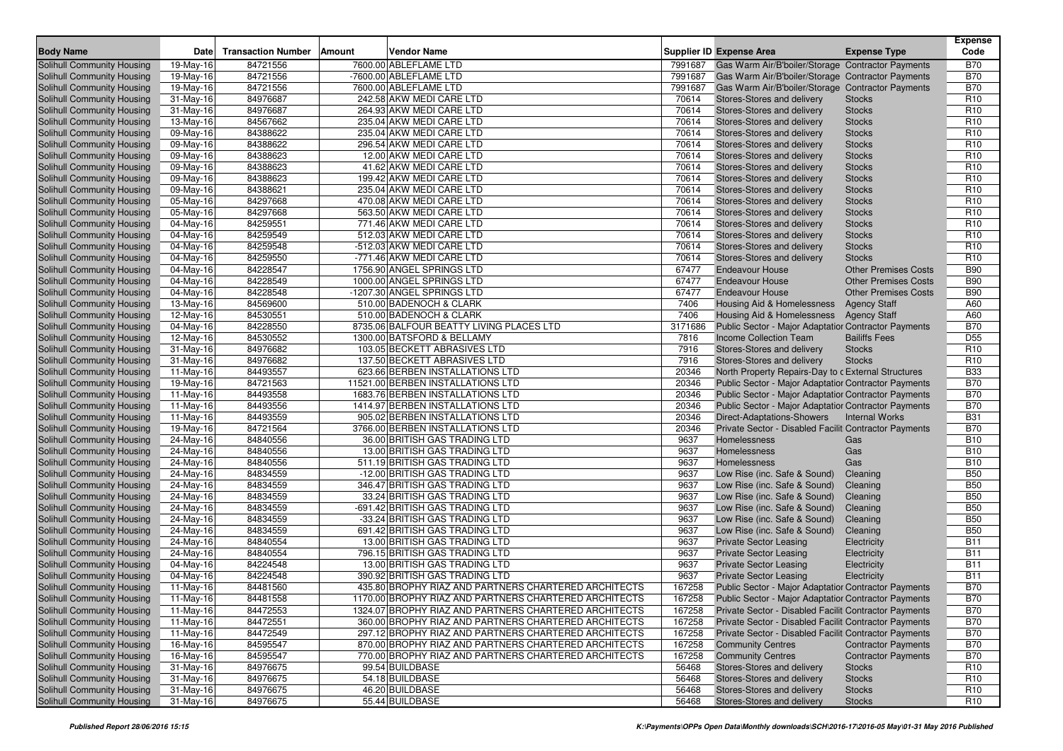| Body Name | Date | Transaction Number | Amount | Vendor Name | Supplier ID | Expense Area | Expense Type | Expense Code |
|---|---|---|---|---|---|---|---|---|
| Solihull Community Housing | 19-May-16 | 84721556 | 7600.00 | ABLEFLAME LTD | 7991687 | Gas Warm Air/B'boiler/Storage | Contractor Payments | B70 |
| Solihull Community Housing | 19-May-16 | 84721556 | -7600.00 | ABLEFLAME LTD | 7991687 | Gas Warm Air/B'boiler/Storage | Contractor Payments | B70 |
| Solihull Community Housing | 19-May-16 | 84721556 | 7600.00 | ABLEFLAME LTD | 7991687 | Gas Warm Air/B'boiler/Storage | Contractor Payments | B70 |
| Solihull Community Housing | 31-May-16 | 84976687 | 242.58 | AKW MEDI CARE LTD | 70614 | Stores-Stores and delivery | Stocks | R10 |
| Solihull Community Housing | 31-May-16 | 84976687 | 264.93 | AKW MEDI CARE LTD | 70614 | Stores-Stores and delivery | Stocks | R10 |
| Solihull Community Housing | 13-May-16 | 84567662 | 235.04 | AKW MEDI CARE LTD | 70614 | Stores-Stores and delivery | Stocks | R10 |
| Solihull Community Housing | 09-May-16 | 84388622 | 235.04 | AKW MEDI CARE LTD | 70614 | Stores-Stores and delivery | Stocks | R10 |
| Solihull Community Housing | 09-May-16 | 84388622 | 296.54 | AKW MEDI CARE LTD | 70614 | Stores-Stores and delivery | Stocks | R10 |
| Solihull Community Housing | 09-May-16 | 84388623 | 12.00 | AKW MEDI CARE LTD | 70614 | Stores-Stores and delivery | Stocks | R10 |
| Solihull Community Housing | 09-May-16 | 84388623 | 41.62 | AKW MEDI CARE LTD | 70614 | Stores-Stores and delivery | Stocks | R10 |
| Solihull Community Housing | 09-May-16 | 84388623 | 199.42 | AKW MEDI CARE LTD | 70614 | Stores-Stores and delivery | Stocks | R10 |
| Solihull Community Housing | 09-May-16 | 84388621 | 235.04 | AKW MEDI CARE LTD | 70614 | Stores-Stores and delivery | Stocks | R10 |
| Solihull Community Housing | 05-May-16 | 84297668 | 470.08 | AKW MEDI CARE LTD | 70614 | Stores-Stores and delivery | Stocks | R10 |
| Solihull Community Housing | 05-May-16 | 84297668 | 563.50 | AKW MEDI CARE LTD | 70614 | Stores-Stores and delivery | Stocks | R10 |
| Solihull Community Housing | 04-May-16 | 84259551 | 771.46 | AKW MEDI CARE LTD | 70614 | Stores-Stores and delivery | Stocks | R10 |
| Solihull Community Housing | 04-May-16 | 84259549 | 512.03 | AKW MEDI CARE LTD | 70614 | Stores-Stores and delivery | Stocks | R10 |
| Solihull Community Housing | 04-May-16 | 84259548 | -512.03 | AKW MEDI CARE LTD | 70614 | Stores-Stores and delivery | Stocks | R10 |
| Solihull Community Housing | 04-May-16 | 84259550 | -771.46 | AKW MEDI CARE LTD | 70614 | Stores-Stores and delivery | Stocks | R10 |
| Solihull Community Housing | 04-May-16 | 84228547 | 1756.90 | ANGEL SPRINGS LTD | 67477 | Endeavour House | Other Premises Costs | B90 |
| Solihull Community Housing | 04-May-16 | 84228549 | 1000.00 | ANGEL SPRINGS LTD | 67477 | Endeavour House | Other Premises Costs | B90 |
| Solihull Community Housing | 04-May-16 | 84228548 | -1207.30 | ANGEL SPRINGS LTD | 67477 | Endeavour House | Other Premises Costs | B90 |
| Solihull Community Housing | 13-May-16 | 84569600 | 510.00 | BADENOCH & CLARK | 7406 | Housing Aid & Homelessness | Agency Staff | A60 |
| Solihull Community Housing | 12-May-16 | 84530551 | 510.00 | BADENOCH & CLARK | 7406 | Housing Aid & Homelessness | Agency Staff | A60 |
| Solihull Community Housing | 04-May-16 | 84228550 | 8735.06 | BALFOUR BEATTY LIVING PLACES LTD | 3171686 | Public Sector - Major Adaptation | Contractor Payments | B70 |
| Solihull Community Housing | 12-May-16 | 84530552 | 1300.00 | BATSFORD & BELLAMY | 7816 | Income Collection Team | Bailiffs Fees | D55 |
| Solihull Community Housing | 31-May-16 | 84976682 | 103.05 | BECKETT ABRASIVES LTD | 7916 | Stores-Stores and delivery | Stocks | R10 |
| Solihull Community Housing | 31-May-16 | 84976682 | 137.50 | BECKETT ABRASIVES LTD | 7916 | Stores-Stores and delivery | Stocks | R10 |
| Solihull Community Housing | 11-May-16 | 84493557 | 623.66 | BERBEN INSTALLATIONS LTD | 20346 | North Property Repairs-Day to c | External Structures | B33 |
| Solihull Community Housing | 19-May-16 | 84721563 | 11521.00 | BERBEN INSTALLATIONS LTD | 20346 | Public Sector - Major Adaptation | Contractor Payments | B70 |
| Solihull Community Housing | 11-May-16 | 84493558 | 1683.76 | BERBEN INSTALLATIONS LTD | 20346 | Public Sector - Major Adaptation | Contractor Payments | B70 |
| Solihull Community Housing | 11-May-16 | 84493556 | 1414.97 | BERBEN INSTALLATIONS LTD | 20346 | Public Sector - Major Adaptation | Contractor Payments | B70 |
| Solihull Community Housing | 11-May-16 | 84493559 | 905.02 | BERBEN INSTALLATIONS LTD | 20346 | Direct-Adaptations-Showers | Internal Works | B31 |
| Solihull Community Housing | 19-May-16 | 84721564 | 3766.00 | BERBEN INSTALLATIONS LTD | 20346 | Private Sector - Disabled Facilit | Contractor Payments | B70 |
| Solihull Community Housing | 24-May-16 | 84840556 | 36.00 | BRITISH GAS TRADING LTD | 9637 | Homelessness | Gas | B10 |
| Solihull Community Housing | 24-May-16 | 84840556 | 13.00 | BRITISH GAS TRADING LTD | 9637 | Homelessness | Gas | B10 |
| Solihull Community Housing | 24-May-16 | 84840556 | 511.19 | BRITISH GAS TRADING LTD | 9637 | Homelessness | Gas | B10 |
| Solihull Community Housing | 24-May-16 | 84834559 | -12.00 | BRITISH GAS TRADING LTD | 9637 | Low Rise (inc. Safe & Sound) | Cleaning | B50 |
| Solihull Community Housing | 24-May-16 | 84834559 | 346.47 | BRITISH GAS TRADING LTD | 9637 | Low Rise (inc. Safe & Sound) | Cleaning | B50 |
| Solihull Community Housing | 24-May-16 | 84834559 | 33.24 | BRITISH GAS TRADING LTD | 9637 | Low Rise (inc. Safe & Sound) | Cleaning | B50 |
| Solihull Community Housing | 24-May-16 | 84834559 | -691.42 | BRITISH GAS TRADING LTD | 9637 | Low Rise (inc. Safe & Sound) | Cleaning | B50 |
| Solihull Community Housing | 24-May-16 | 84834559 | -33.24 | BRITISH GAS TRADING LTD | 9637 | Low Rise (inc. Safe & Sound) | Cleaning | B50 |
| Solihull Community Housing | 24-May-16 | 84834559 | 691.42 | BRITISH GAS TRADING LTD | 9637 | Low Rise (inc. Safe & Sound) | Cleaning | B50 |
| Solihull Community Housing | 24-May-16 | 84840554 | 13.00 | BRITISH GAS TRADING LTD | 9637 | Private Sector Leasing | Electricity | B11 |
| Solihull Community Housing | 24-May-16 | 84840554 | 796.15 | BRITISH GAS TRADING LTD | 9637 | Private Sector Leasing | Electricity | B11 |
| Solihull Community Housing | 04-May-16 | 84224548 | 13.00 | BRITISH GAS TRADING LTD | 9637 | Private Sector Leasing | Electricity | B11 |
| Solihull Community Housing | 04-May-16 | 84224548 | 390.92 | BRITISH GAS TRADING LTD | 9637 | Private Sector Leasing | Electricity | B11 |
| Solihull Community Housing | 11-May-16 | 84481560 | 435.80 | BROPHY RIAZ AND PARTNERS CHARTERED ARCHITECTS | 167258 | Public Sector - Major Adaptation | Contractor Payments | B70 |
| Solihull Community Housing | 11-May-16 | 84481558 | 1170.00 | BROPHY RIAZ AND PARTNERS CHARTERED ARCHITECTS | 167258 | Public Sector - Major Adaptation | Contractor Payments | B70 |
| Solihull Community Housing | 11-May-16 | 84472553 | 1324.07 | BROPHY RIAZ AND PARTNERS CHARTERED ARCHITECTS | 167258 | Private Sector - Disabled Facilit | Contractor Payments | B70 |
| Solihull Community Housing | 11-May-16 | 84472551 | 360.00 | BROPHY RIAZ AND PARTNERS CHARTERED ARCHITECTS | 167258 | Private Sector - Disabled Facilit | Contractor Payments | B70 |
| Solihull Community Housing | 11-May-16 | 84472549 | 297.12 | BROPHY RIAZ AND PARTNERS CHARTERED ARCHITECTS | 167258 | Private Sector - Disabled Facilit | Contractor Payments | B70 |
| Solihull Community Housing | 16-May-16 | 84595547 | 870.00 | BROPHY RIAZ AND PARTNERS CHARTERED ARCHITECTS | 167258 | Community Centres | Contractor Payments | B70 |
| Solihull Community Housing | 16-May-16 | 84595547 | 770.00 | BROPHY RIAZ AND PARTNERS CHARTERED ARCHITECTS | 167258 | Community Centres | Contractor Payments | B70 |
| Solihull Community Housing | 31-May-16 | 84976675 | 99.54 | BUILDBASE | 56468 | Stores-Stores and delivery | Stocks | R10 |
| Solihull Community Housing | 31-May-16 | 84976675 | 54.18 | BUILDBASE | 56468 | Stores-Stores and delivery | Stocks | R10 |
| Solihull Community Housing | 31-May-16 | 84976675 | 46.20 | BUILDBASE | 56468 | Stores-Stores and delivery | Stocks | R10 |
| Solihull Community Housing | 31-May-16 | 84976675 | 55.44 | BUILDBASE | 56468 | Stores-Stores and delivery | Stocks | R10 |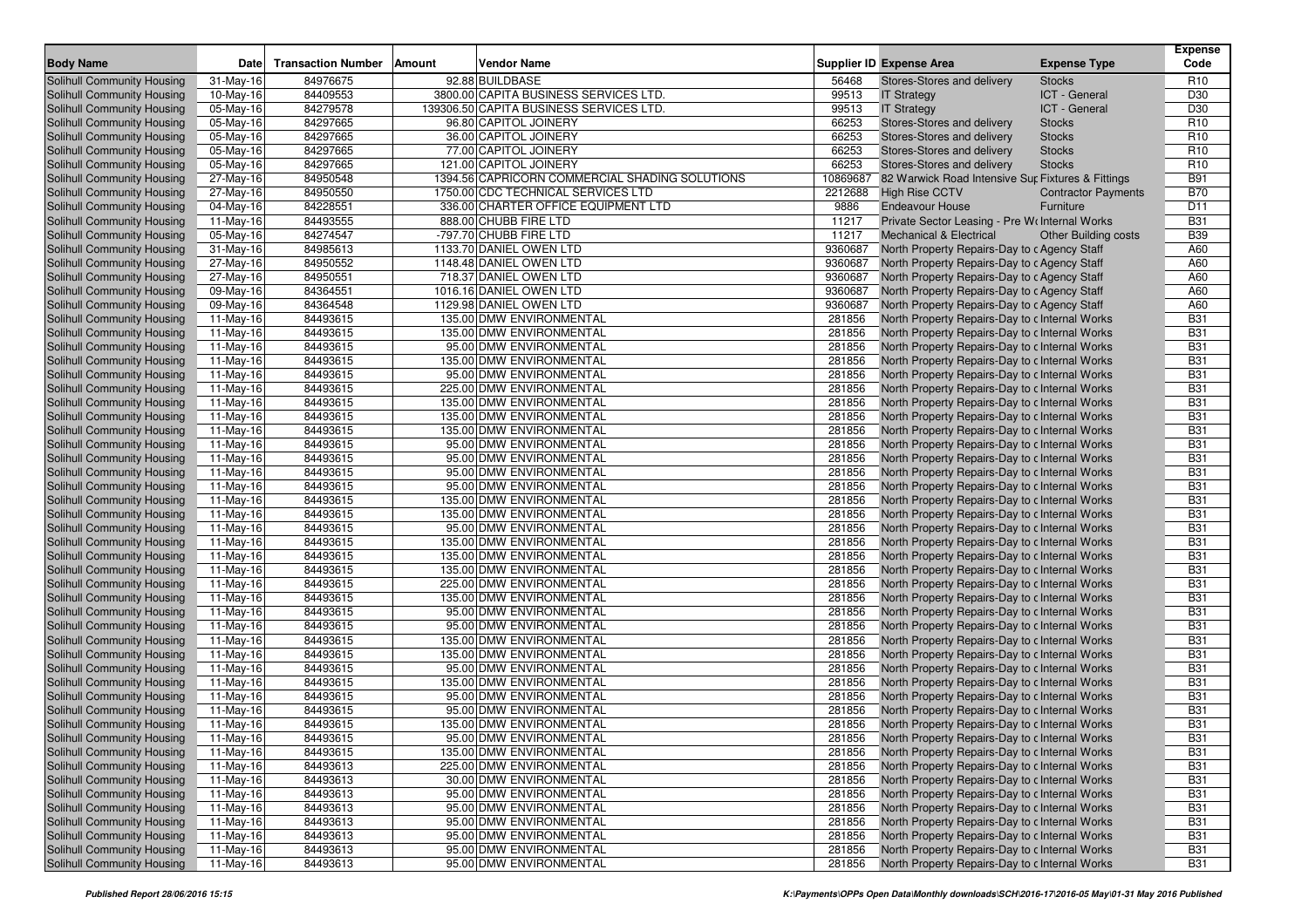| Body Name | Date | Transaction Number | Amount | Vendor Name | Supplier ID | Expense Area | Expense Type | Expense Code |
|---|---|---|---|---|---|---|---|---|
| Solihull Community Housing | 31-May-16 | 84976675 | 92.88 | BUILDBASE | 56468 | Stores-Stores and delivery | Stocks | R10 |
| Solihull Community Housing | 10-May-16 | 84409553 | 3800.00 | CAPITA BUSINESS SERVICES LTD. | 99513 | IT Strategy | ICT - General | D30 |
| Solihull Community Housing | 05-May-16 | 84279578 | 139306.50 | CAPITA BUSINESS SERVICES LTD. | 99513 | IT Strategy | ICT - General | D30 |
| Solihull Community Housing | 05-May-16 | 84297665 | 96.80 | CAPITOL JOINERY | 66253 | Stores-Stores and delivery | Stocks | R10 |
| Solihull Community Housing | 05-May-16 | 84297665 | 36.00 | CAPITOL JOINERY | 66253 | Stores-Stores and delivery | Stocks | R10 |
| Solihull Community Housing | 05-May-16 | 84297665 | 77.00 | CAPITOL JOINERY | 66253 | Stores-Stores and delivery | Stocks | R10 |
| Solihull Community Housing | 05-May-16 | 84297665 | 121.00 | CAPITOL JOINERY | 66253 | Stores-Stores and delivery | Stocks | R10 |
| Solihull Community Housing | 27-May-16 | 84950548 | 1394.56 | CAPRICORN COMMERCIAL SHADING SOLUTIONS | 10869687 | 82 Warwick Road Intensive Sup | Fixtures & Fittings | B91 |
| Solihull Community Housing | 27-May-16 | 84950550 | 1750.00 | CDC TECHNICAL SERVICES LTD | 2212688 | High Rise CCTV | Contractor Payments | B70 |
| Solihull Community Housing | 04-May-16 | 84228551 | 336.00 | CHARTER OFFICE EQUIPMENT LTD | 9886 | Endeavour House | Furniture | D11 |
| Solihull Community Housing | 11-May-16 | 84493555 | 888.00 | CHUBB FIRE LTD | 11217 | Private Sector Leasing - Pre W | Internal Works | B31 |
| Solihull Community Housing | 05-May-16 | 84274547 | -797.70 | CHUBB FIRE LTD | 11217 | Mechanical & Electrical | Other Building costs | B39 |
| Solihull Community Housing | 31-May-16 | 84985613 | 1133.70 | DANIEL OWEN LTD | 9360687 | North Property Repairs-Day to c | Agency Staff | A60 |
| Solihull Community Housing | 27-May-16 | 84950552 | 1148.48 | DANIEL OWEN LTD | 9360687 | North Property Repairs-Day to c | Agency Staff | A60 |
| Solihull Community Housing | 27-May-16 | 84950551 | 718.37 | DANIEL OWEN LTD | 9360687 | North Property Repairs-Day to c | Agency Staff | A60 |
| Solihull Community Housing | 09-May-16 | 84364551 | 1016.16 | DANIEL OWEN LTD | 9360687 | North Property Repairs-Day to c | Agency Staff | A60 |
| Solihull Community Housing | 09-May-16 | 84364548 | 1129.98 | DANIEL OWEN LTD | 9360687 | North Property Repairs-Day to c | Agency Staff | A60 |
| Solihull Community Housing | 11-May-16 | 84493615 | 135.00 | DMW ENVIRONMENTAL | 281856 | North Property Repairs-Day to c | Internal Works | B31 |
| Solihull Community Housing | 11-May-16 | 84493615 | 135.00 | DMW ENVIRONMENTAL | 281856 | North Property Repairs-Day to c | Internal Works | B31 |
| Solihull Community Housing | 11-May-16 | 84493615 | 95.00 | DMW ENVIRONMENTAL | 281856 | North Property Repairs-Day to c | Internal Works | B31 |
| Solihull Community Housing | 11-May-16 | 84493615 | 135.00 | DMW ENVIRONMENTAL | 281856 | North Property Repairs-Day to c | Internal Works | B31 |
| Solihull Community Housing | 11-May-16 | 84493615 | 95.00 | DMW ENVIRONMENTAL | 281856 | North Property Repairs-Day to c | Internal Works | B31 |
| Solihull Community Housing | 11-May-16 | 84493615 | 225.00 | DMW ENVIRONMENTAL | 281856 | North Property Repairs-Day to c | Internal Works | B31 |
| Solihull Community Housing | 11-May-16 | 84493615 | 135.00 | DMW ENVIRONMENTAL | 281856 | North Property Repairs-Day to c | Internal Works | B31 |
| Solihull Community Housing | 11-May-16 | 84493615 | 135.00 | DMW ENVIRONMENTAL | 281856 | North Property Repairs-Day to c | Internal Works | B31 |
| Solihull Community Housing | 11-May-16 | 84493615 | 135.00 | DMW ENVIRONMENTAL | 281856 | North Property Repairs-Day to c | Internal Works | B31 |
| Solihull Community Housing | 11-May-16 | 84493615 | 95.00 | DMW ENVIRONMENTAL | 281856 | North Property Repairs-Day to c | Internal Works | B31 |
| Solihull Community Housing | 11-May-16 | 84493615 | 95.00 | DMW ENVIRONMENTAL | 281856 | North Property Repairs-Day to c | Internal Works | B31 |
| Solihull Community Housing | 11-May-16 | 84493615 | 95.00 | DMW ENVIRONMENTAL | 281856 | North Property Repairs-Day to c | Internal Works | B31 |
| Solihull Community Housing | 11-May-16 | 84493615 | 95.00 | DMW ENVIRONMENTAL | 281856 | North Property Repairs-Day to c | Internal Works | B31 |
| Solihull Community Housing | 11-May-16 | 84493615 | 135.00 | DMW ENVIRONMENTAL | 281856 | North Property Repairs-Day to c | Internal Works | B31 |
| Solihull Community Housing | 11-May-16 | 84493615 | 135.00 | DMW ENVIRONMENTAL | 281856 | North Property Repairs-Day to c | Internal Works | B31 |
| Solihull Community Housing | 11-May-16 | 84493615 | 95.00 | DMW ENVIRONMENTAL | 281856 | North Property Repairs-Day to c | Internal Works | B31 |
| Solihull Community Housing | 11-May-16 | 84493615 | 135.00 | DMW ENVIRONMENTAL | 281856 | North Property Repairs-Day to c | Internal Works | B31 |
| Solihull Community Housing | 11-May-16 | 84493615 | 135.00 | DMW ENVIRONMENTAL | 281856 | North Property Repairs-Day to c | Internal Works | B31 |
| Solihull Community Housing | 11-May-16 | 84493615 | 135.00 | DMW ENVIRONMENTAL | 281856 | North Property Repairs-Day to c | Internal Works | B31 |
| Solihull Community Housing | 11-May-16 | 84493615 | 225.00 | DMW ENVIRONMENTAL | 281856 | North Property Repairs-Day to c | Internal Works | B31 |
| Solihull Community Housing | 11-May-16 | 84493615 | 135.00 | DMW ENVIRONMENTAL | 281856 | North Property Repairs-Day to c | Internal Works | B31 |
| Solihull Community Housing | 11-May-16 | 84493615 | 95.00 | DMW ENVIRONMENTAL | 281856 | North Property Repairs-Day to c | Internal Works | B31 |
| Solihull Community Housing | 11-May-16 | 84493615 | 95.00 | DMW ENVIRONMENTAL | 281856 | North Property Repairs-Day to c | Internal Works | B31 |
| Solihull Community Housing | 11-May-16 | 84493615 | 135.00 | DMW ENVIRONMENTAL | 281856 | North Property Repairs-Day to c | Internal Works | B31 |
| Solihull Community Housing | 11-May-16 | 84493615 | 135.00 | DMW ENVIRONMENTAL | 281856 | North Property Repairs-Day to c | Internal Works | B31 |
| Solihull Community Housing | 11-May-16 | 84493615 | 95.00 | DMW ENVIRONMENTAL | 281856 | North Property Repairs-Day to c | Internal Works | B31 |
| Solihull Community Housing | 11-May-16 | 84493615 | 135.00 | DMW ENVIRONMENTAL | 281856 | North Property Repairs-Day to c | Internal Works | B31 |
| Solihull Community Housing | 11-May-16 | 84493615 | 95.00 | DMW ENVIRONMENTAL | 281856 | North Property Repairs-Day to c | Internal Works | B31 |
| Solihull Community Housing | 11-May-16 | 84493615 | 95.00 | DMW ENVIRONMENTAL | 281856 | North Property Repairs-Day to c | Internal Works | B31 |
| Solihull Community Housing | 11-May-16 | 84493615 | 135.00 | DMW ENVIRONMENTAL | 281856 | North Property Repairs-Day to c | Internal Works | B31 |
| Solihull Community Housing | 11-May-16 | 84493615 | 95.00 | DMW ENVIRONMENTAL | 281856 | North Property Repairs-Day to c | Internal Works | B31 |
| Solihull Community Housing | 11-May-16 | 84493615 | 135.00 | DMW ENVIRONMENTAL | 281856 | North Property Repairs-Day to c | Internal Works | B31 |
| Solihull Community Housing | 11-May-16 | 84493613 | 225.00 | DMW ENVIRONMENTAL | 281856 | North Property Repairs-Day to c | Internal Works | B31 |
| Solihull Community Housing | 11-May-16 | 84493613 | 30.00 | DMW ENVIRONMENTAL | 281856 | North Property Repairs-Day to c | Internal Works | B31 |
| Solihull Community Housing | 11-May-16 | 84493613 | 95.00 | DMW ENVIRONMENTAL | 281856 | North Property Repairs-Day to c | Internal Works | B31 |
| Solihull Community Housing | 11-May-16 | 84493613 | 95.00 | DMW ENVIRONMENTAL | 281856 | North Property Repairs-Day to c | Internal Works | B31 |
| Solihull Community Housing | 11-May-16 | 84493613 | 95.00 | DMW ENVIRONMENTAL | 281856 | North Property Repairs-Day to c | Internal Works | B31 |
| Solihull Community Housing | 11-May-16 | 84493613 | 95.00 | DMW ENVIRONMENTAL | 281856 | North Property Repairs-Day to c | Internal Works | B31 |
| Solihull Community Housing | 11-May-16 | 84493613 | 95.00 | DMW ENVIRONMENTAL | 281856 | North Property Repairs-Day to c | Internal Works | B31 |
| Solihull Community Housing | 11-May-16 | 84493613 | 95.00 | DMW ENVIRONMENTAL | 281856 | North Property Repairs-Day to c | Internal Works | B31 |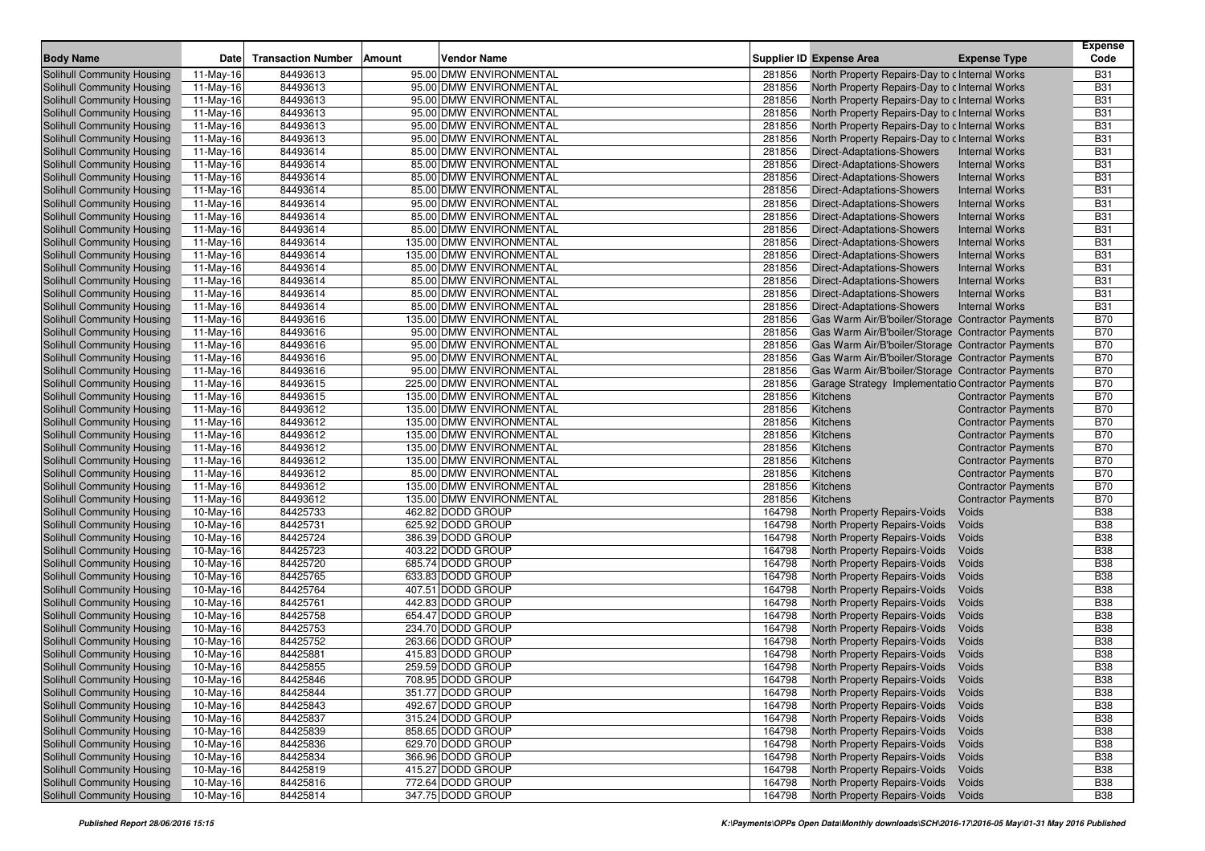| Body Name | Date | Transaction Number | Amount | Vendor Name | Supplier ID | Expense Area | Expense Type | Expense Code |
|---|---|---|---|---|---|---|---|---|
| Solihull Community Housing | 11-May-16 | 84493613 | 95.00 | DMW ENVIRONMENTAL | 281856 | North Property Repairs-Day to c | Internal Works | B31 |
| Solihull Community Housing | 11-May-16 | 84493613 | 95.00 | DMW ENVIRONMENTAL | 281856 | North Property Repairs-Day to c | Internal Works | B31 |
| Solihull Community Housing | 11-May-16 | 84493613 | 95.00 | DMW ENVIRONMENTAL | 281856 | North Property Repairs-Day to c | Internal Works | B31 |
| Solihull Community Housing | 11-May-16 | 84493613 | 95.00 | DMW ENVIRONMENTAL | 281856 | North Property Repairs-Day to c | Internal Works | B31 |
| Solihull Community Housing | 11-May-16 | 84493613 | 95.00 | DMW ENVIRONMENTAL | 281856 | North Property Repairs-Day to c | Internal Works | B31 |
| Solihull Community Housing | 11-May-16 | 84493613 | 95.00 | DMW ENVIRONMENTAL | 281856 | North Property Repairs-Day to c | Internal Works | B31 |
| Solihull Community Housing | 11-May-16 | 84493614 | 85.00 | DMW ENVIRONMENTAL | 281856 | Direct-Adaptations-Showers | Internal Works | B31 |
| Solihull Community Housing | 11-May-16 | 84493614 | 85.00 | DMW ENVIRONMENTAL | 281856 | Direct-Adaptations-Showers | Internal Works | B31 |
| Solihull Community Housing | 11-May-16 | 84493614 | 85.00 | DMW ENVIRONMENTAL | 281856 | Direct-Adaptations-Showers | Internal Works | B31 |
| Solihull Community Housing | 11-May-16 | 84493614 | 85.00 | DMW ENVIRONMENTAL | 281856 | Direct-Adaptations-Showers | Internal Works | B31 |
| Solihull Community Housing | 11-May-16 | 84493614 | 95.00 | DMW ENVIRONMENTAL | 281856 | Direct-Adaptations-Showers | Internal Works | B31 |
| Solihull Community Housing | 11-May-16 | 84493614 | 85.00 | DMW ENVIRONMENTAL | 281856 | Direct-Adaptations-Showers | Internal Works | B31 |
| Solihull Community Housing | 11-May-16 | 84493614 | 85.00 | DMW ENVIRONMENTAL | 281856 | Direct-Adaptations-Showers | Internal Works | B31 |
| Solihull Community Housing | 11-May-16 | 84493614 | 135.00 | DMW ENVIRONMENTAL | 281856 | Direct-Adaptations-Showers | Internal Works | B31 |
| Solihull Community Housing | 11-May-16 | 84493614 | 135.00 | DMW ENVIRONMENTAL | 281856 | Direct-Adaptations-Showers | Internal Works | B31 |
| Solihull Community Housing | 11-May-16 | 84493614 | 85.00 | DMW ENVIRONMENTAL | 281856 | Direct-Adaptations-Showers | Internal Works | B31 |
| Solihull Community Housing | 11-May-16 | 84493614 | 85.00 | DMW ENVIRONMENTAL | 281856 | Direct-Adaptations-Showers | Internal Works | B31 |
| Solihull Community Housing | 11-May-16 | 84493614 | 85.00 | DMW ENVIRONMENTAL | 281856 | Direct-Adaptations-Showers | Internal Works | B31 |
| Solihull Community Housing | 11-May-16 | 84493614 | 85.00 | DMW ENVIRONMENTAL | 281856 | Direct-Adaptations-Showers | Internal Works | B31 |
| Solihull Community Housing | 11-May-16 | 84493616 | 135.00 | DMW ENVIRONMENTAL | 281856 | Gas Warm Air/B'boiler/Storage | Contractor Payments | B70 |
| Solihull Community Housing | 11-May-16 | 84493616 | 95.00 | DMW ENVIRONMENTAL | 281856 | Gas Warm Air/B'boiler/Storage | Contractor Payments | B70 |
| Solihull Community Housing | 11-May-16 | 84493616 | 95.00 | DMW ENVIRONMENTAL | 281856 | Gas Warm Air/B'boiler/Storage | Contractor Payments | B70 |
| Solihull Community Housing | 11-May-16 | 84493616 | 95.00 | DMW ENVIRONMENTAL | 281856 | Gas Warm Air/B'boiler/Storage | Contractor Payments | B70 |
| Solihull Community Housing | 11-May-16 | 84493616 | 95.00 | DMW ENVIRONMENTAL | 281856 | Gas Warm Air/B'boiler/Storage | Contractor Payments | B70 |
| Solihull Community Housing | 11-May-16 | 84493615 | 225.00 | DMW ENVIRONMENTAL | 281856 | Garage Strategy Implementatio | Contractor Payments | B70 |
| Solihull Community Housing | 11-May-16 | 84493615 | 135.00 | DMW ENVIRONMENTAL | 281856 | Kitchens | Contractor Payments | B70 |
| Solihull Community Housing | 11-May-16 | 84493612 | 135.00 | DMW ENVIRONMENTAL | 281856 | Kitchens | Contractor Payments | B70 |
| Solihull Community Housing | 11-May-16 | 84493612 | 135.00 | DMW ENVIRONMENTAL | 281856 | Kitchens | Contractor Payments | B70 |
| Solihull Community Housing | 11-May-16 | 84493612 | 135.00 | DMW ENVIRONMENTAL | 281856 | Kitchens | Contractor Payments | B70 |
| Solihull Community Housing | 11-May-16 | 84493612 | 135.00 | DMW ENVIRONMENTAL | 281856 | Kitchens | Contractor Payments | B70 |
| Solihull Community Housing | 11-May-16 | 84493612 | 135.00 | DMW ENVIRONMENTAL | 281856 | Kitchens | Contractor Payments | B70 |
| Solihull Community Housing | 11-May-16 | 84493612 | 85.00 | DMW ENVIRONMENTAL | 281856 | Kitchens | Contractor Payments | B70 |
| Solihull Community Housing | 11-May-16 | 84493612 | 135.00 | DMW ENVIRONMENTAL | 281856 | Kitchens | Contractor Payments | B70 |
| Solihull Community Housing | 11-May-16 | 84493612 | 135.00 | DMW ENVIRONMENTAL | 281856 | Kitchens | Contractor Payments | B70 |
| Solihull Community Housing | 10-May-16 | 84425733 | 462.82 | DODD GROUP | 164798 | North Property Repairs-Voids | Voids | B38 |
| Solihull Community Housing | 10-May-16 | 84425731 | 625.92 | DODD GROUP | 164798 | North Property Repairs-Voids | Voids | B38 |
| Solihull Community Housing | 10-May-16 | 84425724 | 386.39 | DODD GROUP | 164798 | North Property Repairs-Voids | Voids | B38 |
| Solihull Community Housing | 10-May-16 | 84425723 | 403.22 | DODD GROUP | 164798 | North Property Repairs-Voids | Voids | B38 |
| Solihull Community Housing | 10-May-16 | 84425720 | 685.74 | DODD GROUP | 164798 | North Property Repairs-Voids | Voids | B38 |
| Solihull Community Housing | 10-May-16 | 84425765 | 633.83 | DODD GROUP | 164798 | North Property Repairs-Voids | Voids | B38 |
| Solihull Community Housing | 10-May-16 | 84425764 | 407.51 | DODD GROUP | 164798 | North Property Repairs-Voids | Voids | B38 |
| Solihull Community Housing | 10-May-16 | 84425761 | 442.83 | DODD GROUP | 164798 | North Property Repairs-Voids | Voids | B38 |
| Solihull Community Housing | 10-May-16 | 84425758 | 654.47 | DODD GROUP | 164798 | North Property Repairs-Voids | Voids | B38 |
| Solihull Community Housing | 10-May-16 | 84425753 | 234.70 | DODD GROUP | 164798 | North Property Repairs-Voids | Voids | B38 |
| Solihull Community Housing | 10-May-16 | 84425752 | 263.66 | DODD GROUP | 164798 | North Property Repairs-Voids | Voids | B38 |
| Solihull Community Housing | 10-May-16 | 84425881 | 415.83 | DODD GROUP | 164798 | North Property Repairs-Voids | Voids | B38 |
| Solihull Community Housing | 10-May-16 | 84425855 | 259.59 | DODD GROUP | 164798 | North Property Repairs-Voids | Voids | B38 |
| Solihull Community Housing | 10-May-16 | 84425846 | 708.95 | DODD GROUP | 164798 | North Property Repairs-Voids | Voids | B38 |
| Solihull Community Housing | 10-May-16 | 84425844 | 351.77 | DODD GROUP | 164798 | North Property Repairs-Voids | Voids | B38 |
| Solihull Community Housing | 10-May-16 | 84425843 | 492.67 | DODD GROUP | 164798 | North Property Repairs-Voids | Voids | B38 |
| Solihull Community Housing | 10-May-16 | 84425837 | 315.24 | DODD GROUP | 164798 | North Property Repairs-Voids | Voids | B38 |
| Solihull Community Housing | 10-May-16 | 84425839 | 858.65 | DODD GROUP | 164798 | North Property Repairs-Voids | Voids | B38 |
| Solihull Community Housing | 10-May-16 | 84425836 | 629.70 | DODD GROUP | 164798 | North Property Repairs-Voids | Voids | B38 |
| Solihull Community Housing | 10-May-16 | 84425834 | 366.96 | DODD GROUP | 164798 | North Property Repairs-Voids | Voids | B38 |
| Solihull Community Housing | 10-May-16 | 84425819 | 415.27 | DODD GROUP | 164798 | North Property Repairs-Voids | Voids | B38 |
| Solihull Community Housing | 10-May-16 | 84425816 | 772.64 | DODD GROUP | 164798 | North Property Repairs-Voids | Voids | B38 |
| Solihull Community Housing | 10-May-16 | 84425814 | 347.75 | DODD GROUP | 164798 | North Property Repairs-Voids | Voids | B38 |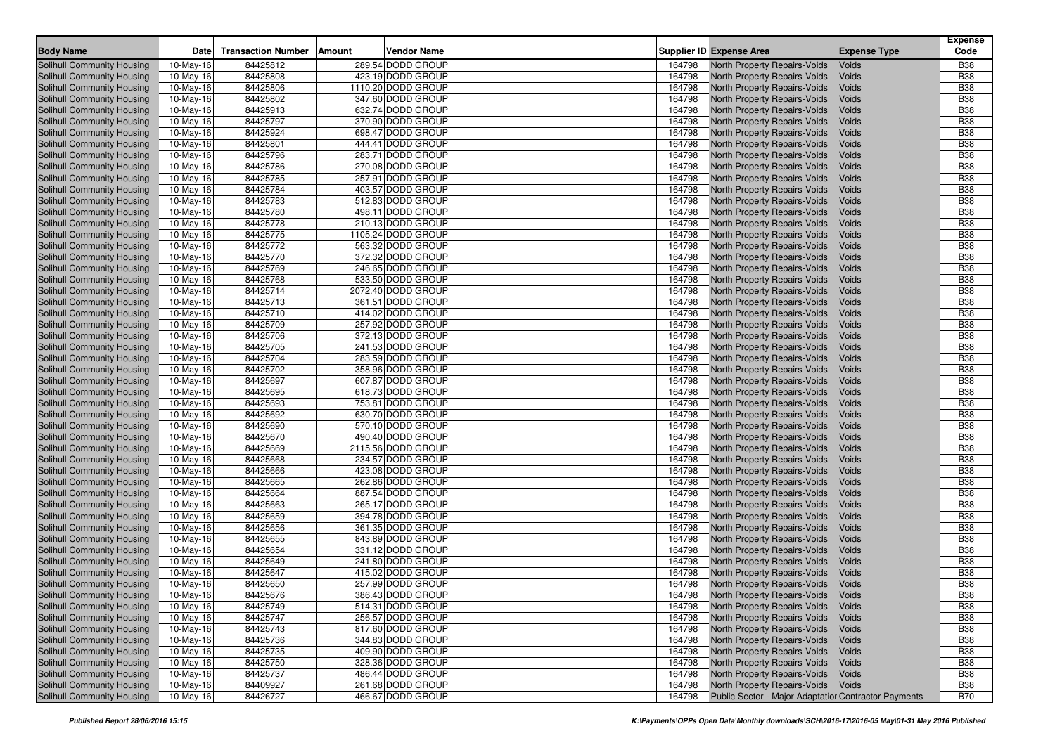| Body Name | Date | Transaction Number | Amount | Vendor Name | Supplier ID | Expense Area | Expense Type | Expense Code |
|---|---|---|---|---|---|---|---|---|
| Solihull Community Housing | 10-May-16 | 84425812 | 289.54 | DODD GROUP | 164798 | North Property Repairs-Voids | Voids | B38 |
| Solihull Community Housing | 10-May-16 | 84425808 | 423.19 | DODD GROUP | 164798 | North Property Repairs-Voids | Voids | B38 |
| Solihull Community Housing | 10-May-16 | 84425806 | 1110.20 | DODD GROUP | 164798 | North Property Repairs-Voids | Voids | B38 |
| Solihull Community Housing | 10-May-16 | 84425802 | 347.60 | DODD GROUP | 164798 | North Property Repairs-Voids | Voids | B38 |
| Solihull Community Housing | 10-May-16 | 84425913 | 632.74 | DODD GROUP | 164798 | North Property Repairs-Voids | Voids | B38 |
| Solihull Community Housing | 10-May-16 | 84425797 | 370.90 | DODD GROUP | 164798 | North Property Repairs-Voids | Voids | B38 |
| Solihull Community Housing | 10-May-16 | 84425924 | 698.47 | DODD GROUP | 164798 | North Property Repairs-Voids | Voids | B38 |
| Solihull Community Housing | 10-May-16 | 84425801 | 444.41 | DODD GROUP | 164798 | North Property Repairs-Voids | Voids | B38 |
| Solihull Community Housing | 10-May-16 | 84425796 | 283.71 | DODD GROUP | 164798 | North Property Repairs-Voids | Voids | B38 |
| Solihull Community Housing | 10-May-16 | 84425786 | 270.08 | DODD GROUP | 164798 | North Property Repairs-Voids | Voids | B38 |
| Solihull Community Housing | 10-May-16 | 84425785 | 257.91 | DODD GROUP | 164798 | North Property Repairs-Voids | Voids | B38 |
| Solihull Community Housing | 10-May-16 | 84425784 | 403.57 | DODD GROUP | 164798 | North Property Repairs-Voids | Voids | B38 |
| Solihull Community Housing | 10-May-16 | 84425783 | 512.83 | DODD GROUP | 164798 | North Property Repairs-Voids | Voids | B38 |
| Solihull Community Housing | 10-May-16 | 84425780 | 498.11 | DODD GROUP | 164798 | North Property Repairs-Voids | Voids | B38 |
| Solihull Community Housing | 10-May-16 | 84425778 | 210.13 | DODD GROUP | 164798 | North Property Repairs-Voids | Voids | B38 |
| Solihull Community Housing | 10-May-16 | 84425775 | 1105.24 | DODD GROUP | 164798 | North Property Repairs-Voids | Voids | B38 |
| Solihull Community Housing | 10-May-16 | 84425772 | 563.32 | DODD GROUP | 164798 | North Property Repairs-Voids | Voids | B38 |
| Solihull Community Housing | 10-May-16 | 84425770 | 372.32 | DODD GROUP | 164798 | North Property Repairs-Voids | Voids | B38 |
| Solihull Community Housing | 10-May-16 | 84425769 | 246.65 | DODD GROUP | 164798 | North Property Repairs-Voids | Voids | B38 |
| Solihull Community Housing | 10-May-16 | 84425768 | 533.50 | DODD GROUP | 164798 | North Property Repairs-Voids | Voids | B38 |
| Solihull Community Housing | 10-May-16 | 84425714 | 2072.40 | DODD GROUP | 164798 | North Property Repairs-Voids | Voids | B38 |
| Solihull Community Housing | 10-May-16 | 84425713 | 361.51 | DODD GROUP | 164798 | North Property Repairs-Voids | Voids | B38 |
| Solihull Community Housing | 10-May-16 | 84425710 | 414.02 | DODD GROUP | 164798 | North Property Repairs-Voids | Voids | B38 |
| Solihull Community Housing | 10-May-16 | 84425709 | 257.92 | DODD GROUP | 164798 | North Property Repairs-Voids | Voids | B38 |
| Solihull Community Housing | 10-May-16 | 84425706 | 372.13 | DODD GROUP | 164798 | North Property Repairs-Voids | Voids | B38 |
| Solihull Community Housing | 10-May-16 | 84425705 | 241.53 | DODD GROUP | 164798 | North Property Repairs-Voids | Voids | B38 |
| Solihull Community Housing | 10-May-16 | 84425704 | 283.59 | DODD GROUP | 164798 | North Property Repairs-Voids | Voids | B38 |
| Solihull Community Housing | 10-May-16 | 84425702 | 358.96 | DODD GROUP | 164798 | North Property Repairs-Voids | Voids | B38 |
| Solihull Community Housing | 10-May-16 | 84425697 | 607.87 | DODD GROUP | 164798 | North Property Repairs-Voids | Voids | B38 |
| Solihull Community Housing | 10-May-16 | 84425695 | 618.73 | DODD GROUP | 164798 | North Property Repairs-Voids | Voids | B38 |
| Solihull Community Housing | 10-May-16 | 84425693 | 753.81 | DODD GROUP | 164798 | North Property Repairs-Voids | Voids | B38 |
| Solihull Community Housing | 10-May-16 | 84425692 | 630.70 | DODD GROUP | 164798 | North Property Repairs-Voids | Voids | B38 |
| Solihull Community Housing | 10-May-16 | 84425690 | 570.10 | DODD GROUP | 164798 | North Property Repairs-Voids | Voids | B38 |
| Solihull Community Housing | 10-May-16 | 84425670 | 490.40 | DODD GROUP | 164798 | North Property Repairs-Voids | Voids | B38 |
| Solihull Community Housing | 10-May-16 | 84425669 | 2115.56 | DODD GROUP | 164798 | North Property Repairs-Voids | Voids | B38 |
| Solihull Community Housing | 10-May-16 | 84425668 | 234.57 | DODD GROUP | 164798 | North Property Repairs-Voids | Voids | B38 |
| Solihull Community Housing | 10-May-16 | 84425666 | 423.08 | DODD GROUP | 164798 | North Property Repairs-Voids | Voids | B38 |
| Solihull Community Housing | 10-May-16 | 84425665 | 262.86 | DODD GROUP | 164798 | North Property Repairs-Voids | Voids | B38 |
| Solihull Community Housing | 10-May-16 | 84425664 | 887.54 | DODD GROUP | 164798 | North Property Repairs-Voids | Voids | B38 |
| Solihull Community Housing | 10-May-16 | 84425663 | 265.17 | DODD GROUP | 164798 | North Property Repairs-Voids | Voids | B38 |
| Solihull Community Housing | 10-May-16 | 84425659 | 394.78 | DODD GROUP | 164798 | North Property Repairs-Voids | Voids | B38 |
| Solihull Community Housing | 10-May-16 | 84425656 | 361.35 | DODD GROUP | 164798 | North Property Repairs-Voids | Voids | B38 |
| Solihull Community Housing | 10-May-16 | 84425655 | 843.89 | DODD GROUP | 164798 | North Property Repairs-Voids | Voids | B38 |
| Solihull Community Housing | 10-May-16 | 84425654 | 331.12 | DODD GROUP | 164798 | North Property Repairs-Voids | Voids | B38 |
| Solihull Community Housing | 10-May-16 | 84425649 | 241.80 | DODD GROUP | 164798 | North Property Repairs-Voids | Voids | B38 |
| Solihull Community Housing | 10-May-16 | 84425647 | 415.02 | DODD GROUP | 164798 | North Property Repairs-Voids | Voids | B38 |
| Solihull Community Housing | 10-May-16 | 84425650 | 257.99 | DODD GROUP | 164798 | North Property Repairs-Voids | Voids | B38 |
| Solihull Community Housing | 10-May-16 | 84425676 | 386.43 | DODD GROUP | 164798 | North Property Repairs-Voids | Voids | B38 |
| Solihull Community Housing | 10-May-16 | 84425749 | 514.31 | DODD GROUP | 164798 | North Property Repairs-Voids | Voids | B38 |
| Solihull Community Housing | 10-May-16 | 84425747 | 256.57 | DODD GROUP | 164798 | North Property Repairs-Voids | Voids | B38 |
| Solihull Community Housing | 10-May-16 | 84425743 | 817.60 | DODD GROUP | 164798 | North Property Repairs-Voids | Voids | B38 |
| Solihull Community Housing | 10-May-16 | 84425736 | 344.83 | DODD GROUP | 164798 | North Property Repairs-Voids | Voids | B38 |
| Solihull Community Housing | 10-May-16 | 84425735 | 409.90 | DODD GROUP | 164798 | North Property Repairs-Voids | Voids | B38 |
| Solihull Community Housing | 10-May-16 | 84425750 | 328.36 | DODD GROUP | 164798 | North Property Repairs-Voids | Voids | B38 |
| Solihull Community Housing | 10-May-16 | 84425737 | 486.44 | DODD GROUP | 164798 | North Property Repairs-Voids | Voids | B38 |
| Solihull Community Housing | 10-May-16 | 84409927 | 261.68 | DODD GROUP | 164798 | North Property Repairs-Voids | Voids | B38 |
| Solihull Community Housing | 10-May-16 | 84426727 | 466.67 | DODD GROUP | 164798 | Public Sector - Major Adaptation | Contractor Payments | B70 |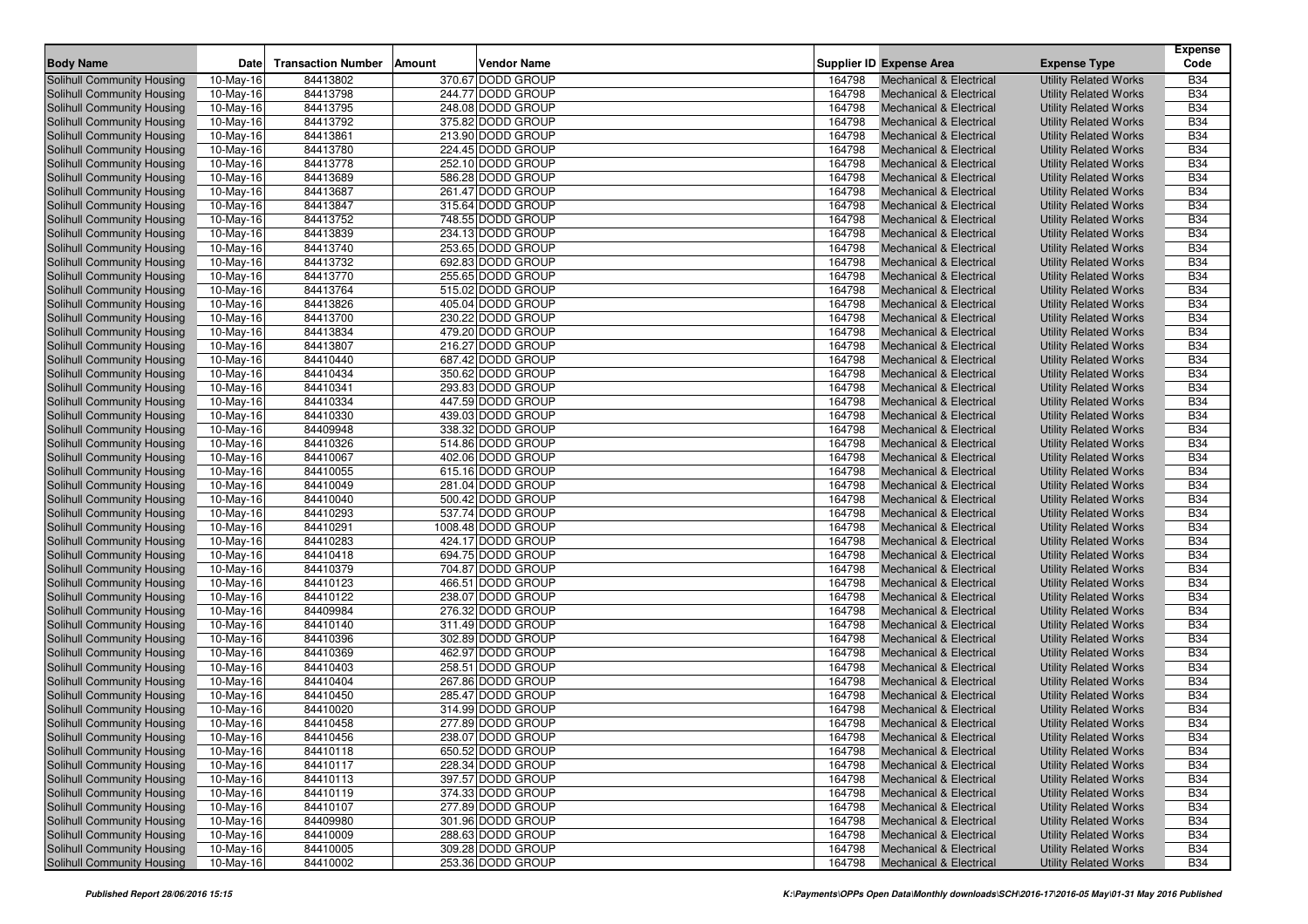| Body Name | Date | Transaction Number | Amount | Vendor Name | Supplier ID | Expense Area | Expense Type | Expense Code |
|---|---|---|---|---|---|---|---|---|
| Solihull Community Housing | 10-May-16 | 84413802 | 370.67 | DODD GROUP | 164798 | Mechanical & Electrical | Utility Related Works | B34 |
| Solihull Community Housing | 10-May-16 | 84413798 | 244.77 | DODD GROUP | 164798 | Mechanical & Electrical | Utility Related Works | B34 |
| Solihull Community Housing | 10-May-16 | 84413795 | 248.08 | DODD GROUP | 164798 | Mechanical & Electrical | Utility Related Works | B34 |
| Solihull Community Housing | 10-May-16 | 84413792 | 375.82 | DODD GROUP | 164798 | Mechanical & Electrical | Utility Related Works | B34 |
| Solihull Community Housing | 10-May-16 | 84413861 | 213.90 | DODD GROUP | 164798 | Mechanical & Electrical | Utility Related Works | B34 |
| Solihull Community Housing | 10-May-16 | 84413780 | 224.45 | DODD GROUP | 164798 | Mechanical & Electrical | Utility Related Works | B34 |
| Solihull Community Housing | 10-May-16 | 84413778 | 252.10 | DODD GROUP | 164798 | Mechanical & Electrical | Utility Related Works | B34 |
| Solihull Community Housing | 10-May-16 | 84413689 | 586.28 | DODD GROUP | 164798 | Mechanical & Electrical | Utility Related Works | B34 |
| Solihull Community Housing | 10-May-16 | 84413687 | 261.47 | DODD GROUP | 164798 | Mechanical & Electrical | Utility Related Works | B34 |
| Solihull Community Housing | 10-May-16 | 84413847 | 315.64 | DODD GROUP | 164798 | Mechanical & Electrical | Utility Related Works | B34 |
| Solihull Community Housing | 10-May-16 | 84413752 | 748.55 | DODD GROUP | 164798 | Mechanical & Electrical | Utility Related Works | B34 |
| Solihull Community Housing | 10-May-16 | 84413839 | 234.13 | DODD GROUP | 164798 | Mechanical & Electrical | Utility Related Works | B34 |
| Solihull Community Housing | 10-May-16 | 84413740 | 253.65 | DODD GROUP | 164798 | Mechanical & Electrical | Utility Related Works | B34 |
| Solihull Community Housing | 10-May-16 | 84413732 | 692.83 | DODD GROUP | 164798 | Mechanical & Electrical | Utility Related Works | B34 |
| Solihull Community Housing | 10-May-16 | 84413770 | 255.65 | DODD GROUP | 164798 | Mechanical & Electrical | Utility Related Works | B34 |
| Solihull Community Housing | 10-May-16 | 84413764 | 515.02 | DODD GROUP | 164798 | Mechanical & Electrical | Utility Related Works | B34 |
| Solihull Community Housing | 10-May-16 | 84413826 | 405.04 | DODD GROUP | 164798 | Mechanical & Electrical | Utility Related Works | B34 |
| Solihull Community Housing | 10-May-16 | 84413700 | 230.22 | DODD GROUP | 164798 | Mechanical & Electrical | Utility Related Works | B34 |
| Solihull Community Housing | 10-May-16 | 84413834 | 479.20 | DODD GROUP | 164798 | Mechanical & Electrical | Utility Related Works | B34 |
| Solihull Community Housing | 10-May-16 | 84413807 | 216.27 | DODD GROUP | 164798 | Mechanical & Electrical | Utility Related Works | B34 |
| Solihull Community Housing | 10-May-16 | 84410440 | 687.42 | DODD GROUP | 164798 | Mechanical & Electrical | Utility Related Works | B34 |
| Solihull Community Housing | 10-May-16 | 84410434 | 350.62 | DODD GROUP | 164798 | Mechanical & Electrical | Utility Related Works | B34 |
| Solihull Community Housing | 10-May-16 | 84410341 | 293.83 | DODD GROUP | 164798 | Mechanical & Electrical | Utility Related Works | B34 |
| Solihull Community Housing | 10-May-16 | 84410334 | 447.59 | DODD GROUP | 164798 | Mechanical & Electrical | Utility Related Works | B34 |
| Solihull Community Housing | 10-May-16 | 84410330 | 439.03 | DODD GROUP | 164798 | Mechanical & Electrical | Utility Related Works | B34 |
| Solihull Community Housing | 10-May-16 | 84409948 | 338.32 | DODD GROUP | 164798 | Mechanical & Electrical | Utility Related Works | B34 |
| Solihull Community Housing | 10-May-16 | 84410326 | 514.86 | DODD GROUP | 164798 | Mechanical & Electrical | Utility Related Works | B34 |
| Solihull Community Housing | 10-May-16 | 84410067 | 402.06 | DODD GROUP | 164798 | Mechanical & Electrical | Utility Related Works | B34 |
| Solihull Community Housing | 10-May-16 | 84410055 | 615.16 | DODD GROUP | 164798 | Mechanical & Electrical | Utility Related Works | B34 |
| Solihull Community Housing | 10-May-16 | 84410049 | 281.04 | DODD GROUP | 164798 | Mechanical & Electrical | Utility Related Works | B34 |
| Solihull Community Housing | 10-May-16 | 84410040 | 500.42 | DODD GROUP | 164798 | Mechanical & Electrical | Utility Related Works | B34 |
| Solihull Community Housing | 10-May-16 | 84410293 | 537.74 | DODD GROUP | 164798 | Mechanical & Electrical | Utility Related Works | B34 |
| Solihull Community Housing | 10-May-16 | 84410291 | 1008.48 | DODD GROUP | 164798 | Mechanical & Electrical | Utility Related Works | B34 |
| Solihull Community Housing | 10-May-16 | 84410283 | 424.17 | DODD GROUP | 164798 | Mechanical & Electrical | Utility Related Works | B34 |
| Solihull Community Housing | 10-May-16 | 84410418 | 694.75 | DODD GROUP | 164798 | Mechanical & Electrical | Utility Related Works | B34 |
| Solihull Community Housing | 10-May-16 | 84410379 | 704.87 | DODD GROUP | 164798 | Mechanical & Electrical | Utility Related Works | B34 |
| Solihull Community Housing | 10-May-16 | 84410123 | 466.51 | DODD GROUP | 164798 | Mechanical & Electrical | Utility Related Works | B34 |
| Solihull Community Housing | 10-May-16 | 84410122 | 238.07 | DODD GROUP | 164798 | Mechanical & Electrical | Utility Related Works | B34 |
| Solihull Community Housing | 10-May-16 | 84409984 | 276.32 | DODD GROUP | 164798 | Mechanical & Electrical | Utility Related Works | B34 |
| Solihull Community Housing | 10-May-16 | 84410140 | 311.49 | DODD GROUP | 164798 | Mechanical & Electrical | Utility Related Works | B34 |
| Solihull Community Housing | 10-May-16 | 84410396 | 302.89 | DODD GROUP | 164798 | Mechanical & Electrical | Utility Related Works | B34 |
| Solihull Community Housing | 10-May-16 | 84410369 | 462.97 | DODD GROUP | 164798 | Mechanical & Electrical | Utility Related Works | B34 |
| Solihull Community Housing | 10-May-16 | 84410403 | 258.51 | DODD GROUP | 164798 | Mechanical & Electrical | Utility Related Works | B34 |
| Solihull Community Housing | 10-May-16 | 84410404 | 267.86 | DODD GROUP | 164798 | Mechanical & Electrical | Utility Related Works | B34 |
| Solihull Community Housing | 10-May-16 | 84410450 | 285.47 | DODD GROUP | 164798 | Mechanical & Electrical | Utility Related Works | B34 |
| Solihull Community Housing | 10-May-16 | 84410020 | 314.99 | DODD GROUP | 164798 | Mechanical & Electrical | Utility Related Works | B34 |
| Solihull Community Housing | 10-May-16 | 84410458 | 277.89 | DODD GROUP | 164798 | Mechanical & Electrical | Utility Related Works | B34 |
| Solihull Community Housing | 10-May-16 | 84410456 | 238.07 | DODD GROUP | 164798 | Mechanical & Electrical | Utility Related Works | B34 |
| Solihull Community Housing | 10-May-16 | 84410118 | 650.52 | DODD GROUP | 164798 | Mechanical & Electrical | Utility Related Works | B34 |
| Solihull Community Housing | 10-May-16 | 84410117 | 228.34 | DODD GROUP | 164798 | Mechanical & Electrical | Utility Related Works | B34 |
| Solihull Community Housing | 10-May-16 | 84410113 | 397.57 | DODD GROUP | 164798 | Mechanical & Electrical | Utility Related Works | B34 |
| Solihull Community Housing | 10-May-16 | 84410119 | 374.33 | DODD GROUP | 164798 | Mechanical & Electrical | Utility Related Works | B34 |
| Solihull Community Housing | 10-May-16 | 84410107 | 277.89 | DODD GROUP | 164798 | Mechanical & Electrical | Utility Related Works | B34 |
| Solihull Community Housing | 10-May-16 | 84409980 | 301.96 | DODD GROUP | 164798 | Mechanical & Electrical | Utility Related Works | B34 |
| Solihull Community Housing | 10-May-16 | 84410009 | 288.63 | DODD GROUP | 164798 | Mechanical & Electrical | Utility Related Works | B34 |
| Solihull Community Housing | 10-May-16 | 84410005 | 309.28 | DODD GROUP | 164798 | Mechanical & Electrical | Utility Related Works | B34 |
| Solihull Community Housing | 10-May-16 | 84410002 | 253.36 | DODD GROUP | 164798 | Mechanical & Electrical | Utility Related Works | B34 |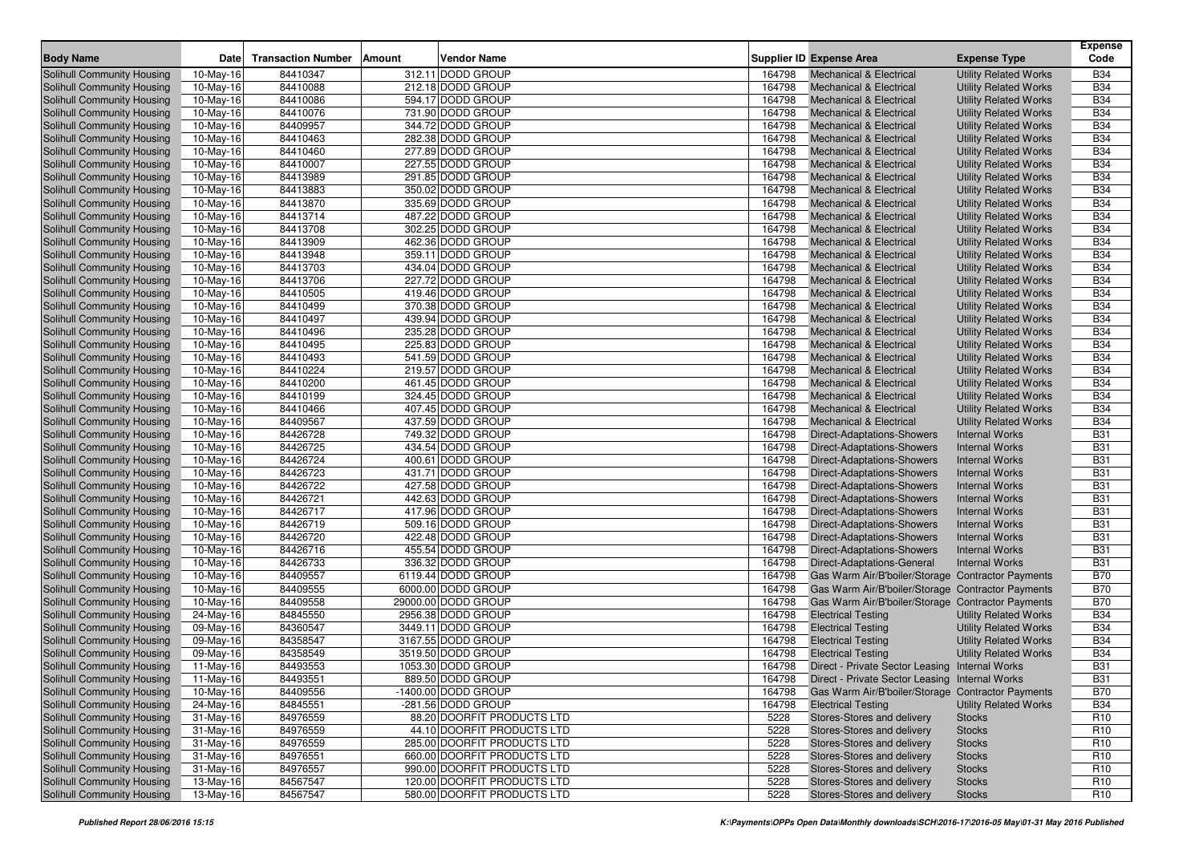| Body Name | Date | Transaction Number | Amount | Vendor Name | Supplier ID | Expense Area | Expense Type | Expense Code |
|---|---|---|---|---|---|---|---|---|
| Solihull Community Housing | 10-May-16 | 84410347 | 312.11 | DODD GROUP | 164798 | Mechanical & Electrical | Utility Related Works | B34 |
| Solihull Community Housing | 10-May-16 | 84410088 | 212.18 | DODD GROUP | 164798 | Mechanical & Electrical | Utility Related Works | B34 |
| Solihull Community Housing | 10-May-16 | 84410086 | 594.17 | DODD GROUP | 164798 | Mechanical & Electrical | Utility Related Works | B34 |
| Solihull Community Housing | 10-May-16 | 84410076 | 731.90 | DODD GROUP | 164798 | Mechanical & Electrical | Utility Related Works | B34 |
| Solihull Community Housing | 10-May-16 | 84409957 | 344.72 | DODD GROUP | 164798 | Mechanical & Electrical | Utility Related Works | B34 |
| Solihull Community Housing | 10-May-16 | 84410463 | 282.38 | DODD GROUP | 164798 | Mechanical & Electrical | Utility Related Works | B34 |
| Solihull Community Housing | 10-May-16 | 84410460 | 277.89 | DODD GROUP | 164798 | Mechanical & Electrical | Utility Related Works | B34 |
| Solihull Community Housing | 10-May-16 | 84410007 | 227.55 | DODD GROUP | 164798 | Mechanical & Electrical | Utility Related Works | B34 |
| Solihull Community Housing | 10-May-16 | 84413989 | 291.85 | DODD GROUP | 164798 | Mechanical & Electrical | Utility Related Works | B34 |
| Solihull Community Housing | 10-May-16 | 84413883 | 350.02 | DODD GROUP | 164798 | Mechanical & Electrical | Utility Related Works | B34 |
| Solihull Community Housing | 10-May-16 | 84413870 | 335.69 | DODD GROUP | 164798 | Mechanical & Electrical | Utility Related Works | B34 |
| Solihull Community Housing | 10-May-16 | 84413714 | 487.22 | DODD GROUP | 164798 | Mechanical & Electrical | Utility Related Works | B34 |
| Solihull Community Housing | 10-May-16 | 84413708 | 302.25 | DODD GROUP | 164798 | Mechanical & Electrical | Utility Related Works | B34 |
| Solihull Community Housing | 10-May-16 | 84413909 | 462.36 | DODD GROUP | 164798 | Mechanical & Electrical | Utility Related Works | B34 |
| Solihull Community Housing | 10-May-16 | 84413948 | 359.11 | DODD GROUP | 164798 | Mechanical & Electrical | Utility Related Works | B34 |
| Solihull Community Housing | 10-May-16 | 84413703 | 434.04 | DODD GROUP | 164798 | Mechanical & Electrical | Utility Related Works | B34 |
| Solihull Community Housing | 10-May-16 | 84413706 | 227.72 | DODD GROUP | 164798 | Mechanical & Electrical | Utility Related Works | B34 |
| Solihull Community Housing | 10-May-16 | 84410505 | 419.46 | DODD GROUP | 164798 | Mechanical & Electrical | Utility Related Works | B34 |
| Solihull Community Housing | 10-May-16 | 84410499 | 370.38 | DODD GROUP | 164798 | Mechanical & Electrical | Utility Related Works | B34 |
| Solihull Community Housing | 10-May-16 | 84410497 | 439.94 | DODD GROUP | 164798 | Mechanical & Electrical | Utility Related Works | B34 |
| Solihull Community Housing | 10-May-16 | 84410496 | 235.28 | DODD GROUP | 164798 | Mechanical & Electrical | Utility Related Works | B34 |
| Solihull Community Housing | 10-May-16 | 84410495 | 225.83 | DODD GROUP | 164798 | Mechanical & Electrical | Utility Related Works | B34 |
| Solihull Community Housing | 10-May-16 | 84410493 | 541.59 | DODD GROUP | 164798 | Mechanical & Electrical | Utility Related Works | B34 |
| Solihull Community Housing | 10-May-16 | 84410224 | 219.57 | DODD GROUP | 164798 | Mechanical & Electrical | Utility Related Works | B34 |
| Solihull Community Housing | 10-May-16 | 84410200 | 461.45 | DODD GROUP | 164798 | Mechanical & Electrical | Utility Related Works | B34 |
| Solihull Community Housing | 10-May-16 | 84410199 | 324.45 | DODD GROUP | 164798 | Mechanical & Electrical | Utility Related Works | B34 |
| Solihull Community Housing | 10-May-16 | 84410466 | 407.45 | DODD GROUP | 164798 | Mechanical & Electrical | Utility Related Works | B34 |
| Solihull Community Housing | 10-May-16 | 84409567 | 437.59 | DODD GROUP | 164798 | Mechanical & Electrical | Utility Related Works | B34 |
| Solihull Community Housing | 10-May-16 | 84426728 | 749.32 | DODD GROUP | 164798 | Direct-Adaptations-Showers | Internal Works | B31 |
| Solihull Community Housing | 10-May-16 | 84426725 | 434.54 | DODD GROUP | 164798 | Direct-Adaptations-Showers | Internal Works | B31 |
| Solihull Community Housing | 10-May-16 | 84426724 | 400.61 | DODD GROUP | 164798 | Direct-Adaptations-Showers | Internal Works | B31 |
| Solihull Community Housing | 10-May-16 | 84426723 | 431.71 | DODD GROUP | 164798 | Direct-Adaptations-Showers | Internal Works | B31 |
| Solihull Community Housing | 10-May-16 | 84426722 | 427.58 | DODD GROUP | 164798 | Direct-Adaptations-Showers | Internal Works | B31 |
| Solihull Community Housing | 10-May-16 | 84426721 | 442.63 | DODD GROUP | 164798 | Direct-Adaptations-Showers | Internal Works | B31 |
| Solihull Community Housing | 10-May-16 | 84426717 | 417.96 | DODD GROUP | 164798 | Direct-Adaptations-Showers | Internal Works | B31 |
| Solihull Community Housing | 10-May-16 | 84426719 | 509.16 | DODD GROUP | 164798 | Direct-Adaptations-Showers | Internal Works | B31 |
| Solihull Community Housing | 10-May-16 | 84426720 | 422.48 | DODD GROUP | 164798 | Direct-Adaptations-Showers | Internal Works | B31 |
| Solihull Community Housing | 10-May-16 | 84426716 | 455.54 | DODD GROUP | 164798 | Direct-Adaptations-Showers | Internal Works | B31 |
| Solihull Community Housing | 10-May-16 | 84426733 | 336.32 | DODD GROUP | 164798 | Direct-Adaptations-General | Internal Works | B31 |
| Solihull Community Housing | 10-May-16 | 84409557 | 6119.44 | DODD GROUP | 164798 | Gas Warm Air/B'boiler/Storage | Contractor Payments | B70 |
| Solihull Community Housing | 10-May-16 | 84409555 | 6000.00 | DODD GROUP | 164798 | Gas Warm Air/B'boiler/Storage | Contractor Payments | B70 |
| Solihull Community Housing | 10-May-16 | 84409558 | 29000.00 | DODD GROUP | 164798 | Gas Warm Air/B'boiler/Storage | Contractor Payments | B70 |
| Solihull Community Housing | 24-May-16 | 84845550 | 2956.38 | DODD GROUP | 164798 | Electrical Testing | Utility Related Works | B34 |
| Solihull Community Housing | 09-May-16 | 84360547 | 3449.11 | DODD GROUP | 164798 | Electrical Testing | Utility Related Works | B34 |
| Solihull Community Housing | 09-May-16 | 84358547 | 3167.55 | DODD GROUP | 164798 | Electrical Testing | Utility Related Works | B34 |
| Solihull Community Housing | 09-May-16 | 84358549 | 3519.50 | DODD GROUP | 164798 | Electrical Testing | Utility Related Works | B34 |
| Solihull Community Housing | 11-May-16 | 84493553 | 1053.30 | DODD GROUP | 164798 | Direct - Private Sector Leasing | Internal Works | B31 |
| Solihull Community Housing | 11-May-16 | 84493551 | 889.50 | DODD GROUP | 164798 | Direct - Private Sector Leasing | Internal Works | B31 |
| Solihull Community Housing | 10-May-16 | 84409556 | -1400.00 | DODD GROUP | 164798 | Gas Warm Air/B'boiler/Storage | Contractor Payments | B70 |
| Solihull Community Housing | 24-May-16 | 84845551 | -281.56 | DODD GROUP | 164798 | Electrical Testing | Utility Related Works | B34 |
| Solihull Community Housing | 31-May-16 | 84976559 | 88.20 | DOORFIT PRODUCTS LTD | 5228 | Stores-Stores and delivery | Stocks | R10 |
| Solihull Community Housing | 31-May-16 | 84976559 | 44.10 | DOORFIT PRODUCTS LTD | 5228 | Stores-Stores and delivery | Stocks | R10 |
| Solihull Community Housing | 31-May-16 | 84976559 | 285.00 | DOORFIT PRODUCTS LTD | 5228 | Stores-Stores and delivery | Stocks | R10 |
| Solihull Community Housing | 31-May-16 | 84976551 | 660.00 | DOORFIT PRODUCTS LTD | 5228 | Stores-Stores and delivery | Stocks | R10 |
| Solihull Community Housing | 31-May-16 | 84976557 | 990.00 | DOORFIT PRODUCTS LTD | 5228 | Stores-Stores and delivery | Stocks | R10 |
| Solihull Community Housing | 13-May-16 | 84567547 | 120.00 | DOORFIT PRODUCTS LTD | 5228 | Stores-Stores and delivery | Stocks | R10 |
| Solihull Community Housing | 13-May-16 | 84567547 | 580.00 | DOORFIT PRODUCTS LTD | 5228 | Stores-Stores and delivery | Stocks | R10 |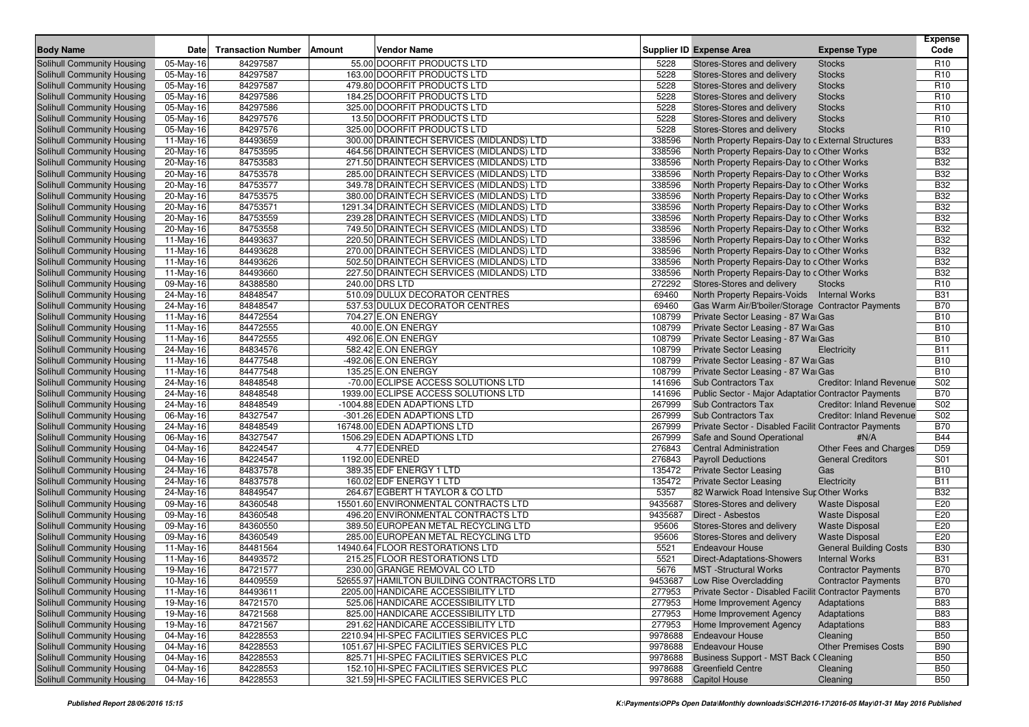| Body Name | Date | Transaction Number | Amount | Vendor Name | Supplier ID | Expense Area | Expense Type | Expense Code |
|---|---|---|---|---|---|---|---|---|
| Solihull Community Housing | 05-May-16 | 84297587 | 55.00 | DOORFIT PRODUCTS LTD | 5228 | Stores-Stores and delivery | Stocks | R10 |
| Solihull Community Housing | 05-May-16 | 84297587 | 163.00 | DOORFIT PRODUCTS LTD | 5228 | Stores-Stores and delivery | Stocks | R10 |
| Solihull Community Housing | 05-May-16 | 84297587 | 479.80 | DOORFIT PRODUCTS LTD | 5228 | Stores-Stores and delivery | Stocks | R10 |
| Solihull Community Housing | 05-May-16 | 84297586 | 184.25 | DOORFIT PRODUCTS LTD | 5228 | Stores-Stores and delivery | Stocks | R10 |
| Solihull Community Housing | 05-May-16 | 84297586 | 325.00 | DOORFIT PRODUCTS LTD | 5228 | Stores-Stores and delivery | Stocks | R10 |
| Solihull Community Housing | 05-May-16 | 84297576 | 13.50 | DOORFIT PRODUCTS LTD | 5228 | Stores-Stores and delivery | Stocks | R10 |
| Solihull Community Housing | 05-May-16 | 84297576 | 325.00 | DOORFIT PRODUCTS LTD | 5228 | Stores-Stores and delivery | Stocks | R10 |
| Solihull Community Housing | 11-May-16 | 84493659 | 300.00 | DRAINTECH SERVICES (MIDLANDS) LTD | 338596 | North Property Repairs-Day to c | External Structures | B33 |
| Solihull Community Housing | 20-May-16 | 84753595 | 464.56 | DRAINTECH SERVICES (MIDLANDS) LTD | 338596 | North Property Repairs-Day to c | Other Works | B32 |
| Solihull Community Housing | 20-May-16 | 84753583 | 271.50 | DRAINTECH SERVICES (MIDLANDS) LTD | 338596 | North Property Repairs-Day to c | Other Works | B32 |
| Solihull Community Housing | 20-May-16 | 84753578 | 285.00 | DRAINTECH SERVICES (MIDLANDS) LTD | 338596 | North Property Repairs-Day to c | Other Works | B32 |
| Solihull Community Housing | 20-May-16 | 84753577 | 349.78 | DRAINTECH SERVICES (MIDLANDS) LTD | 338596 | North Property Repairs-Day to c | Other Works | B32 |
| Solihull Community Housing | 20-May-16 | 84753575 | 380.00 | DRAINTECH SERVICES (MIDLANDS) LTD | 338596 | North Property Repairs-Day to c | Other Works | B32 |
| Solihull Community Housing | 20-May-16 | 84753571 | 1291.34 | DRAINTECH SERVICES (MIDLANDS) LTD | 338596 | North Property Repairs-Day to c | Other Works | B32 |
| Solihull Community Housing | 20-May-16 | 84753559 | 239.28 | DRAINTECH SERVICES (MIDLANDS) LTD | 338596 | North Property Repairs-Day to c | Other Works | B32 |
| Solihull Community Housing | 20-May-16 | 84753558 | 749.50 | DRAINTECH SERVICES (MIDLANDS) LTD | 338596 | North Property Repairs-Day to c | Other Works | B32 |
| Solihull Community Housing | 11-May-16 | 84493637 | 220.50 | DRAINTECH SERVICES (MIDLANDS) LTD | 338596 | North Property Repairs-Day to c | Other Works | B32 |
| Solihull Community Housing | 11-May-16 | 84493628 | 270.00 | DRAINTECH SERVICES (MIDLANDS) LTD | 338596 | North Property Repairs-Day to c | Other Works | B32 |
| Solihull Community Housing | 11-May-16 | 84493626 | 502.50 | DRAINTECH SERVICES (MIDLANDS) LTD | 338596 | North Property Repairs-Day to c | Other Works | B32 |
| Solihull Community Housing | 11-May-16 | 84493660 | 227.50 | DRAINTECH SERVICES (MIDLANDS) LTD | 338596 | North Property Repairs-Day to c | Other Works | B32 |
| Solihull Community Housing | 09-May-16 | 84388580 | 240.00 | DRS LTD | 272292 | Stores-Stores and delivery | Stocks | R10 |
| Solihull Community Housing | 24-May-16 | 84848547 | 510.09 | DULUX DECORATOR CENTRES | 69460 | North Property Repairs-Voids | Internal Works | B31 |
| Solihull Community Housing | 24-May-16 | 84848547 | 537.53 | DULUX DECORATOR CENTRES | 69460 | Gas Warm Air/B'boiler/Storage | Contractor Payments | B70 |
| Solihull Community Housing | 11-May-16 | 84472554 | 704.27 | E.ON ENERGY | 108799 | Private Sector Leasing - 87 Wa | Gas | B10 |
| Solihull Community Housing | 11-May-16 | 84472555 | 40.00 | E.ON ENERGY | 108799 | Private Sector Leasing - 87 Wa | Gas | B10 |
| Solihull Community Housing | 11-May-16 | 84472555 | 492.06 | E.ON ENERGY | 108799 | Private Sector Leasing - 87 Wa | Gas | B10 |
| Solihull Community Housing | 24-May-16 | 84834576 | 582.42 | E.ON ENERGY | 108799 | Private Sector Leasing | Electricity | B11 |
| Solihull Community Housing | 11-May-16 | 84477548 | -492.06 | E.ON ENERGY | 108799 | Private Sector Leasing - 87 Wa | Gas | B10 |
| Solihull Community Housing | 11-May-16 | 84477548 | 135.25 | E.ON ENERGY | 108799 | Private Sector Leasing - 87 Wa | Gas | B10 |
| Solihull Community Housing | 24-May-16 | 84848548 | -70.00 | ECLIPSE ACCESS SOLUTIONS LTD | 141696 | Sub Contractors Tax | Creditor: Inland Revenue | S02 |
| Solihull Community Housing | 24-May-16 | 84848548 | 1939.00 | ECLIPSE ACCESS SOLUTIONS LTD | 141696 | Public Sector - Major Adaptation | Contractor Payments | B70 |
| Solihull Community Housing | 24-May-16 | 84848549 | -1004.88 | EDEN ADAPTIONS LTD | 267999 | Sub Contractors Tax | Creditor: Inland Revenue | S02 |
| Solihull Community Housing | 06-May-16 | 84327547 | -301.26 | EDEN ADAPTIONS LTD | 267999 | Sub Contractors Tax | Creditor: Inland Revenue | S02 |
| Solihull Community Housing | 24-May-16 | 84848549 | 16748.00 | EDEN ADAPTIONS LTD | 267999 | Private Sector - Disabled Facilit | Contractor Payments | B70 |
| Solihull Community Housing | 06-May-16 | 84327547 | 1506.29 | EDEN ADAPTIONS LTD | 267999 | Safe and Sound Operational | #N/A | B44 |
| Solihull Community Housing | 04-May-16 | 84224547 | 4.77 | EDENRED | 276843 | Central Administration | Other Fees and Charges | D59 |
| Solihull Community Housing | 04-May-16 | 84224547 | 1192.00 | EDENRED | 276843 | Payroll Deductions | General Creditors | S01 |
| Solihull Community Housing | 24-May-16 | 84837578 | 389.35 | EDF ENERGY 1 LTD | 135472 | Private Sector Leasing | Gas | B10 |
| Solihull Community Housing | 24-May-16 | 84837578 | 160.02 | EDF ENERGY 1 LTD | 135472 | Private Sector Leasing | Electricity | B11 |
| Solihull Community Housing | 24-May-16 | 84849547 | 264.67 | EGBERT H TAYLOR & CO LTD | 5357 | 82 Warwick Road Intensive Sup | Other Works | B32 |
| Solihull Community Housing | 09-May-16 | 84360548 | 15501.60 | ENVIRONMENTAL CONTRACTS LTD | 9435687 | Stores-Stores and delivery | Waste Disposal | E20 |
| Solihull Community Housing | 09-May-16 | 84360548 | 496.20 | ENVIRONMENTAL CONTRACTS LTD | 9435687 | Direct - Asbestos | Waste Disposal | E20 |
| Solihull Community Housing | 09-May-16 | 84360550 | 389.50 | EUROPEAN METAL RECYCLING LTD | 95606 | Stores-Stores and delivery | Waste Disposal | E20 |
| Solihull Community Housing | 09-May-16 | 84360549 | 285.00 | EUROPEAN METAL RECYCLING LTD | 95606 | Stores-Stores and delivery | Waste Disposal | E20 |
| Solihull Community Housing | 11-May-16 | 84481564 | 14940.64 | FLOOR RESTORATIONS LTD | 5521 | Endeavour House | General Building Costs | B30 |
| Solihull Community Housing | 11-May-16 | 84493572 | 215.25 | FLOOR RESTORATIONS LTD | 5521 | Direct-Adaptations-Showers | Internal Works | B31 |
| Solihull Community Housing | 19-May-16 | 84721577 | 230.00 | GRANGE REMOVAL CO LTD | 5676 | MST -Structural Works | Contractor Payments | B70 |
| Solihull Community Housing | 10-May-16 | 84409559 | 52655.97 | HAMILTON BUILDING CONTRACTORS LTD | 9453687 | Low Rise Overcladding | Contractor Payments | B70 |
| Solihull Community Housing | 11-May-16 | 84493611 | 2205.00 | HANDICARE ACCESSIBILITY LTD | 277953 | Private Sector - Disabled Facilit | Contractor Payments | B70 |
| Solihull Community Housing | 19-May-16 | 84721570 | 525.06 | HANDICARE ACCESSIBILITY LTD | 277953 | Home Improvement Agency | Adaptations | B83 |
| Solihull Community Housing | 19-May-16 | 84721568 | 825.00 | HANDICARE ACCESSIBILITY LTD | 277953 | Home Improvement Agency | Adaptations | B83 |
| Solihull Community Housing | 19-May-16 | 84721567 | 291.62 | HANDICARE ACCESSIBILITY LTD | 277953 | Home Improvement Agency | Adaptations | B83 |
| Solihull Community Housing | 04-May-16 | 84228553 | 2210.94 | HI-SPEC FACILITIES SERVICES PLC | 9978688 | Endeavour House | Cleaning | B50 |
| Solihull Community Housing | 04-May-16 | 84228553 | 1051.67 | HI-SPEC FACILITIES SERVICES PLC | 9978688 | Endeavour House | Other Premises Costs | B90 |
| Solihull Community Housing | 04-May-16 | 84228553 | 825.71 | HI-SPEC FACILITIES SERVICES PLC | 9978688 | Business Support - MST Back O | Cleaning | B50 |
| Solihull Community Housing | 04-May-16 | 84228553 | 152.10 | HI-SPEC FACILITIES SERVICES PLC | 9978688 | Greenfield Centre | Cleaning | B50 |
| Solihull Community Housing | 04-May-16 | 84228553 | 321.59 | HI-SPEC FACILITIES SERVICES PLC | 9978688 | Capitol House | Cleaning | B50 |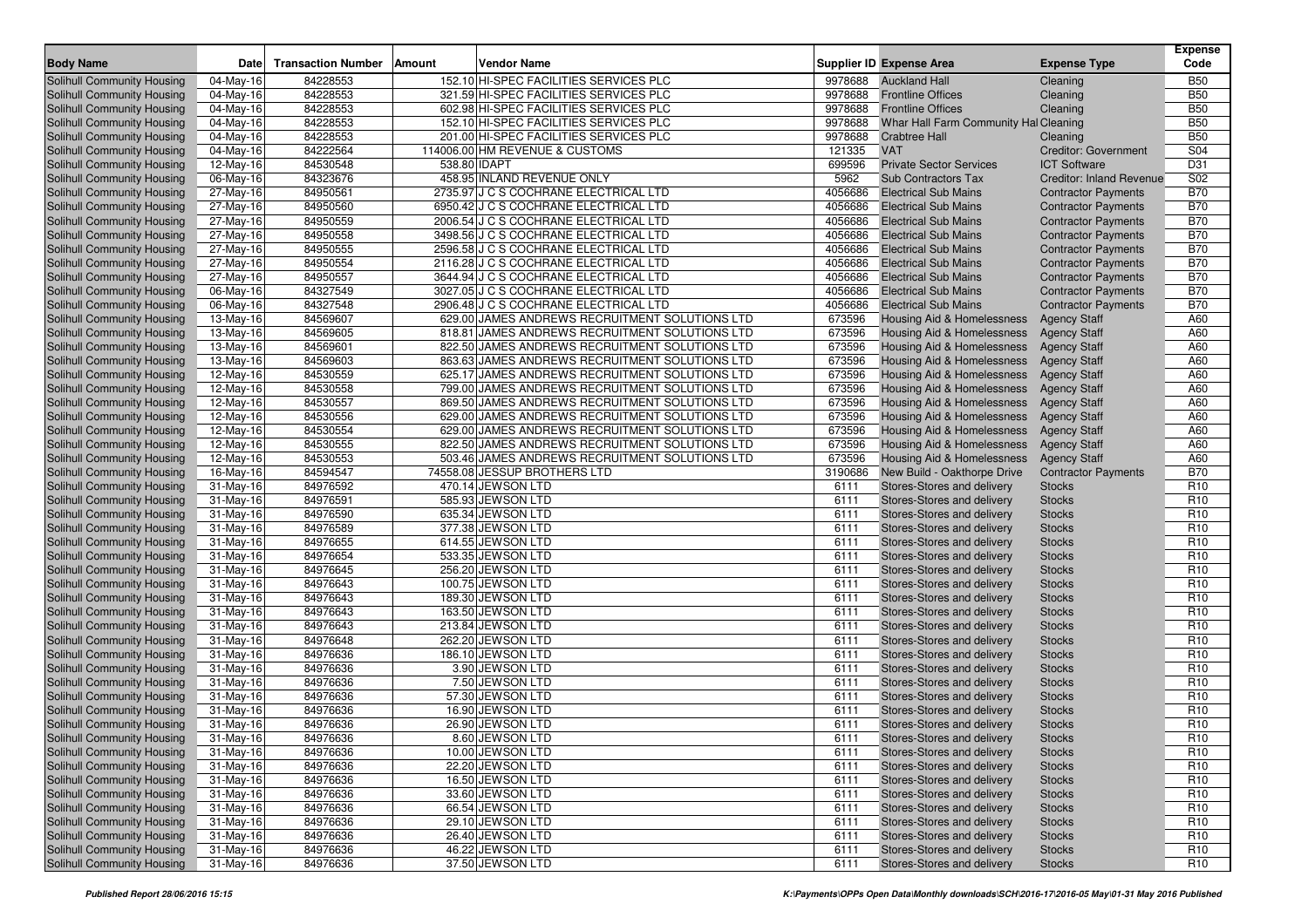| Body Name | Date | Transaction Number | Amount | Vendor Name | Supplier ID | Expense Area | Expense Type | Expense Code |
|---|---|---|---|---|---|---|---|---|
| Solihull Community Housing | 04-May-16 | 84228553 | 152.10 | HI-SPEC FACILITIES SERVICES PLC | 9978688 | Auckland Hall | Cleaning | B50 |
| Solihull Community Housing | 04-May-16 | 84228553 | 321.59 | HI-SPEC FACILITIES SERVICES PLC | 9978688 | Frontline Offices | Cleaning | B50 |
| Solihull Community Housing | 04-May-16 | 84228553 | 602.98 | HI-SPEC FACILITIES SERVICES PLC | 9978688 | Frontline Offices | Cleaning | B50 |
| Solihull Community Housing | 04-May-16 | 84228553 | 152.10 | HI-SPEC FACILITIES SERVICES PLC | 9978688 | Whar Hall Farm Community Hal | Cleaning | B50 |
| Solihull Community Housing | 04-May-16 | 84228553 | 201.00 | HI-SPEC FACILITIES SERVICES PLC | 9978688 | Crabtree Hall | Cleaning | B50 |
| Solihull Community Housing | 04-May-16 | 84222564 | 114006.00 | HM REVENUE & CUSTOMS | 121335 | VAT | Creditor: Government | S04 |
| Solihull Community Housing | 12-May-16 | 84530548 | 538.80 | IDAPT | 699596 | Private Sector Services | ICT Software | D31 |
| Solihull Community Housing | 06-May-16 | 84323676 | 458.95 | INLAND REVENUE ONLY | 5962 | Sub Contractors Tax | Creditor: Inland Revenue | S02 |
| Solihull Community Housing | 27-May-16 | 84950561 | 2735.97 | J C S COCHRANE ELECTRICAL LTD | 4056686 | Electrical Sub Mains | Contractor Payments | B70 |
| Solihull Community Housing | 27-May-16 | 84950560 | 6950.42 | J C S COCHRANE ELECTRICAL LTD | 4056686 | Electrical Sub Mains | Contractor Payments | B70 |
| Solihull Community Housing | 27-May-16 | 84950559 | 2006.54 | J C S COCHRANE ELECTRICAL LTD | 4056686 | Electrical Sub Mains | Contractor Payments | B70 |
| Solihull Community Housing | 27-May-16 | 84950558 | 3498.56 | J C S COCHRANE ELECTRICAL LTD | 4056686 | Electrical Sub Mains | Contractor Payments | B70 |
| Solihull Community Housing | 27-May-16 | 84950555 | 2596.58 | J C S COCHRANE ELECTRICAL LTD | 4056686 | Electrical Sub Mains | Contractor Payments | B70 |
| Solihull Community Housing | 27-May-16 | 84950554 | 2116.28 | J C S COCHRANE ELECTRICAL LTD | 4056686 | Electrical Sub Mains | Contractor Payments | B70 |
| Solihull Community Housing | 27-May-16 | 84950557 | 3644.94 | J C S COCHRANE ELECTRICAL LTD | 4056686 | Electrical Sub Mains | Contractor Payments | B70 |
| Solihull Community Housing | 06-May-16 | 84327549 | 3027.05 | J C S COCHRANE ELECTRICAL LTD | 4056686 | Electrical Sub Mains | Contractor Payments | B70 |
| Solihull Community Housing | 06-May-16 | 84327548 | 2906.48 | J C S COCHRANE ELECTRICAL LTD | 4056686 | Electrical Sub Mains | Contractor Payments | B70 |
| Solihull Community Housing | 13-May-16 | 84569607 | 629.00 | JAMES ANDREWS RECRUITMENT SOLUTIONS LTD | 673596 | Housing Aid & Homelessness | Agency Staff | A60 |
| Solihull Community Housing | 13-May-16 | 84569605 | 818.81 | JAMES ANDREWS RECRUITMENT SOLUTIONS LTD | 673596 | Housing Aid & Homelessness | Agency Staff | A60 |
| Solihull Community Housing | 13-May-16 | 84569601 | 822.50 | JAMES ANDREWS RECRUITMENT SOLUTIONS LTD | 673596 | Housing Aid & Homelessness | Agency Staff | A60 |
| Solihull Community Housing | 13-May-16 | 84569603 | 863.63 | JAMES ANDREWS RECRUITMENT SOLUTIONS LTD | 673596 | Housing Aid & Homelessness | Agency Staff | A60 |
| Solihull Community Housing | 12-May-16 | 84530559 | 625.17 | JAMES ANDREWS RECRUITMENT SOLUTIONS LTD | 673596 | Housing Aid & Homelessness | Agency Staff | A60 |
| Solihull Community Housing | 12-May-16 | 84530558 | 799.00 | JAMES ANDREWS RECRUITMENT SOLUTIONS LTD | 673596 | Housing Aid & Homelessness | Agency Staff | A60 |
| Solihull Community Housing | 12-May-16 | 84530557 | 869.50 | JAMES ANDREWS RECRUITMENT SOLUTIONS LTD | 673596 | Housing Aid & Homelessness | Agency Staff | A60 |
| Solihull Community Housing | 12-May-16 | 84530556 | 629.00 | JAMES ANDREWS RECRUITMENT SOLUTIONS LTD | 673596 | Housing Aid & Homelessness | Agency Staff | A60 |
| Solihull Community Housing | 12-May-16 | 84530554 | 629.00 | JAMES ANDREWS RECRUITMENT SOLUTIONS LTD | 673596 | Housing Aid & Homelessness | Agency Staff | A60 |
| Solihull Community Housing | 12-May-16 | 84530555 | 822.50 | JAMES ANDREWS RECRUITMENT SOLUTIONS LTD | 673596 | Housing Aid & Homelessness | Agency Staff | A60 |
| Solihull Community Housing | 12-May-16 | 84530553 | 503.46 | JAMES ANDREWS RECRUITMENT SOLUTIONS LTD | 673596 | Housing Aid & Homelessness | Agency Staff | A60 |
| Solihull Community Housing | 16-May-16 | 84594547 | 74558.08 | JESSUP BROTHERS LTD | 3190686 | New Build - Oakthorpe Drive | Contractor Payments | B70 |
| Solihull Community Housing | 31-May-16 | 84976592 | 470.14 | JEWSON LTD | 6111 | Stores-Stores and delivery | Stocks | R10 |
| Solihull Community Housing | 31-May-16 | 84976591 | 585.93 | JEWSON LTD | 6111 | Stores-Stores and delivery | Stocks | R10 |
| Solihull Community Housing | 31-May-16 | 84976590 | 635.34 | JEWSON LTD | 6111 | Stores-Stores and delivery | Stocks | R10 |
| Solihull Community Housing | 31-May-16 | 84976589 | 377.38 | JEWSON LTD | 6111 | Stores-Stores and delivery | Stocks | R10 |
| Solihull Community Housing | 31-May-16 | 84976655 | 614.55 | JEWSON LTD | 6111 | Stores-Stores and delivery | Stocks | R10 |
| Solihull Community Housing | 31-May-16 | 84976654 | 533.35 | JEWSON LTD | 6111 | Stores-Stores and delivery | Stocks | R10 |
| Solihull Community Housing | 31-May-16 | 84976645 | 256.20 | JEWSON LTD | 6111 | Stores-Stores and delivery | Stocks | R10 |
| Solihull Community Housing | 31-May-16 | 84976643 | 100.75 | JEWSON LTD | 6111 | Stores-Stores and delivery | Stocks | R10 |
| Solihull Community Housing | 31-May-16 | 84976643 | 189.30 | JEWSON LTD | 6111 | Stores-Stores and delivery | Stocks | R10 |
| Solihull Community Housing | 31-May-16 | 84976643 | 163.50 | JEWSON LTD | 6111 | Stores-Stores and delivery | Stocks | R10 |
| Solihull Community Housing | 31-May-16 | 84976643 | 213.84 | JEWSON LTD | 6111 | Stores-Stores and delivery | Stocks | R10 |
| Solihull Community Housing | 31-May-16 | 84976648 | 262.20 | JEWSON LTD | 6111 | Stores-Stores and delivery | Stocks | R10 |
| Solihull Community Housing | 31-May-16 | 84976636 | 186.10 | JEWSON LTD | 6111 | Stores-Stores and delivery | Stocks | R10 |
| Solihull Community Housing | 31-May-16 | 84976636 | 3.90 | JEWSON LTD | 6111 | Stores-Stores and delivery | Stocks | R10 |
| Solihull Community Housing | 31-May-16 | 84976636 | 7.50 | JEWSON LTD | 6111 | Stores-Stores and delivery | Stocks | R10 |
| Solihull Community Housing | 31-May-16 | 84976636 | 57.30 | JEWSON LTD | 6111 | Stores-Stores and delivery | Stocks | R10 |
| Solihull Community Housing | 31-May-16 | 84976636 | 16.90 | JEWSON LTD | 6111 | Stores-Stores and delivery | Stocks | R10 |
| Solihull Community Housing | 31-May-16 | 84976636 | 26.90 | JEWSON LTD | 6111 | Stores-Stores and delivery | Stocks | R10 |
| Solihull Community Housing | 31-May-16 | 84976636 | 8.60 | JEWSON LTD | 6111 | Stores-Stores and delivery | Stocks | R10 |
| Solihull Community Housing | 31-May-16 | 84976636 | 10.00 | JEWSON LTD | 6111 | Stores-Stores and delivery | Stocks | R10 |
| Solihull Community Housing | 31-May-16 | 84976636 | 22.20 | JEWSON LTD | 6111 | Stores-Stores and delivery | Stocks | R10 |
| Solihull Community Housing | 31-May-16 | 84976636 | 16.50 | JEWSON LTD | 6111 | Stores-Stores and delivery | Stocks | R10 |
| Solihull Community Housing | 31-May-16 | 84976636 | 33.60 | JEWSON LTD | 6111 | Stores-Stores and delivery | Stocks | R10 |
| Solihull Community Housing | 31-May-16 | 84976636 | 66.54 | JEWSON LTD | 6111 | Stores-Stores and delivery | Stocks | R10 |
| Solihull Community Housing | 31-May-16 | 84976636 | 29.10 | JEWSON LTD | 6111 | Stores-Stores and delivery | Stocks | R10 |
| Solihull Community Housing | 31-May-16 | 84976636 | 26.40 | JEWSON LTD | 6111 | Stores-Stores and delivery | Stocks | R10 |
| Solihull Community Housing | 31-May-16 | 84976636 | 46.22 | JEWSON LTD | 6111 | Stores-Stores and delivery | Stocks | R10 |
| Solihull Community Housing | 31-May-16 | 84976636 | 37.50 | JEWSON LTD | 6111 | Stores-Stores and delivery | Stocks | R10 |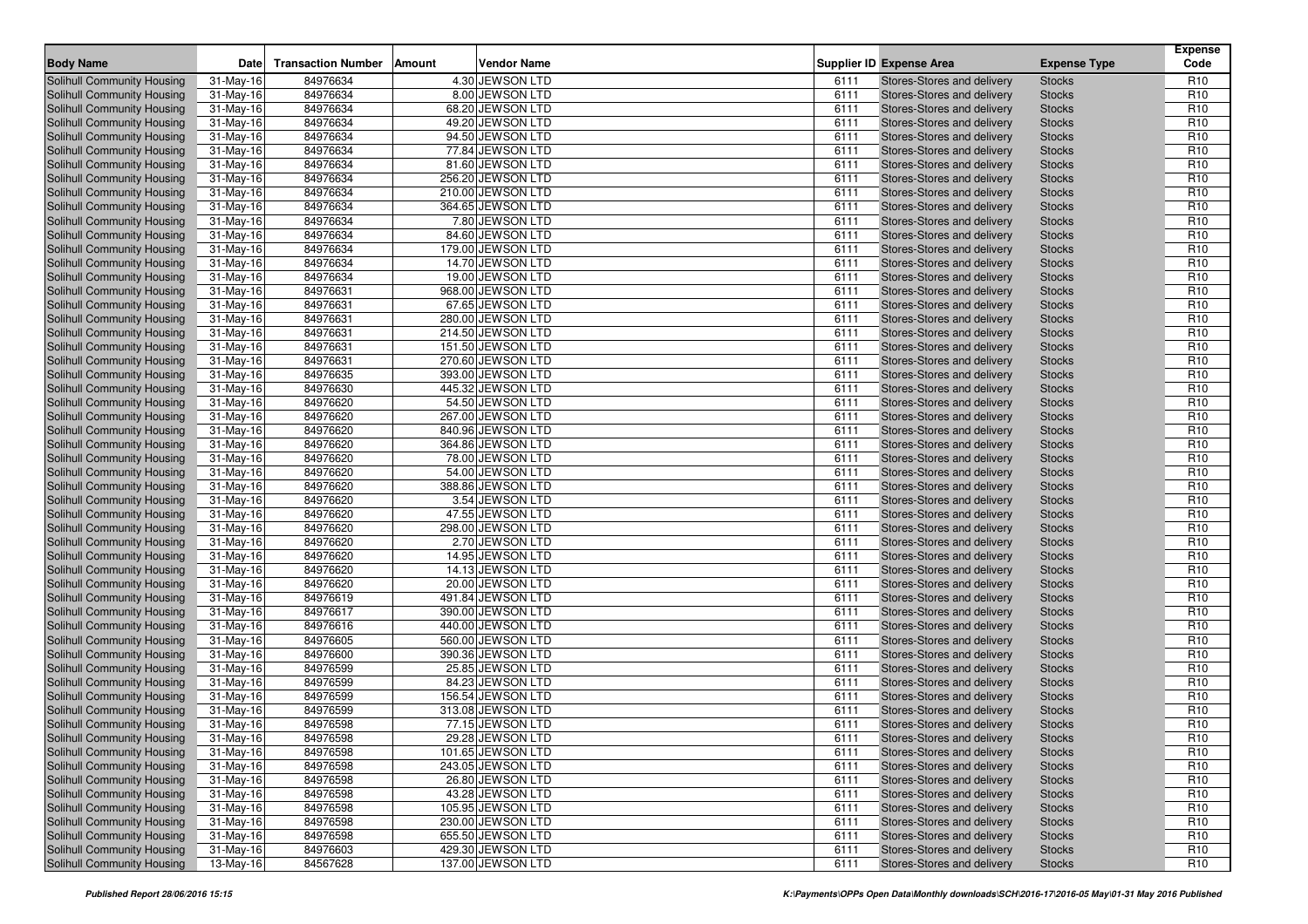| Body Name | Date | Transaction Number | Amount | Vendor Name | Supplier ID | Expense Area | Expense Type | Expense Code |
|---|---|---|---|---|---|---|---|---|
| Solihull Community Housing | 31-May-16 | 84976634 | 4.30 | JEWSON LTD | 6111 | Stores-Stores and delivery | Stocks | R10 |
| Solihull Community Housing | 31-May-16 | 84976634 | 8.00 | JEWSON LTD | 6111 | Stores-Stores and delivery | Stocks | R10 |
| Solihull Community Housing | 31-May-16 | 84976634 | 68.20 | JEWSON LTD | 6111 | Stores-Stores and delivery | Stocks | R10 |
| Solihull Community Housing | 31-May-16 | 84976634 | 49.20 | JEWSON LTD | 6111 | Stores-Stores and delivery | Stocks | R10 |
| Solihull Community Housing | 31-May-16 | 84976634 | 94.50 | JEWSON LTD | 6111 | Stores-Stores and delivery | Stocks | R10 |
| Solihull Community Housing | 31-May-16 | 84976634 | 77.84 | JEWSON LTD | 6111 | Stores-Stores and delivery | Stocks | R10 |
| Solihull Community Housing | 31-May-16 | 84976634 | 81.60 | JEWSON LTD | 6111 | Stores-Stores and delivery | Stocks | R10 |
| Solihull Community Housing | 31-May-16 | 84976634 | 256.20 | JEWSON LTD | 6111 | Stores-Stores and delivery | Stocks | R10 |
| Solihull Community Housing | 31-May-16 | 84976634 | 210.00 | JEWSON LTD | 6111 | Stores-Stores and delivery | Stocks | R10 |
| Solihull Community Housing | 31-May-16 | 84976634 | 364.65 | JEWSON LTD | 6111 | Stores-Stores and delivery | Stocks | R10 |
| Solihull Community Housing | 31-May-16 | 84976634 | 7.80 | JEWSON LTD | 6111 | Stores-Stores and delivery | Stocks | R10 |
| Solihull Community Housing | 31-May-16 | 84976634 | 84.60 | JEWSON LTD | 6111 | Stores-Stores and delivery | Stocks | R10 |
| Solihull Community Housing | 31-May-16 | 84976634 | 179.00 | JEWSON LTD | 6111 | Stores-Stores and delivery | Stocks | R10 |
| Solihull Community Housing | 31-May-16 | 84976634 | 14.70 | JEWSON LTD | 6111 | Stores-Stores and delivery | Stocks | R10 |
| Solihull Community Housing | 31-May-16 | 84976634 | 19.00 | JEWSON LTD | 6111 | Stores-Stores and delivery | Stocks | R10 |
| Solihull Community Housing | 31-May-16 | 84976631 | 968.00 | JEWSON LTD | 6111 | Stores-Stores and delivery | Stocks | R10 |
| Solihull Community Housing | 31-May-16 | 84976631 | 67.65 | JEWSON LTD | 6111 | Stores-Stores and delivery | Stocks | R10 |
| Solihull Community Housing | 31-May-16 | 84976631 | 280.00 | JEWSON LTD | 6111 | Stores-Stores and delivery | Stocks | R10 |
| Solihull Community Housing | 31-May-16 | 84976631 | 214.50 | JEWSON LTD | 6111 | Stores-Stores and delivery | Stocks | R10 |
| Solihull Community Housing | 31-May-16 | 84976631 | 151.50 | JEWSON LTD | 6111 | Stores-Stores and delivery | Stocks | R10 |
| Solihull Community Housing | 31-May-16 | 84976631 | 270.60 | JEWSON LTD | 6111 | Stores-Stores and delivery | Stocks | R10 |
| Solihull Community Housing | 31-May-16 | 84976635 | 393.00 | JEWSON LTD | 6111 | Stores-Stores and delivery | Stocks | R10 |
| Solihull Community Housing | 31-May-16 | 84976630 | 445.32 | JEWSON LTD | 6111 | Stores-Stores and delivery | Stocks | R10 |
| Solihull Community Housing | 31-May-16 | 84976620 | 54.50 | JEWSON LTD | 6111 | Stores-Stores and delivery | Stocks | R10 |
| Solihull Community Housing | 31-May-16 | 84976620 | 267.00 | JEWSON LTD | 6111 | Stores-Stores and delivery | Stocks | R10 |
| Solihull Community Housing | 31-May-16 | 84976620 | 840.96 | JEWSON LTD | 6111 | Stores-Stores and delivery | Stocks | R10 |
| Solihull Community Housing | 31-May-16 | 84976620 | 364.86 | JEWSON LTD | 6111 | Stores-Stores and delivery | Stocks | R10 |
| Solihull Community Housing | 31-May-16 | 84976620 | 78.00 | JEWSON LTD | 6111 | Stores-Stores and delivery | Stocks | R10 |
| Solihull Community Housing | 31-May-16 | 84976620 | 54.00 | JEWSON LTD | 6111 | Stores-Stores and delivery | Stocks | R10 |
| Solihull Community Housing | 31-May-16 | 84976620 | 388.86 | JEWSON LTD | 6111 | Stores-Stores and delivery | Stocks | R10 |
| Solihull Community Housing | 31-May-16 | 84976620 | 3.54 | JEWSON LTD | 6111 | Stores-Stores and delivery | Stocks | R10 |
| Solihull Community Housing | 31-May-16 | 84976620 | 47.55 | JEWSON LTD | 6111 | Stores-Stores and delivery | Stocks | R10 |
| Solihull Community Housing | 31-May-16 | 84976620 | 298.00 | JEWSON LTD | 6111 | Stores-Stores and delivery | Stocks | R10 |
| Solihull Community Housing | 31-May-16 | 84976620 | 2.70 | JEWSON LTD | 6111 | Stores-Stores and delivery | Stocks | R10 |
| Solihull Community Housing | 31-May-16 | 84976620 | 14.95 | JEWSON LTD | 6111 | Stores-Stores and delivery | Stocks | R10 |
| Solihull Community Housing | 31-May-16 | 84976620 | 14.13 | JEWSON LTD | 6111 | Stores-Stores and delivery | Stocks | R10 |
| Solihull Community Housing | 31-May-16 | 84976620 | 20.00 | JEWSON LTD | 6111 | Stores-Stores and delivery | Stocks | R10 |
| Solihull Community Housing | 31-May-16 | 84976619 | 491.84 | JEWSON LTD | 6111 | Stores-Stores and delivery | Stocks | R10 |
| Solihull Community Housing | 31-May-16 | 84976617 | 390.00 | JEWSON LTD | 6111 | Stores-Stores and delivery | Stocks | R10 |
| Solihull Community Housing | 31-May-16 | 84976616 | 440.00 | JEWSON LTD | 6111 | Stores-Stores and delivery | Stocks | R10 |
| Solihull Community Housing | 31-May-16 | 84976605 | 560.00 | JEWSON LTD | 6111 | Stores-Stores and delivery | Stocks | R10 |
| Solihull Community Housing | 31-May-16 | 84976600 | 390.36 | JEWSON LTD | 6111 | Stores-Stores and delivery | Stocks | R10 |
| Solihull Community Housing | 31-May-16 | 84976599 | 25.85 | JEWSON LTD | 6111 | Stores-Stores and delivery | Stocks | R10 |
| Solihull Community Housing | 31-May-16 | 84976599 | 84.23 | JEWSON LTD | 6111 | Stores-Stores and delivery | Stocks | R10 |
| Solihull Community Housing | 31-May-16 | 84976599 | 156.54 | JEWSON LTD | 6111 | Stores-Stores and delivery | Stocks | R10 |
| Solihull Community Housing | 31-May-16 | 84976599 | 313.08 | JEWSON LTD | 6111 | Stores-Stores and delivery | Stocks | R10 |
| Solihull Community Housing | 31-May-16 | 84976598 | 77.15 | JEWSON LTD | 6111 | Stores-Stores and delivery | Stocks | R10 |
| Solihull Community Housing | 31-May-16 | 84976598 | 29.28 | JEWSON LTD | 6111 | Stores-Stores and delivery | Stocks | R10 |
| Solihull Community Housing | 31-May-16 | 84976598 | 101.65 | JEWSON LTD | 6111 | Stores-Stores and delivery | Stocks | R10 |
| Solihull Community Housing | 31-May-16 | 84976598 | 243.05 | JEWSON LTD | 6111 | Stores-Stores and delivery | Stocks | R10 |
| Solihull Community Housing | 31-May-16 | 84976598 | 26.80 | JEWSON LTD | 6111 | Stores-Stores and delivery | Stocks | R10 |
| Solihull Community Housing | 31-May-16 | 84976598 | 43.28 | JEWSON LTD | 6111 | Stores-Stores and delivery | Stocks | R10 |
| Solihull Community Housing | 31-May-16 | 84976598 | 105.95 | JEWSON LTD | 6111 | Stores-Stores and delivery | Stocks | R10 |
| Solihull Community Housing | 31-May-16 | 84976598 | 230.00 | JEWSON LTD | 6111 | Stores-Stores and delivery | Stocks | R10 |
| Solihull Community Housing | 31-May-16 | 84976598 | 655.50 | JEWSON LTD | 6111 | Stores-Stores and delivery | Stocks | R10 |
| Solihull Community Housing | 31-May-16 | 84976603 | 429.30 | JEWSON LTD | 6111 | Stores-Stores and delivery | Stocks | R10 |
| Solihull Community Housing | 13-May-16 | 84567628 | 137.00 | JEWSON LTD | 6111 | Stores-Stores and delivery | Stocks | R10 |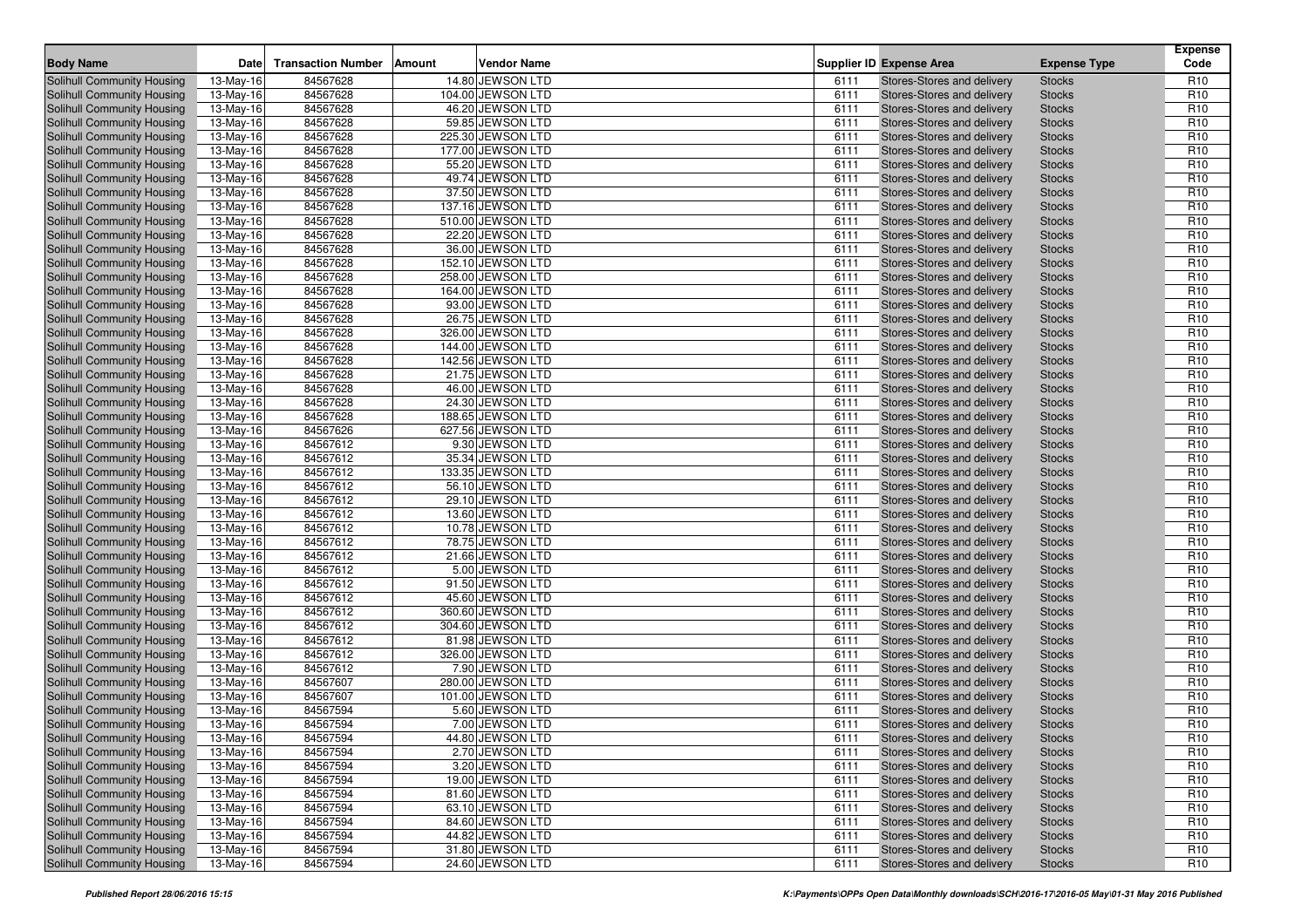| Body Name | Date | Transaction Number | Amount | Vendor Name | Supplier ID | Expense Area | Expense Type | Expense Code |
|---|---|---|---|---|---|---|---|---|
| Solihull Community Housing | 13-May-16 | 84567628 | 14.80 | JEWSON LTD | 6111 | Stores-Stores and delivery | Stocks | R10 |
| Solihull Community Housing | 13-May-16 | 84567628 | 104.00 | JEWSON LTD | 6111 | Stores-Stores and delivery | Stocks | R10 |
| Solihull Community Housing | 13-May-16 | 84567628 | 46.20 | JEWSON LTD | 6111 | Stores-Stores and delivery | Stocks | R10 |
| Solihull Community Housing | 13-May-16 | 84567628 | 59.85 | JEWSON LTD | 6111 | Stores-Stores and delivery | Stocks | R10 |
| Solihull Community Housing | 13-May-16 | 84567628 | 225.30 | JEWSON LTD | 6111 | Stores-Stores and delivery | Stocks | R10 |
| Solihull Community Housing | 13-May-16 | 84567628 | 177.00 | JEWSON LTD | 6111 | Stores-Stores and delivery | Stocks | R10 |
| Solihull Community Housing | 13-May-16 | 84567628 | 55.20 | JEWSON LTD | 6111 | Stores-Stores and delivery | Stocks | R10 |
| Solihull Community Housing | 13-May-16 | 84567628 | 49.74 | JEWSON LTD | 6111 | Stores-Stores and delivery | Stocks | R10 |
| Solihull Community Housing | 13-May-16 | 84567628 | 37.50 | JEWSON LTD | 6111 | Stores-Stores and delivery | Stocks | R10 |
| Solihull Community Housing | 13-May-16 | 84567628 | 137.16 | JEWSON LTD | 6111 | Stores-Stores and delivery | Stocks | R10 |
| Solihull Community Housing | 13-May-16 | 84567628 | 510.00 | JEWSON LTD | 6111 | Stores-Stores and delivery | Stocks | R10 |
| Solihull Community Housing | 13-May-16 | 84567628 | 22.20 | JEWSON LTD | 6111 | Stores-Stores and delivery | Stocks | R10 |
| Solihull Community Housing | 13-May-16 | 84567628 | 36.00 | JEWSON LTD | 6111 | Stores-Stores and delivery | Stocks | R10 |
| Solihull Community Housing | 13-May-16 | 84567628 | 152.10 | JEWSON LTD | 6111 | Stores-Stores and delivery | Stocks | R10 |
| Solihull Community Housing | 13-May-16 | 84567628 | 258.00 | JEWSON LTD | 6111 | Stores-Stores and delivery | Stocks | R10 |
| Solihull Community Housing | 13-May-16 | 84567628 | 164.00 | JEWSON LTD | 6111 | Stores-Stores and delivery | Stocks | R10 |
| Solihull Community Housing | 13-May-16 | 84567628 | 93.00 | JEWSON LTD | 6111 | Stores-Stores and delivery | Stocks | R10 |
| Solihull Community Housing | 13-May-16 | 84567628 | 26.75 | JEWSON LTD | 6111 | Stores-Stores and delivery | Stocks | R10 |
| Solihull Community Housing | 13-May-16 | 84567628 | 326.00 | JEWSON LTD | 6111 | Stores-Stores and delivery | Stocks | R10 |
| Solihull Community Housing | 13-May-16 | 84567628 | 144.00 | JEWSON LTD | 6111 | Stores-Stores and delivery | Stocks | R10 |
| Solihull Community Housing | 13-May-16 | 84567628 | 142.56 | JEWSON LTD | 6111 | Stores-Stores and delivery | Stocks | R10 |
| Solihull Community Housing | 13-May-16 | 84567628 | 21.75 | JEWSON LTD | 6111 | Stores-Stores and delivery | Stocks | R10 |
| Solihull Community Housing | 13-May-16 | 84567628 | 46.00 | JEWSON LTD | 6111 | Stores-Stores and delivery | Stocks | R10 |
| Solihull Community Housing | 13-May-16 | 84567628 | 24.30 | JEWSON LTD | 6111 | Stores-Stores and delivery | Stocks | R10 |
| Solihull Community Housing | 13-May-16 | 84567628 | 188.65 | JEWSON LTD | 6111 | Stores-Stores and delivery | Stocks | R10 |
| Solihull Community Housing | 13-May-16 | 84567626 | 627.56 | JEWSON LTD | 6111 | Stores-Stores and delivery | Stocks | R10 |
| Solihull Community Housing | 13-May-16 | 84567612 | 9.30 | JEWSON LTD | 6111 | Stores-Stores and delivery | Stocks | R10 |
| Solihull Community Housing | 13-May-16 | 84567612 | 35.34 | JEWSON LTD | 6111 | Stores-Stores and delivery | Stocks | R10 |
| Solihull Community Housing | 13-May-16 | 84567612 | 133.35 | JEWSON LTD | 6111 | Stores-Stores and delivery | Stocks | R10 |
| Solihull Community Housing | 13-May-16 | 84567612 | 56.10 | JEWSON LTD | 6111 | Stores-Stores and delivery | Stocks | R10 |
| Solihull Community Housing | 13-May-16 | 84567612 | 29.10 | JEWSON LTD | 6111 | Stores-Stores and delivery | Stocks | R10 |
| Solihull Community Housing | 13-May-16 | 84567612 | 13.60 | JEWSON LTD | 6111 | Stores-Stores and delivery | Stocks | R10 |
| Solihull Community Housing | 13-May-16 | 84567612 | 10.78 | JEWSON LTD | 6111 | Stores-Stores and delivery | Stocks | R10 |
| Solihull Community Housing | 13-May-16 | 84567612 | 78.75 | JEWSON LTD | 6111 | Stores-Stores and delivery | Stocks | R10 |
| Solihull Community Housing | 13-May-16 | 84567612 | 21.66 | JEWSON LTD | 6111 | Stores-Stores and delivery | Stocks | R10 |
| Solihull Community Housing | 13-May-16 | 84567612 | 5.00 | JEWSON LTD | 6111 | Stores-Stores and delivery | Stocks | R10 |
| Solihull Community Housing | 13-May-16 | 84567612 | 91.50 | JEWSON LTD | 6111 | Stores-Stores and delivery | Stocks | R10 |
| Solihull Community Housing | 13-May-16 | 84567612 | 45.60 | JEWSON LTD | 6111 | Stores-Stores and delivery | Stocks | R10 |
| Solihull Community Housing | 13-May-16 | 84567612 | 360.60 | JEWSON LTD | 6111 | Stores-Stores and delivery | Stocks | R10 |
| Solihull Community Housing | 13-May-16 | 84567612 | 304.60 | JEWSON LTD | 6111 | Stores-Stores and delivery | Stocks | R10 |
| Solihull Community Housing | 13-May-16 | 84567612 | 81.98 | JEWSON LTD | 6111 | Stores-Stores and delivery | Stocks | R10 |
| Solihull Community Housing | 13-May-16 | 84567612 | 326.00 | JEWSON LTD | 6111 | Stores-Stores and delivery | Stocks | R10 |
| Solihull Community Housing | 13-May-16 | 84567612 | 7.90 | JEWSON LTD | 6111 | Stores-Stores and delivery | Stocks | R10 |
| Solihull Community Housing | 13-May-16 | 84567607 | 280.00 | JEWSON LTD | 6111 | Stores-Stores and delivery | Stocks | R10 |
| Solihull Community Housing | 13-May-16 | 84567607 | 101.00 | JEWSON LTD | 6111 | Stores-Stores and delivery | Stocks | R10 |
| Solihull Community Housing | 13-May-16 | 84567594 | 5.60 | JEWSON LTD | 6111 | Stores-Stores and delivery | Stocks | R10 |
| Solihull Community Housing | 13-May-16 | 84567594 | 7.00 | JEWSON LTD | 6111 | Stores-Stores and delivery | Stocks | R10 |
| Solihull Community Housing | 13-May-16 | 84567594 | 44.80 | JEWSON LTD | 6111 | Stores-Stores and delivery | Stocks | R10 |
| Solihull Community Housing | 13-May-16 | 84567594 | 2.70 | JEWSON LTD | 6111 | Stores-Stores and delivery | Stocks | R10 |
| Solihull Community Housing | 13-May-16 | 84567594 | 3.20 | JEWSON LTD | 6111 | Stores-Stores and delivery | Stocks | R10 |
| Solihull Community Housing | 13-May-16 | 84567594 | 19.00 | JEWSON LTD | 6111 | Stores-Stores and delivery | Stocks | R10 |
| Solihull Community Housing | 13-May-16 | 84567594 | 81.60 | JEWSON LTD | 6111 | Stores-Stores and delivery | Stocks | R10 |
| Solihull Community Housing | 13-May-16 | 84567594 | 63.10 | JEWSON LTD | 6111 | Stores-Stores and delivery | Stocks | R10 |
| Solihull Community Housing | 13-May-16 | 84567594 | 84.60 | JEWSON LTD | 6111 | Stores-Stores and delivery | Stocks | R10 |
| Solihull Community Housing | 13-May-16 | 84567594 | 44.82 | JEWSON LTD | 6111 | Stores-Stores and delivery | Stocks | R10 |
| Solihull Community Housing | 13-May-16 | 84567594 | 31.80 | JEWSON LTD | 6111 | Stores-Stores and delivery | Stocks | R10 |
| Solihull Community Housing | 13-May-16 | 84567594 | 24.60 | JEWSON LTD | 6111 | Stores-Stores and delivery | Stocks | R10 |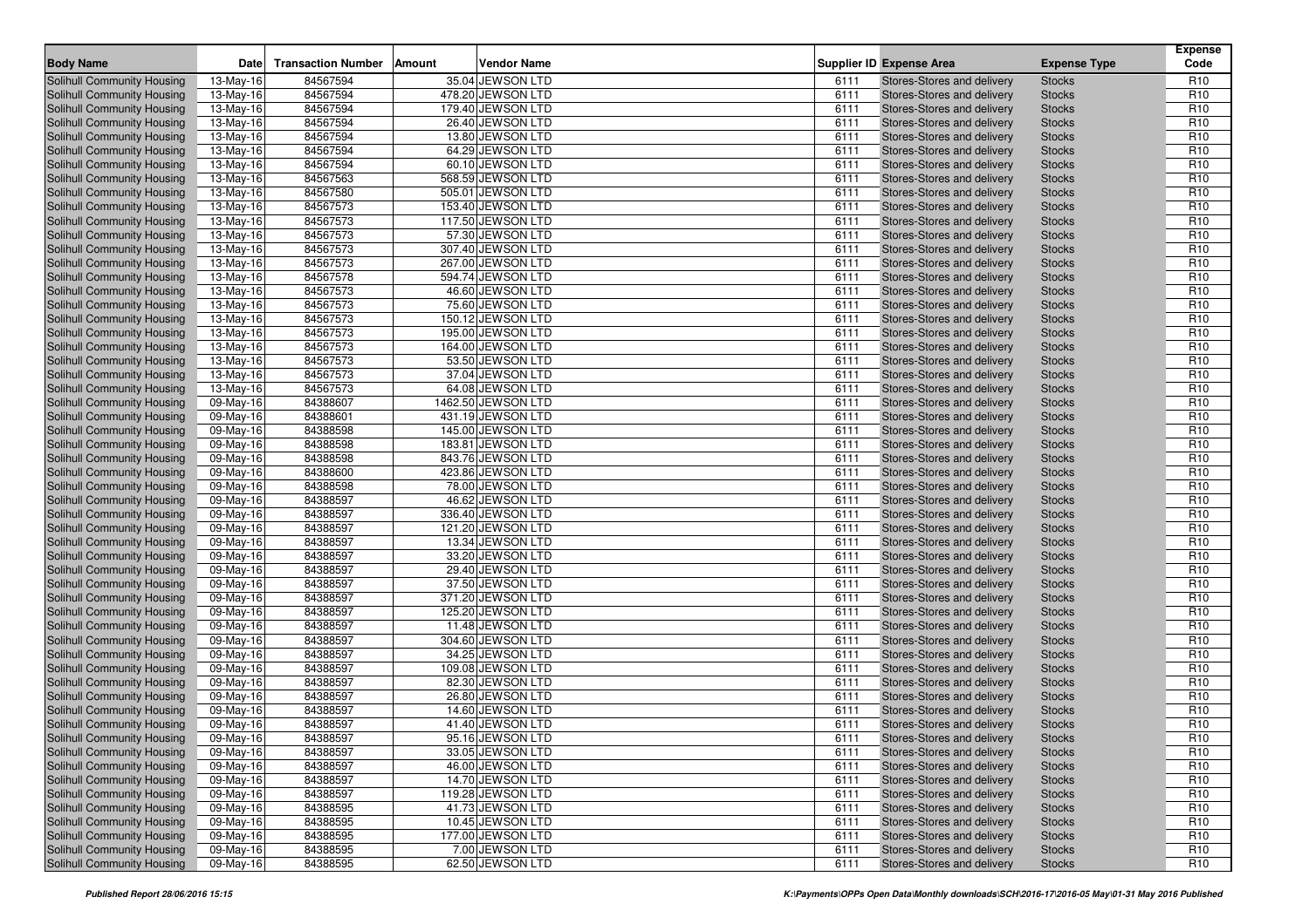| Body Name | Date | Transaction Number | Amount | Vendor Name | Supplier ID | Expense Area | Expense Type | Expense Code |
|---|---|---|---|---|---|---|---|---|
| Solihull Community Housing | 13-May-16 | 84567594 | 35.04 | JEWSON LTD | 6111 | Stores-Stores and delivery | Stocks | R10 |
| Solihull Community Housing | 13-May-16 | 84567594 | 478.20 | JEWSON LTD | 6111 | Stores-Stores and delivery | Stocks | R10 |
| Solihull Community Housing | 13-May-16 | 84567594 | 179.40 | JEWSON LTD | 6111 | Stores-Stores and delivery | Stocks | R10 |
| Solihull Community Housing | 13-May-16 | 84567594 | 26.40 | JEWSON LTD | 6111 | Stores-Stores and delivery | Stocks | R10 |
| Solihull Community Housing | 13-May-16 | 84567594 | 13.80 | JEWSON LTD | 6111 | Stores-Stores and delivery | Stocks | R10 |
| Solihull Community Housing | 13-May-16 | 84567594 | 64.29 | JEWSON LTD | 6111 | Stores-Stores and delivery | Stocks | R10 |
| Solihull Community Housing | 13-May-16 | 84567594 | 60.10 | JEWSON LTD | 6111 | Stores-Stores and delivery | Stocks | R10 |
| Solihull Community Housing | 13-May-16 | 84567563 | 568.59 | JEWSON LTD | 6111 | Stores-Stores and delivery | Stocks | R10 |
| Solihull Community Housing | 13-May-16 | 84567580 | 505.01 | JEWSON LTD | 6111 | Stores-Stores and delivery | Stocks | R10 |
| Solihull Community Housing | 13-May-16 | 84567573 | 153.40 | JEWSON LTD | 6111 | Stores-Stores and delivery | Stocks | R10 |
| Solihull Community Housing | 13-May-16 | 84567573 | 117.50 | JEWSON LTD | 6111 | Stores-Stores and delivery | Stocks | R10 |
| Solihull Community Housing | 13-May-16 | 84567573 | 57.30 | JEWSON LTD | 6111 | Stores-Stores and delivery | Stocks | R10 |
| Solihull Community Housing | 13-May-16 | 84567573 | 307.40 | JEWSON LTD | 6111 | Stores-Stores and delivery | Stocks | R10 |
| Solihull Community Housing | 13-May-16 | 84567573 | 267.00 | JEWSON LTD | 6111 | Stores-Stores and delivery | Stocks | R10 |
| Solihull Community Housing | 13-May-16 | 84567578 | 594.74 | JEWSON LTD | 6111 | Stores-Stores and delivery | Stocks | R10 |
| Solihull Community Housing | 13-May-16 | 84567573 | 46.60 | JEWSON LTD | 6111 | Stores-Stores and delivery | Stocks | R10 |
| Solihull Community Housing | 13-May-16 | 84567573 | 75.60 | JEWSON LTD | 6111 | Stores-Stores and delivery | Stocks | R10 |
| Solihull Community Housing | 13-May-16 | 84567573 | 150.12 | JEWSON LTD | 6111 | Stores-Stores and delivery | Stocks | R10 |
| Solihull Community Housing | 13-May-16 | 84567573 | 195.00 | JEWSON LTD | 6111 | Stores-Stores and delivery | Stocks | R10 |
| Solihull Community Housing | 13-May-16 | 84567573 | 164.00 | JEWSON LTD | 6111 | Stores-Stores and delivery | Stocks | R10 |
| Solihull Community Housing | 13-May-16 | 84567573 | 53.50 | JEWSON LTD | 6111 | Stores-Stores and delivery | Stocks | R10 |
| Solihull Community Housing | 13-May-16 | 84567573 | 37.04 | JEWSON LTD | 6111 | Stores-Stores and delivery | Stocks | R10 |
| Solihull Community Housing | 13-May-16 | 84567573 | 64.08 | JEWSON LTD | 6111 | Stores-Stores and delivery | Stocks | R10 |
| Solihull Community Housing | 09-May-16 | 84388607 | 1462.50 | JEWSON LTD | 6111 | Stores-Stores and delivery | Stocks | R10 |
| Solihull Community Housing | 09-May-16 | 84388601 | 431.19 | JEWSON LTD | 6111 | Stores-Stores and delivery | Stocks | R10 |
| Solihull Community Housing | 09-May-16 | 84388598 | 145.00 | JEWSON LTD | 6111 | Stores-Stores and delivery | Stocks | R10 |
| Solihull Community Housing | 09-May-16 | 84388598 | 183.81 | JEWSON LTD | 6111 | Stores-Stores and delivery | Stocks | R10 |
| Solihull Community Housing | 09-May-16 | 84388598 | 843.76 | JEWSON LTD | 6111 | Stores-Stores and delivery | Stocks | R10 |
| Solihull Community Housing | 09-May-16 | 84388600 | 423.86 | JEWSON LTD | 6111 | Stores-Stores and delivery | Stocks | R10 |
| Solihull Community Housing | 09-May-16 | 84388598 | 78.00 | JEWSON LTD | 6111 | Stores-Stores and delivery | Stocks | R10 |
| Solihull Community Housing | 09-May-16 | 84388597 | 46.62 | JEWSON LTD | 6111 | Stores-Stores and delivery | Stocks | R10 |
| Solihull Community Housing | 09-May-16 | 84388597 | 336.40 | JEWSON LTD | 6111 | Stores-Stores and delivery | Stocks | R10 |
| Solihull Community Housing | 09-May-16 | 84388597 | 121.20 | JEWSON LTD | 6111 | Stores-Stores and delivery | Stocks | R10 |
| Solihull Community Housing | 09-May-16 | 84388597 | 13.34 | JEWSON LTD | 6111 | Stores-Stores and delivery | Stocks | R10 |
| Solihull Community Housing | 09-May-16 | 84388597 | 33.20 | JEWSON LTD | 6111 | Stores-Stores and delivery | Stocks | R10 |
| Solihull Community Housing | 09-May-16 | 84388597 | 29.40 | JEWSON LTD | 6111 | Stores-Stores and delivery | Stocks | R10 |
| Solihull Community Housing | 09-May-16 | 84388597 | 37.50 | JEWSON LTD | 6111 | Stores-Stores and delivery | Stocks | R10 |
| Solihull Community Housing | 09-May-16 | 84388597 | 371.20 | JEWSON LTD | 6111 | Stores-Stores and delivery | Stocks | R10 |
| Solihull Community Housing | 09-May-16 | 84388597 | 125.20 | JEWSON LTD | 6111 | Stores-Stores and delivery | Stocks | R10 |
| Solihull Community Housing | 09-May-16 | 84388597 | 11.48 | JEWSON LTD | 6111 | Stores-Stores and delivery | Stocks | R10 |
| Solihull Community Housing | 09-May-16 | 84388597 | 304.60 | JEWSON LTD | 6111 | Stores-Stores and delivery | Stocks | R10 |
| Solihull Community Housing | 09-May-16 | 84388597 | 34.25 | JEWSON LTD | 6111 | Stores-Stores and delivery | Stocks | R10 |
| Solihull Community Housing | 09-May-16 | 84388597 | 109.08 | JEWSON LTD | 6111 | Stores-Stores and delivery | Stocks | R10 |
| Solihull Community Housing | 09-May-16 | 84388597 | 82.30 | JEWSON LTD | 6111 | Stores-Stores and delivery | Stocks | R10 |
| Solihull Community Housing | 09-May-16 | 84388597 | 26.80 | JEWSON LTD | 6111 | Stores-Stores and delivery | Stocks | R10 |
| Solihull Community Housing | 09-May-16 | 84388597 | 14.60 | JEWSON LTD | 6111 | Stores-Stores and delivery | Stocks | R10 |
| Solihull Community Housing | 09-May-16 | 84388597 | 41.40 | JEWSON LTD | 6111 | Stores-Stores and delivery | Stocks | R10 |
| Solihull Community Housing | 09-May-16 | 84388597 | 95.16 | JEWSON LTD | 6111 | Stores-Stores and delivery | Stocks | R10 |
| Solihull Community Housing | 09-May-16 | 84388597 | 33.05 | JEWSON LTD | 6111 | Stores-Stores and delivery | Stocks | R10 |
| Solihull Community Housing | 09-May-16 | 84388597 | 46.00 | JEWSON LTD | 6111 | Stores-Stores and delivery | Stocks | R10 |
| Solihull Community Housing | 09-May-16 | 84388597 | 14.70 | JEWSON LTD | 6111 | Stores-Stores and delivery | Stocks | R10 |
| Solihull Community Housing | 09-May-16 | 84388597 | 119.28 | JEWSON LTD | 6111 | Stores-Stores and delivery | Stocks | R10 |
| Solihull Community Housing | 09-May-16 | 84388595 | 41.73 | JEWSON LTD | 6111 | Stores-Stores and delivery | Stocks | R10 |
| Solihull Community Housing | 09-May-16 | 84388595 | 10.45 | JEWSON LTD | 6111 | Stores-Stores and delivery | Stocks | R10 |
| Solihull Community Housing | 09-May-16 | 84388595 | 177.00 | JEWSON LTD | 6111 | Stores-Stores and delivery | Stocks | R10 |
| Solihull Community Housing | 09-May-16 | 84388595 | 7.00 | JEWSON LTD | 6111 | Stores-Stores and delivery | Stocks | R10 |
| Solihull Community Housing | 09-May-16 | 84388595 | 62.50 | JEWSON LTD | 6111 | Stores-Stores and delivery | Stocks | R10 |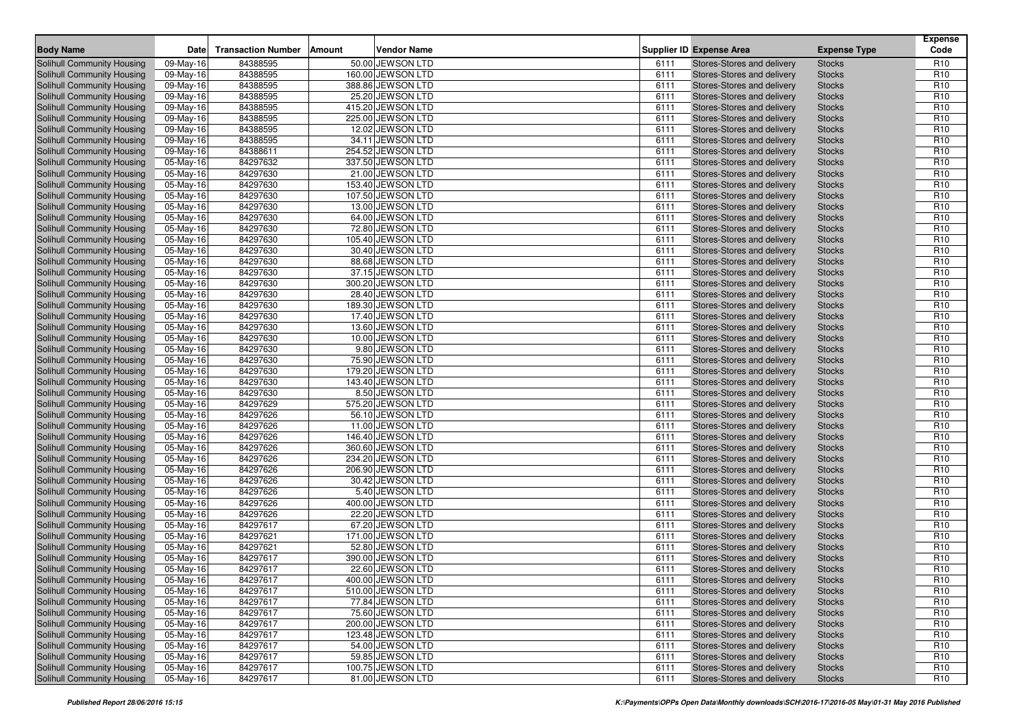| Body Name | Date | Transaction Number | Amount | Vendor Name | Supplier ID | Expense Area | Expense Type | Expense Code |
|---|---|---|---|---|---|---|---|---|
| Solihull Community Housing | 09-May-16 | 84388595 | 50.00 | JEWSON LTD | 6111 | Stores-Stores and delivery | Stocks | R10 |
| Solihull Community Housing | 09-May-16 | 84388595 | 160.00 | JEWSON LTD | 6111 | Stores-Stores and delivery | Stocks | R10 |
| Solihull Community Housing | 09-May-16 | 84388595 | 388.86 | JEWSON LTD | 6111 | Stores-Stores and delivery | Stocks | R10 |
| Solihull Community Housing | 09-May-16 | 84388595 | 25.20 | JEWSON LTD | 6111 | Stores-Stores and delivery | Stocks | R10 |
| Solihull Community Housing | 09-May-16 | 84388595 | 415.20 | JEWSON LTD | 6111 | Stores-Stores and delivery | Stocks | R10 |
| Solihull Community Housing | 09-May-16 | 84388595 | 225.00 | JEWSON LTD | 6111 | Stores-Stores and delivery | Stocks | R10 |
| Solihull Community Housing | 09-May-16 | 84388595 | 12.02 | JEWSON LTD | 6111 | Stores-Stores and delivery | Stocks | R10 |
| Solihull Community Housing | 09-May-16 | 84388595 | 34.11 | JEWSON LTD | 6111 | Stores-Stores and delivery | Stocks | R10 |
| Solihull Community Housing | 09-May-16 | 84388611 | 254.52 | JEWSON LTD | 6111 | Stores-Stores and delivery | Stocks | R10 |
| Solihull Community Housing | 05-May-16 | 84297632 | 337.50 | JEWSON LTD | 6111 | Stores-Stores and delivery | Stocks | R10 |
| Solihull Community Housing | 05-May-16 | 84297630 | 21.00 | JEWSON LTD | 6111 | Stores-Stores and delivery | Stocks | R10 |
| Solihull Community Housing | 05-May-16 | 84297630 | 153.40 | JEWSON LTD | 6111 | Stores-Stores and delivery | Stocks | R10 |
| Solihull Community Housing | 05-May-16 | 84297630 | 107.50 | JEWSON LTD | 6111 | Stores-Stores and delivery | Stocks | R10 |
| Solihull Community Housing | 05-May-16 | 84297630 | 13.00 | JEWSON LTD | 6111 | Stores-Stores and delivery | Stocks | R10 |
| Solihull Community Housing | 05-May-16 | 84297630 | 64.00 | JEWSON LTD | 6111 | Stores-Stores and delivery | Stocks | R10 |
| Solihull Community Housing | 05-May-16 | 84297630 | 72.80 | JEWSON LTD | 6111 | Stores-Stores and delivery | Stocks | R10 |
| Solihull Community Housing | 05-May-16 | 84297630 | 105.40 | JEWSON LTD | 6111 | Stores-Stores and delivery | Stocks | R10 |
| Solihull Community Housing | 05-May-16 | 84297630 | 30.40 | JEWSON LTD | 6111 | Stores-Stores and delivery | Stocks | R10 |
| Solihull Community Housing | 05-May-16 | 84297630 | 88.68 | JEWSON LTD | 6111 | Stores-Stores and delivery | Stocks | R10 |
| Solihull Community Housing | 05-May-16 | 84297630 | 37.15 | JEWSON LTD | 6111 | Stores-Stores and delivery | Stocks | R10 |
| Solihull Community Housing | 05-May-16 | 84297630 | 300.20 | JEWSON LTD | 6111 | Stores-Stores and delivery | Stocks | R10 |
| Solihull Community Housing | 05-May-16 | 84297630 | 28.40 | JEWSON LTD | 6111 | Stores-Stores and delivery | Stocks | R10 |
| Solihull Community Housing | 05-May-16 | 84297630 | 189.30 | JEWSON LTD | 6111 | Stores-Stores and delivery | Stocks | R10 |
| Solihull Community Housing | 05-May-16 | 84297630 | 17.40 | JEWSON LTD | 6111 | Stores-Stores and delivery | Stocks | R10 |
| Solihull Community Housing | 05-May-16 | 84297630 | 13.60 | JEWSON LTD | 6111 | Stores-Stores and delivery | Stocks | R10 |
| Solihull Community Housing | 05-May-16 | 84297630 | 10.00 | JEWSON LTD | 6111 | Stores-Stores and delivery | Stocks | R10 |
| Solihull Community Housing | 05-May-16 | 84297630 | 9.80 | JEWSON LTD | 6111 | Stores-Stores and delivery | Stocks | R10 |
| Solihull Community Housing | 05-May-16 | 84297630 | 75.90 | JEWSON LTD | 6111 | Stores-Stores and delivery | Stocks | R10 |
| Solihull Community Housing | 05-May-16 | 84297630 | 179.20 | JEWSON LTD | 6111 | Stores-Stores and delivery | Stocks | R10 |
| Solihull Community Housing | 05-May-16 | 84297630 | 143.40 | JEWSON LTD | 6111 | Stores-Stores and delivery | Stocks | R10 |
| Solihull Community Housing | 05-May-16 | 84297630 | 8.50 | JEWSON LTD | 6111 | Stores-Stores and delivery | Stocks | R10 |
| Solihull Community Housing | 05-May-16 | 84297629 | 575.20 | JEWSON LTD | 6111 | Stores-Stores and delivery | Stocks | R10 |
| Solihull Community Housing | 05-May-16 | 84297626 | 56.10 | JEWSON LTD | 6111 | Stores-Stores and delivery | Stocks | R10 |
| Solihull Community Housing | 05-May-16 | 84297626 | 11.00 | JEWSON LTD | 6111 | Stores-Stores and delivery | Stocks | R10 |
| Solihull Community Housing | 05-May-16 | 84297626 | 146.40 | JEWSON LTD | 6111 | Stores-Stores and delivery | Stocks | R10 |
| Solihull Community Housing | 05-May-16 | 84297626 | 360.60 | JEWSON LTD | 6111 | Stores-Stores and delivery | Stocks | R10 |
| Solihull Community Housing | 05-May-16 | 84297626 | 234.20 | JEWSON LTD | 6111 | Stores-Stores and delivery | Stocks | R10 |
| Solihull Community Housing | 05-May-16 | 84297626 | 206.90 | JEWSON LTD | 6111 | Stores-Stores and delivery | Stocks | R10 |
| Solihull Community Housing | 05-May-16 | 84297626 | 30.42 | JEWSON LTD | 6111 | Stores-Stores and delivery | Stocks | R10 |
| Solihull Community Housing | 05-May-16 | 84297626 | 5.40 | JEWSON LTD | 6111 | Stores-Stores and delivery | Stocks | R10 |
| Solihull Community Housing | 05-May-16 | 84297626 | 400.00 | JEWSON LTD | 6111 | Stores-Stores and delivery | Stocks | R10 |
| Solihull Community Housing | 05-May-16 | 84297626 | 22.20 | JEWSON LTD | 6111 | Stores-Stores and delivery | Stocks | R10 |
| Solihull Community Housing | 05-May-16 | 84297617 | 67.20 | JEWSON LTD | 6111 | Stores-Stores and delivery | Stocks | R10 |
| Solihull Community Housing | 05-May-16 | 84297621 | 171.00 | JEWSON LTD | 6111 | Stores-Stores and delivery | Stocks | R10 |
| Solihull Community Housing | 05-May-16 | 84297621 | 52.80 | JEWSON LTD | 6111 | Stores-Stores and delivery | Stocks | R10 |
| Solihull Community Housing | 05-May-16 | 84297617 | 390.00 | JEWSON LTD | 6111 | Stores-Stores and delivery | Stocks | R10 |
| Solihull Community Housing | 05-May-16 | 84297617 | 22.60 | JEWSON LTD | 6111 | Stores-Stores and delivery | Stocks | R10 |
| Solihull Community Housing | 05-May-16 | 84297617 | 400.00 | JEWSON LTD | 6111 | Stores-Stores and delivery | Stocks | R10 |
| Solihull Community Housing | 05-May-16 | 84297617 | 510.00 | JEWSON LTD | 6111 | Stores-Stores and delivery | Stocks | R10 |
| Solihull Community Housing | 05-May-16 | 84297617 | 77.84 | JEWSON LTD | 6111 | Stores-Stores and delivery | Stocks | R10 |
| Solihull Community Housing | 05-May-16 | 84297617 | 75.60 | JEWSON LTD | 6111 | Stores-Stores and delivery | Stocks | R10 |
| Solihull Community Housing | 05-May-16 | 84297617 | 200.00 | JEWSON LTD | 6111 | Stores-Stores and delivery | Stocks | R10 |
| Solihull Community Housing | 05-May-16 | 84297617 | 123.48 | JEWSON LTD | 6111 | Stores-Stores and delivery | Stocks | R10 |
| Solihull Community Housing | 05-May-16 | 84297617 | 54.00 | JEWSON LTD | 6111 | Stores-Stores and delivery | Stocks | R10 |
| Solihull Community Housing | 05-May-16 | 84297617 | 59.85 | JEWSON LTD | 6111 | Stores-Stores and delivery | Stocks | R10 |
| Solihull Community Housing | 05-May-16 | 84297617 | 100.75 | JEWSON LTD | 6111 | Stores-Stores and delivery | Stocks | R10 |
| Solihull Community Housing | 05-May-16 | 84297617 | 81.00 | JEWSON LTD | 6111 | Stores-Stores and delivery | Stocks | R10 |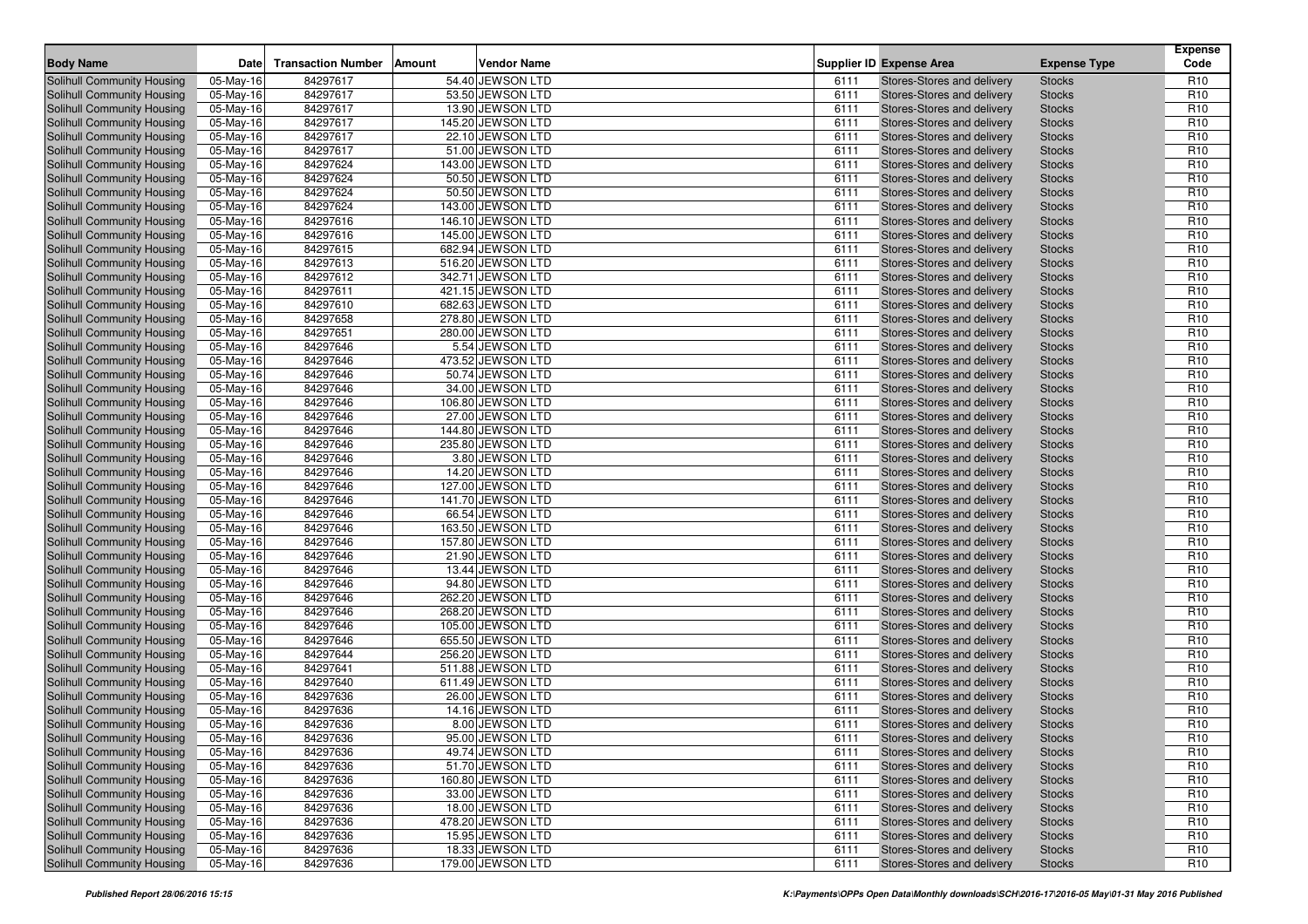| Body Name | Date | Transaction Number | Amount | Vendor Name | Supplier ID | Expense Area | Expense Type | Expense Code |
|---|---|---|---|---|---|---|---|---|
| Solihull Community Housing | 05-May-16 | 84297617 | 54.40 | JEWSON LTD | 6111 | Stores-Stores and delivery | Stocks | R10 |
| Solihull Community Housing | 05-May-16 | 84297617 | 53.50 | JEWSON LTD | 6111 | Stores-Stores and delivery | Stocks | R10 |
| Solihull Community Housing | 05-May-16 | 84297617 | 13.90 | JEWSON LTD | 6111 | Stores-Stores and delivery | Stocks | R10 |
| Solihull Community Housing | 05-May-16 | 84297617 | 145.20 | JEWSON LTD | 6111 | Stores-Stores and delivery | Stocks | R10 |
| Solihull Community Housing | 05-May-16 | 84297617 | 22.10 | JEWSON LTD | 6111 | Stores-Stores and delivery | Stocks | R10 |
| Solihull Community Housing | 05-May-16 | 84297617 | 51.00 | JEWSON LTD | 6111 | Stores-Stores and delivery | Stocks | R10 |
| Solihull Community Housing | 05-May-16 | 84297624 | 143.00 | JEWSON LTD | 6111 | Stores-Stores and delivery | Stocks | R10 |
| Solihull Community Housing | 05-May-16 | 84297624 | 50.50 | JEWSON LTD | 6111 | Stores-Stores and delivery | Stocks | R10 |
| Solihull Community Housing | 05-May-16 | 84297624 | 50.50 | JEWSON LTD | 6111 | Stores-Stores and delivery | Stocks | R10 |
| Solihull Community Housing | 05-May-16 | 84297624 | 143.00 | JEWSON LTD | 6111 | Stores-Stores and delivery | Stocks | R10 |
| Solihull Community Housing | 05-May-16 | 84297616 | 146.10 | JEWSON LTD | 6111 | Stores-Stores and delivery | Stocks | R10 |
| Solihull Community Housing | 05-May-16 | 84297616 | 145.00 | JEWSON LTD | 6111 | Stores-Stores and delivery | Stocks | R10 |
| Solihull Community Housing | 05-May-16 | 84297615 | 682.94 | JEWSON LTD | 6111 | Stores-Stores and delivery | Stocks | R10 |
| Solihull Community Housing | 05-May-16 | 84297613 | 516.20 | JEWSON LTD | 6111 | Stores-Stores and delivery | Stocks | R10 |
| Solihull Community Housing | 05-May-16 | 84297612 | 342.71 | JEWSON LTD | 6111 | Stores-Stores and delivery | Stocks | R10 |
| Solihull Community Housing | 05-May-16 | 84297611 | 421.15 | JEWSON LTD | 6111 | Stores-Stores and delivery | Stocks | R10 |
| Solihull Community Housing | 05-May-16 | 84297610 | 682.63 | JEWSON LTD | 6111 | Stores-Stores and delivery | Stocks | R10 |
| Solihull Community Housing | 05-May-16 | 84297658 | 278.80 | JEWSON LTD | 6111 | Stores-Stores and delivery | Stocks | R10 |
| Solihull Community Housing | 05-May-16 | 84297651 | 280.00 | JEWSON LTD | 6111 | Stores-Stores and delivery | Stocks | R10 |
| Solihull Community Housing | 05-May-16 | 84297646 | 5.54 | JEWSON LTD | 6111 | Stores-Stores and delivery | Stocks | R10 |
| Solihull Community Housing | 05-May-16 | 84297646 | 473.52 | JEWSON LTD | 6111 | Stores-Stores and delivery | Stocks | R10 |
| Solihull Community Housing | 05-May-16 | 84297646 | 50.74 | JEWSON LTD | 6111 | Stores-Stores and delivery | Stocks | R10 |
| Solihull Community Housing | 05-May-16 | 84297646 | 34.00 | JEWSON LTD | 6111 | Stores-Stores and delivery | Stocks | R10 |
| Solihull Community Housing | 05-May-16 | 84297646 | 106.80 | JEWSON LTD | 6111 | Stores-Stores and delivery | Stocks | R10 |
| Solihull Community Housing | 05-May-16 | 84297646 | 27.00 | JEWSON LTD | 6111 | Stores-Stores and delivery | Stocks | R10 |
| Solihull Community Housing | 05-May-16 | 84297646 | 144.80 | JEWSON LTD | 6111 | Stores-Stores and delivery | Stocks | R10 |
| Solihull Community Housing | 05-May-16 | 84297646 | 235.80 | JEWSON LTD | 6111 | Stores-Stores and delivery | Stocks | R10 |
| Solihull Community Housing | 05-May-16 | 84297646 | 3.80 | JEWSON LTD | 6111 | Stores-Stores and delivery | Stocks | R10 |
| Solihull Community Housing | 05-May-16 | 84297646 | 14.20 | JEWSON LTD | 6111 | Stores-Stores and delivery | Stocks | R10 |
| Solihull Community Housing | 05-May-16 | 84297646 | 127.00 | JEWSON LTD | 6111 | Stores-Stores and delivery | Stocks | R10 |
| Solihull Community Housing | 05-May-16 | 84297646 | 141.70 | JEWSON LTD | 6111 | Stores-Stores and delivery | Stocks | R10 |
| Solihull Community Housing | 05-May-16 | 84297646 | 66.54 | JEWSON LTD | 6111 | Stores-Stores and delivery | Stocks | R10 |
| Solihull Community Housing | 05-May-16 | 84297646 | 163.50 | JEWSON LTD | 6111 | Stores-Stores and delivery | Stocks | R10 |
| Solihull Community Housing | 05-May-16 | 84297646 | 157.80 | JEWSON LTD | 6111 | Stores-Stores and delivery | Stocks | R10 |
| Solihull Community Housing | 05-May-16 | 84297646 | 21.90 | JEWSON LTD | 6111 | Stores-Stores and delivery | Stocks | R10 |
| Solihull Community Housing | 05-May-16 | 84297646 | 13.44 | JEWSON LTD | 6111 | Stores-Stores and delivery | Stocks | R10 |
| Solihull Community Housing | 05-May-16 | 84297646 | 94.80 | JEWSON LTD | 6111 | Stores-Stores and delivery | Stocks | R10 |
| Solihull Community Housing | 05-May-16 | 84297646 | 262.20 | JEWSON LTD | 6111 | Stores-Stores and delivery | Stocks | R10 |
| Solihull Community Housing | 05-May-16 | 84297646 | 268.20 | JEWSON LTD | 6111 | Stores-Stores and delivery | Stocks | R10 |
| Solihull Community Housing | 05-May-16 | 84297646 | 105.00 | JEWSON LTD | 6111 | Stores-Stores and delivery | Stocks | R10 |
| Solihull Community Housing | 05-May-16 | 84297646 | 655.50 | JEWSON LTD | 6111 | Stores-Stores and delivery | Stocks | R10 |
| Solihull Community Housing | 05-May-16 | 84297644 | 256.20 | JEWSON LTD | 6111 | Stores-Stores and delivery | Stocks | R10 |
| Solihull Community Housing | 05-May-16 | 84297641 | 511.88 | JEWSON LTD | 6111 | Stores-Stores and delivery | Stocks | R10 |
| Solihull Community Housing | 05-May-16 | 84297640 | 611.49 | JEWSON LTD | 6111 | Stores-Stores and delivery | Stocks | R10 |
| Solihull Community Housing | 05-May-16 | 84297636 | 26.00 | JEWSON LTD | 6111 | Stores-Stores and delivery | Stocks | R10 |
| Solihull Community Housing | 05-May-16 | 84297636 | 14.16 | JEWSON LTD | 6111 | Stores-Stores and delivery | Stocks | R10 |
| Solihull Community Housing | 05-May-16 | 84297636 | 8.00 | JEWSON LTD | 6111 | Stores-Stores and delivery | Stocks | R10 |
| Solihull Community Housing | 05-May-16 | 84297636 | 95.00 | JEWSON LTD | 6111 | Stores-Stores and delivery | Stocks | R10 |
| Solihull Community Housing | 05-May-16 | 84297636 | 49.74 | JEWSON LTD | 6111 | Stores-Stores and delivery | Stocks | R10 |
| Solihull Community Housing | 05-May-16 | 84297636 | 51.70 | JEWSON LTD | 6111 | Stores-Stores and delivery | Stocks | R10 |
| Solihull Community Housing | 05-May-16 | 84297636 | 160.80 | JEWSON LTD | 6111 | Stores-Stores and delivery | Stocks | R10 |
| Solihull Community Housing | 05-May-16 | 84297636 | 33.00 | JEWSON LTD | 6111 | Stores-Stores and delivery | Stocks | R10 |
| Solihull Community Housing | 05-May-16 | 84297636 | 18.00 | JEWSON LTD | 6111 | Stores-Stores and delivery | Stocks | R10 |
| Solihull Community Housing | 05-May-16 | 84297636 | 478.20 | JEWSON LTD | 6111 | Stores-Stores and delivery | Stocks | R10 |
| Solihull Community Housing | 05-May-16 | 84297636 | 15.95 | JEWSON LTD | 6111 | Stores-Stores and delivery | Stocks | R10 |
| Solihull Community Housing | 05-May-16 | 84297636 | 18.33 | JEWSON LTD | 6111 | Stores-Stores and delivery | Stocks | R10 |
| Solihull Community Housing | 05-May-16 | 84297636 | 179.00 | JEWSON LTD | 6111 | Stores-Stores and delivery | Stocks | R10 |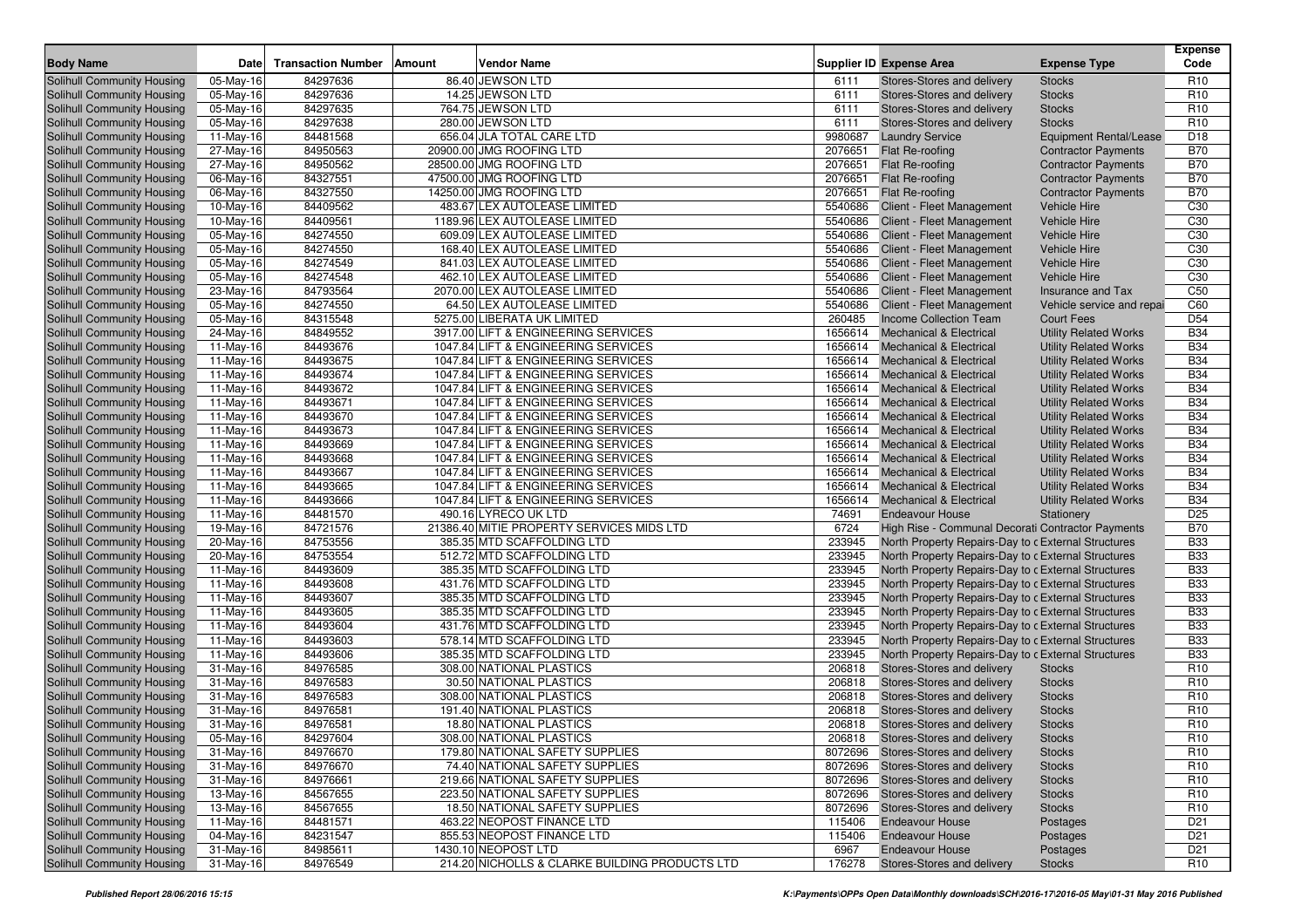| Body Name | Date | Transaction Number | Amount | Vendor Name | Supplier ID | Expense Area | Expense Type | Expense Code |
|---|---|---|---|---|---|---|---|---|
| Solihull Community Housing | 05-May-16 | 84297636 | 86.40 | JEWSON LTD | 6111 | Stores-Stores and delivery | Stocks | R10 |
| Solihull Community Housing | 05-May-16 | 84297636 | 14.25 | JEWSON LTD | 6111 | Stores-Stores and delivery | Stocks | R10 |
| Solihull Community Housing | 05-May-16 | 84297635 | 764.75 | JEWSON LTD | 6111 | Stores-Stores and delivery | Stocks | R10 |
| Solihull Community Housing | 05-May-16 | 84297638 | 280.00 | JEWSON LTD | 6111 | Stores-Stores and delivery | Stocks | R10 |
| Solihull Community Housing | 11-May-16 | 84481568 | 656.04 | JLA TOTAL CARE LTD | 9980687 | Laundry Service | Equipment Rental/Lease | D18 |
| Solihull Community Housing | 27-May-16 | 84950563 | 20900.00 | JMG ROOFING LTD | 2076651 | Flat Re-roofing | Contractor Payments | B70 |
| Solihull Community Housing | 27-May-16 | 84950562 | 28500.00 | JMG ROOFING LTD | 2076651 | Flat Re-roofing | Contractor Payments | B70 |
| Solihull Community Housing | 06-May-16 | 84327551 | 47500.00 | JMG ROOFING LTD | 2076651 | Flat Re-roofing | Contractor Payments | B70 |
| Solihull Community Housing | 06-May-16 | 84327550 | 14250.00 | JMG ROOFING LTD | 2076651 | Flat Re-roofing | Contractor Payments | B70 |
| Solihull Community Housing | 10-May-16 | 84409562 | 483.67 | LEX AUTOLEASE LIMITED | 5540686 | Client - Fleet Management | Vehicle Hire | C30 |
| Solihull Community Housing | 10-May-16 | 84409561 | 1189.96 | LEX AUTOLEASE LIMITED | 5540686 | Client - Fleet Management | Vehicle Hire | C30 |
| Solihull Community Housing | 05-May-16 | 84274550 | 609.09 | LEX AUTOLEASE LIMITED | 5540686 | Client - Fleet Management | Vehicle Hire | C30 |
| Solihull Community Housing | 05-May-16 | 84274550 | 168.40 | LEX AUTOLEASE LIMITED | 5540686 | Client - Fleet Management | Vehicle Hire | C30 |
| Solihull Community Housing | 05-May-16 | 84274549 | 841.03 | LEX AUTOLEASE LIMITED | 5540686 | Client - Fleet Management | Vehicle Hire | C30 |
| Solihull Community Housing | 05-May-16 | 84274548 | 462.10 | LEX AUTOLEASE LIMITED | 5540686 | Client - Fleet Management | Vehicle Hire | C30 |
| Solihull Community Housing | 23-May-16 | 84793564 | 2070.00 | LEX AUTOLEASE LIMITED | 5540686 | Client - Fleet Management | Insurance and Tax | C50 |
| Solihull Community Housing | 05-May-16 | 84274550 | 64.50 | LEX AUTOLEASE LIMITED | 5540686 | Client - Fleet Management | Vehicle service and repai | C60 |
| Solihull Community Housing | 05-May-16 | 84315548 | 5275.00 | LIBERATA UK LIMITED | 260485 | Income Collection Team | Court Fees | D54 |
| Solihull Community Housing | 24-May-16 | 84849552 | 3917.00 | LIFT & ENGINEERING SERVICES | 1656614 | Mechanical & Electrical | Utility Related Works | B34 |
| Solihull Community Housing | 11-May-16 | 84493676 | 1047.84 | LIFT & ENGINEERING SERVICES | 1656614 | Mechanical & Electrical | Utility Related Works | B34 |
| Solihull Community Housing | 11-May-16 | 84493675 | 1047.84 | LIFT & ENGINEERING SERVICES | 1656614 | Mechanical & Electrical | Utility Related Works | B34 |
| Solihull Community Housing | 11-May-16 | 84493674 | 1047.84 | LIFT & ENGINEERING SERVICES | 1656614 | Mechanical & Electrical | Utility Related Works | B34 |
| Solihull Community Housing | 11-May-16 | 84493672 | 1047.84 | LIFT & ENGINEERING SERVICES | 1656614 | Mechanical & Electrical | Utility Related Works | B34 |
| Solihull Community Housing | 11-May-16 | 84493671 | 1047.84 | LIFT & ENGINEERING SERVICES | 1656614 | Mechanical & Electrical | Utility Related Works | B34 |
| Solihull Community Housing | 11-May-16 | 84493670 | 1047.84 | LIFT & ENGINEERING SERVICES | 1656614 | Mechanical & Electrical | Utility Related Works | B34 |
| Solihull Community Housing | 11-May-16 | 84493673 | 1047.84 | LIFT & ENGINEERING SERVICES | 1656614 | Mechanical & Electrical | Utility Related Works | B34 |
| Solihull Community Housing | 11-May-16 | 84493669 | 1047.84 | LIFT & ENGINEERING SERVICES | 1656614 | Mechanical & Electrical | Utility Related Works | B34 |
| Solihull Community Housing | 11-May-16 | 84493668 | 1047.84 | LIFT & ENGINEERING SERVICES | 1656614 | Mechanical & Electrical | Utility Related Works | B34 |
| Solihull Community Housing | 11-May-16 | 84493667 | 1047.84 | LIFT & ENGINEERING SERVICES | 1656614 | Mechanical & Electrical | Utility Related Works | B34 |
| Solihull Community Housing | 11-May-16 | 84493665 | 1047.84 | LIFT & ENGINEERING SERVICES | 1656614 | Mechanical & Electrical | Utility Related Works | B34 |
| Solihull Community Housing | 11-May-16 | 84493666 | 1047.84 | LIFT & ENGINEERING SERVICES | 1656614 | Mechanical & Electrical | Utility Related Works | B34 |
| Solihull Community Housing | 11-May-16 | 84481570 | 490.16 | LYRECO UK LTD | 74691 | Endeavour House | Stationery | D25 |
| Solihull Community Housing | 19-May-16 | 84721576 | 21386.40 | MITIE PROPERTY SERVICES MIDS LTD | 6724 | High Rise - Communal Decorati | Contractor Payments | B70 |
| Solihull Community Housing | 20-May-16 | 84753556 | 385.35 | MTD SCAFFOLDING LTD | 233945 | North Property Repairs-Day to c | External Structures | B33 |
| Solihull Community Housing | 20-May-16 | 84753554 | 512.72 | MTD SCAFFOLDING LTD | 233945 | North Property Repairs-Day to c | External Structures | B33 |
| Solihull Community Housing | 11-May-16 | 84493609 | 385.35 | MTD SCAFFOLDING LTD | 233945 | North Property Repairs-Day to c | External Structures | B33 |
| Solihull Community Housing | 11-May-16 | 84493608 | 431.76 | MTD SCAFFOLDING LTD | 233945 | North Property Repairs-Day to c | External Structures | B33 |
| Solihull Community Housing | 11-May-16 | 84493607 | 385.35 | MTD SCAFFOLDING LTD | 233945 | North Property Repairs-Day to c | External Structures | B33 |
| Solihull Community Housing | 11-May-16 | 84493605 | 385.35 | MTD SCAFFOLDING LTD | 233945 | North Property Repairs-Day to c | External Structures | B33 |
| Solihull Community Housing | 11-May-16 | 84493604 | 431.76 | MTD SCAFFOLDING LTD | 233945 | North Property Repairs-Day to c | External Structures | B33 |
| Solihull Community Housing | 11-May-16 | 84493603 | 578.14 | MTD SCAFFOLDING LTD | 233945 | North Property Repairs-Day to c | External Structures | B33 |
| Solihull Community Housing | 11-May-16 | 84493606 | 385.35 | MTD SCAFFOLDING LTD | 233945 | North Property Repairs-Day to c | External Structures | B33 |
| Solihull Community Housing | 31-May-16 | 84976585 | 308.00 | NATIONAL PLASTICS | 206818 | Stores-Stores and delivery | Stocks | R10 |
| Solihull Community Housing | 31-May-16 | 84976583 | 30.50 | NATIONAL PLASTICS | 206818 | Stores-Stores and delivery | Stocks | R10 |
| Solihull Community Housing | 31-May-16 | 84976583 | 308.00 | NATIONAL PLASTICS | 206818 | Stores-Stores and delivery | Stocks | R10 |
| Solihull Community Housing | 31-May-16 | 84976581 | 191.40 | NATIONAL PLASTICS | 206818 | Stores-Stores and delivery | Stocks | R10 |
| Solihull Community Housing | 31-May-16 | 84976581 | 18.80 | NATIONAL PLASTICS | 206818 | Stores-Stores and delivery | Stocks | R10 |
| Solihull Community Housing | 05-May-16 | 84297604 | 308.00 | NATIONAL PLASTICS | 206818 | Stores-Stores and delivery | Stocks | R10 |
| Solihull Community Housing | 31-May-16 | 84976670 | 179.80 | NATIONAL SAFETY SUPPLIES | 8072696 | Stores-Stores and delivery | Stocks | R10 |
| Solihull Community Housing | 31-May-16 | 84976670 | 74.40 | NATIONAL SAFETY SUPPLIES | 8072696 | Stores-Stores and delivery | Stocks | R10 |
| Solihull Community Housing | 31-May-16 | 84976661 | 219.66 | NATIONAL SAFETY SUPPLIES | 8072696 | Stores-Stores and delivery | Stocks | R10 |
| Solihull Community Housing | 13-May-16 | 84567655 | 223.50 | NATIONAL SAFETY SUPPLIES | 8072696 | Stores-Stores and delivery | Stocks | R10 |
| Solihull Community Housing | 13-May-16 | 84567655 | 18.50 | NATIONAL SAFETY SUPPLIES | 8072696 | Stores-Stores and delivery | Stocks | R10 |
| Solihull Community Housing | 11-May-16 | 84481571 | 463.22 | NEOPOST FINANCE LTD | 115406 | Endeavour House | Postages | D21 |
| Solihull Community Housing | 04-May-16 | 84231547 | 855.53 | NEOPOST FINANCE LTD | 115406 | Endeavour House | Postages | D21 |
| Solihull Community Housing | 31-May-16 | 84985611 | 1430.10 | NEOPOST LTD | 6967 | Endeavour House | Postages | D21 |
| Solihull Community Housing | 31-May-16 | 84976549 | 214.20 | NICHOLLS & CLARKE BUILDING PRODUCTS LTD | 176278 | Stores-Stores and delivery | Stocks | R10 |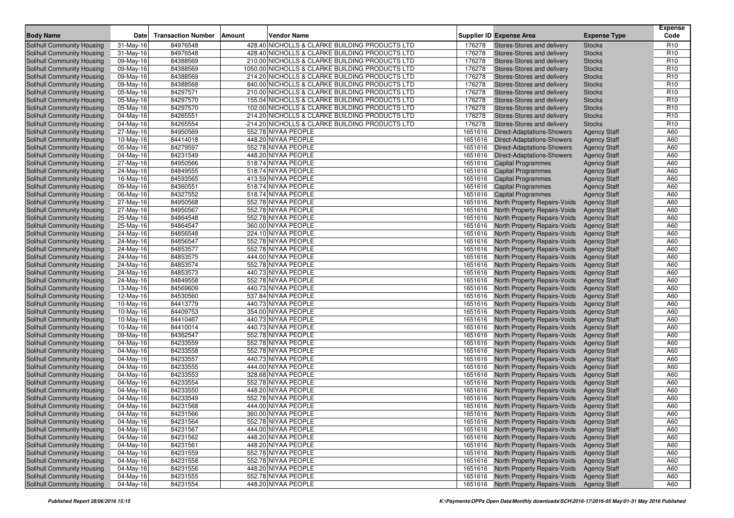| Body Name | Date | Transaction Number | Amount | Vendor Name | Supplier ID | Expense Area | Expense Type | Expense Code |
|---|---|---|---|---|---|---|---|---|
| Solihull Community Housing | 31-May-16 | 84976548 | 428.40 | NICHOLLS & CLARKE BUILDING PRODUCTS LTD | 176278 | Stores-Stores and delivery | Stocks | R10 |
| Solihull Community Housing | 31-May-16 | 84976548 | 428.40 | NICHOLLS & CLARKE BUILDING PRODUCTS LTD | 176278 | Stores-Stores and delivery | Stocks | R10 |
| Solihull Community Housing | 09-May-16 | 84388569 | 210.00 | NICHOLLS & CLARKE BUILDING PRODUCTS LTD | 176278 | Stores-Stores and delivery | Stocks | R10 |
| Solihull Community Housing | 09-May-16 | 84388569 | 1050.00 | NICHOLLS & CLARKE BUILDING PRODUCTS LTD | 176278 | Stores-Stores and delivery | Stocks | R10 |
| Solihull Community Housing | 09-May-16 | 84388569 | 214.20 | NICHOLLS & CLARKE BUILDING PRODUCTS LTD | 176278 | Stores-Stores and delivery | Stocks | R10 |
| Solihull Community Housing | 09-May-16 | 84388568 | 840.00 | NICHOLLS & CLARKE BUILDING PRODUCTS LTD | 176278 | Stores-Stores and delivery | Stocks | R10 |
| Solihull Community Housing | 05-May-16 | 84297571 | 210.00 | NICHOLLS & CLARKE BUILDING PRODUCTS LTD | 176278 | Stores-Stores and delivery | Stocks | R10 |
| Solihull Community Housing | 05-May-16 | 84297570 | 155.04 | NICHOLLS & CLARKE BUILDING PRODUCTS LTD | 176278 | Stores-Stores and delivery | Stocks | R10 |
| Solihull Community Housing | 05-May-16 | 84297570 | 102.00 | NICHOLLS & CLARKE BUILDING PRODUCTS LTD | 176278 | Stores-Stores and delivery | Stocks | R10 |
| Solihull Community Housing | 04-May-16 | 84265551 | 214.20 | NICHOLLS & CLARKE BUILDING PRODUCTS LTD | 176278 | Stores-Stores and delivery | Stocks | R10 |
| Solihull Community Housing | 04-May-16 | 84265554 | -214.20 | NICHOLLS & CLARKE BUILDING PRODUCTS LTD | 176278 | Stores-Stores and delivery | Stocks | R10 |
| Solihull Community Housing | 27-May-16 | 84950569 | 552.78 | NIYAA PEOPLE | 1651616 | Direct-Adaptations-Showers | Agency Staff | A60 |
| Solihull Community Housing | 10-May-16 | 84414018 | 448.20 | NIYAA PEOPLE | 1651616 | Direct-Adaptations-Showers | Agency Staff | A60 |
| Solihull Community Housing | 05-May-16 | 84279597 | 552.78 | NIYAA PEOPLE | 1651616 | Direct-Adaptations-Showers | Agency Staff | A60 |
| Solihull Community Housing | 04-May-16 | 84231549 | 448.20 | NIYAA PEOPLE | 1651616 | Direct-Adaptations-Showers | Agency Staff | A60 |
| Solihull Community Housing | 27-May-16 | 84950566 | 518.74 | NIYAA PEOPLE | 1651616 | Capital Programmes | Agency Staff | A60 |
| Solihull Community Housing | 24-May-16 | 84849555 | 518.74 | NIYAA PEOPLE | 1651616 | Capital Programmes | Agency Staff | A60 |
| Solihull Community Housing | 16-May-16 | 84593565 | 413.59 | NIYAA PEOPLE | 1651616 | Capital Programmes | Agency Staff | A60 |
| Solihull Community Housing | 09-May-16 | 84360551 | 518.74 | NIYAA PEOPLE | 1651616 | Capital Programmes | Agency Staff | A60 |
| Solihull Community Housing | 06-May-16 | 84327552 | 518.74 | NIYAA PEOPLE | 1651616 | Capital Programmes | Agency Staff | A60 |
| Solihull Community Housing | 27-May-16 | 84950568 | 552.78 | NIYAA PEOPLE | 1651616 | North Property Repairs-Voids | Agency Staff | A60 |
| Solihull Community Housing | 27-May-16 | 84950567 | 552.78 | NIYAA PEOPLE | 1651616 | North Property Repairs-Voids | Agency Staff | A60 |
| Solihull Community Housing | 25-May-16 | 84864548 | 552.78 | NIYAA PEOPLE | 1651616 | North Property Repairs-Voids | Agency Staff | A60 |
| Solihull Community Housing | 25-May-16 | 84864547 | 360.00 | NIYAA PEOPLE | 1651616 | North Property Repairs-Voids | Agency Staff | A60 |
| Solihull Community Housing | 24-May-16 | 84856548 | 224.10 | NIYAA PEOPLE | 1651616 | North Property Repairs-Voids | Agency Staff | A60 |
| Solihull Community Housing | 24-May-16 | 84856547 | 552.78 | NIYAA PEOPLE | 1651616 | North Property Repairs-Voids | Agency Staff | A60 |
| Solihull Community Housing | 24-May-16 | 84853577 | 552.78 | NIYAA PEOPLE | 1651616 | North Property Repairs-Voids | Agency Staff | A60 |
| Solihull Community Housing | 24-May-16 | 84853575 | 444.00 | NIYAA PEOPLE | 1651616 | North Property Repairs-Voids | Agency Staff | A60 |
| Solihull Community Housing | 24-May-16 | 84853574 | 552.78 | NIYAA PEOPLE | 1651616 | North Property Repairs-Voids | Agency Staff | A60 |
| Solihull Community Housing | 24-May-16 | 84853573 | 440.73 | NIYAA PEOPLE | 1651616 | North Property Repairs-Voids | Agency Staff | A60 |
| Solihull Community Housing | 24-May-16 | 84849558 | 552.78 | NIYAA PEOPLE | 1651616 | North Property Repairs-Voids | Agency Staff | A60 |
| Solihull Community Housing | 13-May-16 | 84569609 | 440.73 | NIYAA PEOPLE | 1651616 | North Property Repairs-Voids | Agency Staff | A60 |
| Solihull Community Housing | 12-May-16 | 84530560 | 537.84 | NIYAA PEOPLE | 1651616 | North Property Repairs-Voids | Agency Staff | A60 |
| Solihull Community Housing | 10-May-16 | 84413779 | 440.73 | NIYAA PEOPLE | 1651616 | North Property Repairs-Voids | Agency Staff | A60 |
| Solihull Community Housing | 10-May-16 | 84409753 | 354.00 | NIYAA PEOPLE | 1651616 | North Property Repairs-Voids | Agency Staff | A60 |
| Solihull Community Housing | 10-May-16 | 84410467 | 440.73 | NIYAA PEOPLE | 1651616 | North Property Repairs-Voids | Agency Staff | A60 |
| Solihull Community Housing | 10-May-16 | 84410014 | 440.73 | NIYAA PEOPLE | 1651616 | North Property Repairs-Voids | Agency Staff | A60 |
| Solihull Community Housing | 09-May-16 | 84362547 | 552.78 | NIYAA PEOPLE | 1651616 | North Property Repairs-Voids | Agency Staff | A60 |
| Solihull Community Housing | 04-May-16 | 84233559 | 552.78 | NIYAA PEOPLE | 1651616 | North Property Repairs-Voids | Agency Staff | A60 |
| Solihull Community Housing | 04-May-16 | 84233558 | 552.78 | NIYAA PEOPLE | 1651616 | North Property Repairs-Voids | Agency Staff | A60 |
| Solihull Community Housing | 04-May-16 | 84233557 | 440.73 | NIYAA PEOPLE | 1651616 | North Property Repairs-Voids | Agency Staff | A60 |
| Solihull Community Housing | 04-May-16 | 84233555 | 444.00 | NIYAA PEOPLE | 1651616 | North Property Repairs-Voids | Agency Staff | A60 |
| Solihull Community Housing | 04-May-16 | 84233553 | 328.68 | NIYAA PEOPLE | 1651616 | North Property Repairs-Voids | Agency Staff | A60 |
| Solihull Community Housing | 04-May-16 | 84233554 | 552.78 | NIYAA PEOPLE | 1651616 | North Property Repairs-Voids | Agency Staff | A60 |
| Solihull Community Housing | 04-May-16 | 84233550 | 448.20 | NIYAA PEOPLE | 1651616 | North Property Repairs-Voids | Agency Staff | A60 |
| Solihull Community Housing | 04-May-16 | 84233549 | 552.78 | NIYAA PEOPLE | 1651616 | North Property Repairs-Voids | Agency Staff | A60 |
| Solihull Community Housing | 04-May-16 | 84231568 | 444.00 | NIYAA PEOPLE | 1651616 | North Property Repairs-Voids | Agency Staff | A60 |
| Solihull Community Housing | 04-May-16 | 84231566 | 360.00 | NIYAA PEOPLE | 1651616 | North Property Repairs-Voids | Agency Staff | A60 |
| Solihull Community Housing | 04-May-16 | 84231564 | 552.78 | NIYAA PEOPLE | 1651616 | North Property Repairs-Voids | Agency Staff | A60 |
| Solihull Community Housing | 04-May-16 | 84231567 | 444.00 | NIYAA PEOPLE | 1651616 | North Property Repairs-Voids | Agency Staff | A60 |
| Solihull Community Housing | 04-May-16 | 84231562 | 448.20 | NIYAA PEOPLE | 1651616 | North Property Repairs-Voids | Agency Staff | A60 |
| Solihull Community Housing | 04-May-16 | 84231561 | 448.20 | NIYAA PEOPLE | 1651616 | North Property Repairs-Voids | Agency Staff | A60 |
| Solihull Community Housing | 04-May-16 | 84231559 | 552.78 | NIYAA PEOPLE | 1651616 | North Property Repairs-Voids | Agency Staff | A60 |
| Solihull Community Housing | 04-May-16 | 84231558 | 552.78 | NIYAA PEOPLE | 1651616 | North Property Repairs-Voids | Agency Staff | A60 |
| Solihull Community Housing | 04-May-16 | 84231556 | 448.20 | NIYAA PEOPLE | 1651616 | North Property Repairs-Voids | Agency Staff | A60 |
| Solihull Community Housing | 04-May-16 | 84231555 | 552.78 | NIYAA PEOPLE | 1651616 | North Property Repairs-Voids | Agency Staff | A60 |
| Solihull Community Housing | 04-May-16 | 84231554 | 448.20 | NIYAA PEOPLE | 1651616 | North Property Repairs-Voids | Agency Staff | A60 |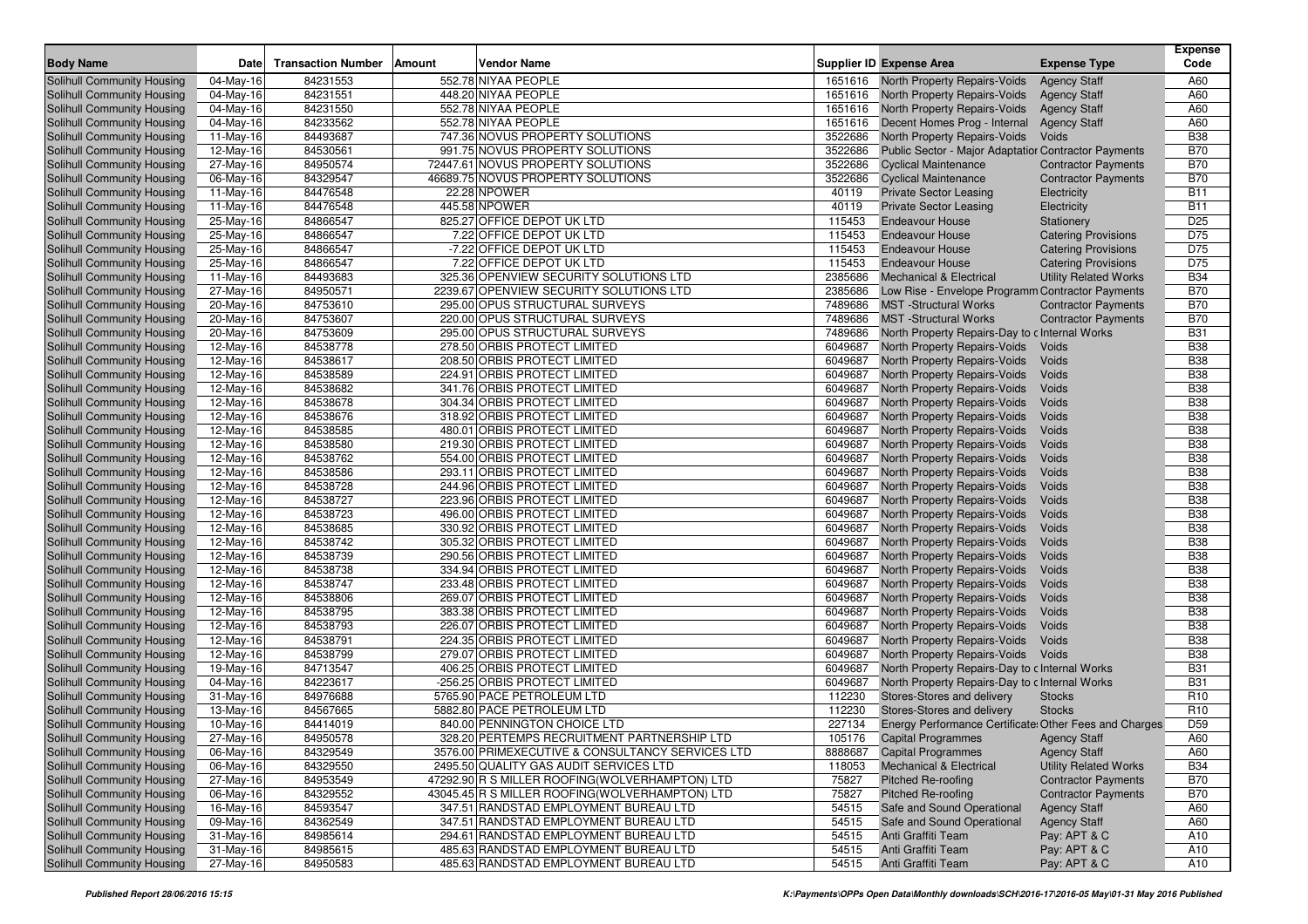| Body Name | Date | Transaction Number | Amount | Vendor Name | Supplier ID | Expense Area | Expense Type | Expense Code |
|---|---|---|---|---|---|---|---|---|
| Solihull Community Housing | 04-May-16 | 84231553 | 552.78 | NIYAA PEOPLE | 1651616 | North Property Repairs-Voids | Agency Staff | A60 |
| Solihull Community Housing | 04-May-16 | 84231551 | 448.20 | NIYAA PEOPLE | 1651616 | North Property Repairs-Voids | Agency Staff | A60 |
| Solihull Community Housing | 04-May-16 | 84231550 | 552.78 | NIYAA PEOPLE | 1651616 | North Property Repairs-Voids | Agency Staff | A60 |
| Solihull Community Housing | 04-May-16 | 84233562 | 552.78 | NIYAA PEOPLE | 1651616 | Decent Homes Prog - Internal | Agency Staff | A60 |
| Solihull Community Housing | 11-May-16 | 84493687 | 747.36 | NOVUS PROPERTY SOLUTIONS | 3522686 | North Property Repairs-Voids | Voids | B38 |
| Solihull Community Housing | 12-May-16 | 84530561 | 991.75 | NOVUS PROPERTY SOLUTIONS | 3522686 | Public Sector - Major Adaptatior | Contractor Payments | B70 |
| Solihull Community Housing | 27-May-16 | 84950574 | 72447.61 | NOVUS PROPERTY SOLUTIONS | 3522686 | Cyclical Maintenance | Contractor Payments | B70 |
| Solihull Community Housing | 06-May-16 | 84329547 | 46689.75 | NOVUS PROPERTY SOLUTIONS | 3522686 | Cyclical Maintenance | Contractor Payments | B70 |
| Solihull Community Housing | 11-May-16 | 84476548 | 22.28 | NPOWER | 40119 | Private Sector Leasing | Electricity | B11 |
| Solihull Community Housing | 11-May-16 | 84476548 | 445.58 | NPOWER | 40119 | Private Sector Leasing | Electricity | B11 |
| Solihull Community Housing | 25-May-16 | 84866547 | 825.27 | OFFICE DEPOT UK LTD | 115453 | Endeavour House | Stationery | D25 |
| Solihull Community Housing | 25-May-16 | 84866547 | 7.22 | OFFICE DEPOT UK LTD | 115453 | Endeavour House | Catering Provisions | D75 |
| Solihull Community Housing | 25-May-16 | 84866547 | -7.22 | OFFICE DEPOT UK LTD | 115453 | Endeavour House | Catering Provisions | D75 |
| Solihull Community Housing | 25-May-16 | 84866547 | 7.22 | OFFICE DEPOT UK LTD | 115453 | Endeavour House | Catering Provisions | D75 |
| Solihull Community Housing | 11-May-16 | 84493683 | 325.36 | OPENVIEW SECURITY SOLUTIONS LTD | 2385686 | Mechanical & Electrical | Utility Related Works | B34 |
| Solihull Community Housing | 27-May-16 | 84950571 | 2239.67 | OPENVIEW SECURITY SOLUTIONS LTD | 2385686 | Low Rise - Envelope Programm | Contractor Payments | B70 |
| Solihull Community Housing | 20-May-16 | 84753610 | 295.00 | OPUS STRUCTURAL SURVEYS | 7489686 | MST -Structural Works | Contractor Payments | B70 |
| Solihull Community Housing | 20-May-16 | 84753607 | 220.00 | OPUS STRUCTURAL SURVEYS | 7489686 | MST -Structural Works | Contractor Payments | B70 |
| Solihull Community Housing | 20-May-16 | 84753609 | 295.00 | OPUS STRUCTURAL SURVEYS | 7489686 | North Property Repairs-Day to c | Internal Works | B31 |
| Solihull Community Housing | 12-May-16 | 84538778 | 278.50 | ORBIS PROTECT LIMITED | 6049687 | North Property Repairs-Voids | Voids | B38 |
| Solihull Community Housing | 12-May-16 | 84538617 | 208.50 | ORBIS PROTECT LIMITED | 6049687 | North Property Repairs-Voids | Voids | B38 |
| Solihull Community Housing | 12-May-16 | 84538589 | 224.91 | ORBIS PROTECT LIMITED | 6049687 | North Property Repairs-Voids | Voids | B38 |
| Solihull Community Housing | 12-May-16 | 84538682 | 341.76 | ORBIS PROTECT LIMITED | 6049687 | North Property Repairs-Voids | Voids | B38 |
| Solihull Community Housing | 12-May-16 | 84538678 | 304.34 | ORBIS PROTECT LIMITED | 6049687 | North Property Repairs-Voids | Voids | B38 |
| Solihull Community Housing | 12-May-16 | 84538676 | 318.92 | ORBIS PROTECT LIMITED | 6049687 | North Property Repairs-Voids | Voids | B38 |
| Solihull Community Housing | 12-May-16 | 84538585 | 480.01 | ORBIS PROTECT LIMITED | 6049687 | North Property Repairs-Voids | Voids | B38 |
| Solihull Community Housing | 12-May-16 | 84538580 | 219.30 | ORBIS PROTECT LIMITED | 6049687 | North Property Repairs-Voids | Voids | B38 |
| Solihull Community Housing | 12-May-16 | 84538762 | 554.00 | ORBIS PROTECT LIMITED | 6049687 | North Property Repairs-Voids | Voids | B38 |
| Solihull Community Housing | 12-May-16 | 84538586 | 293.11 | ORBIS PROTECT LIMITED | 6049687 | North Property Repairs-Voids | Voids | B38 |
| Solihull Community Housing | 12-May-16 | 84538728 | 244.96 | ORBIS PROTECT LIMITED | 6049687 | North Property Repairs-Voids | Voids | B38 |
| Solihull Community Housing | 12-May-16 | 84538727 | 223.96 | ORBIS PROTECT LIMITED | 6049687 | North Property Repairs-Voids | Voids | B38 |
| Solihull Community Housing | 12-May-16 | 84538723 | 496.00 | ORBIS PROTECT LIMITED | 6049687 | North Property Repairs-Voids | Voids | B38 |
| Solihull Community Housing | 12-May-16 | 84538685 | 330.92 | ORBIS PROTECT LIMITED | 6049687 | North Property Repairs-Voids | Voids | B38 |
| Solihull Community Housing | 12-May-16 | 84538742 | 305.32 | ORBIS PROTECT LIMITED | 6049687 | North Property Repairs-Voids | Voids | B38 |
| Solihull Community Housing | 12-May-16 | 84538739 | 290.56 | ORBIS PROTECT LIMITED | 6049687 | North Property Repairs-Voids | Voids | B38 |
| Solihull Community Housing | 12-May-16 | 84538738 | 334.94 | ORBIS PROTECT LIMITED | 6049687 | North Property Repairs-Voids | Voids | B38 |
| Solihull Community Housing | 12-May-16 | 84538747 | 233.48 | ORBIS PROTECT LIMITED | 6049687 | North Property Repairs-Voids | Voids | B38 |
| Solihull Community Housing | 12-May-16 | 84538806 | 269.07 | ORBIS PROTECT LIMITED | 6049687 | North Property Repairs-Voids | Voids | B38 |
| Solihull Community Housing | 12-May-16 | 84538795 | 383.38 | ORBIS PROTECT LIMITED | 6049687 | North Property Repairs-Voids | Voids | B38 |
| Solihull Community Housing | 12-May-16 | 84538793 | 226.07 | ORBIS PROTECT LIMITED | 6049687 | North Property Repairs-Voids | Voids | B38 |
| Solihull Community Housing | 12-May-16 | 84538791 | 224.35 | ORBIS PROTECT LIMITED | 6049687 | North Property Repairs-Voids | Voids | B38 |
| Solihull Community Housing | 12-May-16 | 84538799 | 279.07 | ORBIS PROTECT LIMITED | 6049687 | North Property Repairs-Voids | Voids | B38 |
| Solihull Community Housing | 19-May-16 | 84713547 | 406.25 | ORBIS PROTECT LIMITED | 6049687 | North Property Repairs-Day to c | Internal Works | B31 |
| Solihull Community Housing | 04-May-16 | 84223617 | -256.25 | ORBIS PROTECT LIMITED | 6049687 | North Property Repairs-Day to c | Internal Works | B31 |
| Solihull Community Housing | 31-May-16 | 84976688 | 5765.90 | PACE PETROLEUM LTD | 112230 | Stores-Stores and delivery | Stocks | R10 |
| Solihull Community Housing | 13-May-16 | 84567665 | 5882.80 | PACE PETROLEUM LTD | 112230 | Stores-Stores and delivery | Stocks | R10 |
| Solihull Community Housing | 10-May-16 | 84414019 | 840.00 | PENNINGTON CHOICE LTD | 227134 | Energy Performance Certificate | Other Fees and Charges | D59 |
| Solihull Community Housing | 27-May-16 | 84950578 | 328.20 | PERTEMPS RECRUITMENT PARTNERSHIP LTD | 105176 | Capital Programmes | Agency Staff | A60 |
| Solihull Community Housing | 06-May-16 | 84329549 | 3576.00 | PRIMEXECUTIVE & CONSULTANCY SERVICES LTD | 8888687 | Capital Programmes | Agency Staff | A60 |
| Solihull Community Housing | 06-May-16 | 84329550 | 2495.50 | QUALITY GAS AUDIT SERVICES LTD | 118053 | Mechanical & Electrical | Utility Related Works | B34 |
| Solihull Community Housing | 27-May-16 | 84953549 | 47292.90 | R S MILLER ROOFING(WOLVERHAMPTON) LTD | 75827 | Pitched Re-roofing | Contractor Payments | B70 |
| Solihull Community Housing | 06-May-16 | 84329552 | 43045.45 | R S MILLER ROOFING(WOLVERHAMPTON) LTD | 75827 | Pitched Re-roofing | Contractor Payments | B70 |
| Solihull Community Housing | 16-May-16 | 84593547 | 347.51 | RANDSTAD EMPLOYMENT BUREAU LTD | 54515 | Safe and Sound Operational | Agency Staff | A60 |
| Solihull Community Housing | 09-May-16 | 84362549 | 347.51 | RANDSTAD EMPLOYMENT BUREAU LTD | 54515 | Safe and Sound Operational | Agency Staff | A60 |
| Solihull Community Housing | 31-May-16 | 84985614 | 294.61 | RANDSTAD EMPLOYMENT BUREAU LTD | 54515 | Anti Graffiti Team | Pay: APT & C | A10 |
| Solihull Community Housing | 31-May-16 | 84985615 | 485.63 | RANDSTAD EMPLOYMENT BUREAU LTD | 54515 | Anti Graffiti Team | Pay: APT & C | A10 |
| Solihull Community Housing | 27-May-16 | 84950583 | 485.63 | RANDSTAD EMPLOYMENT BUREAU LTD | 54515 | Anti Graffiti Team | Pay: APT & C | A10 |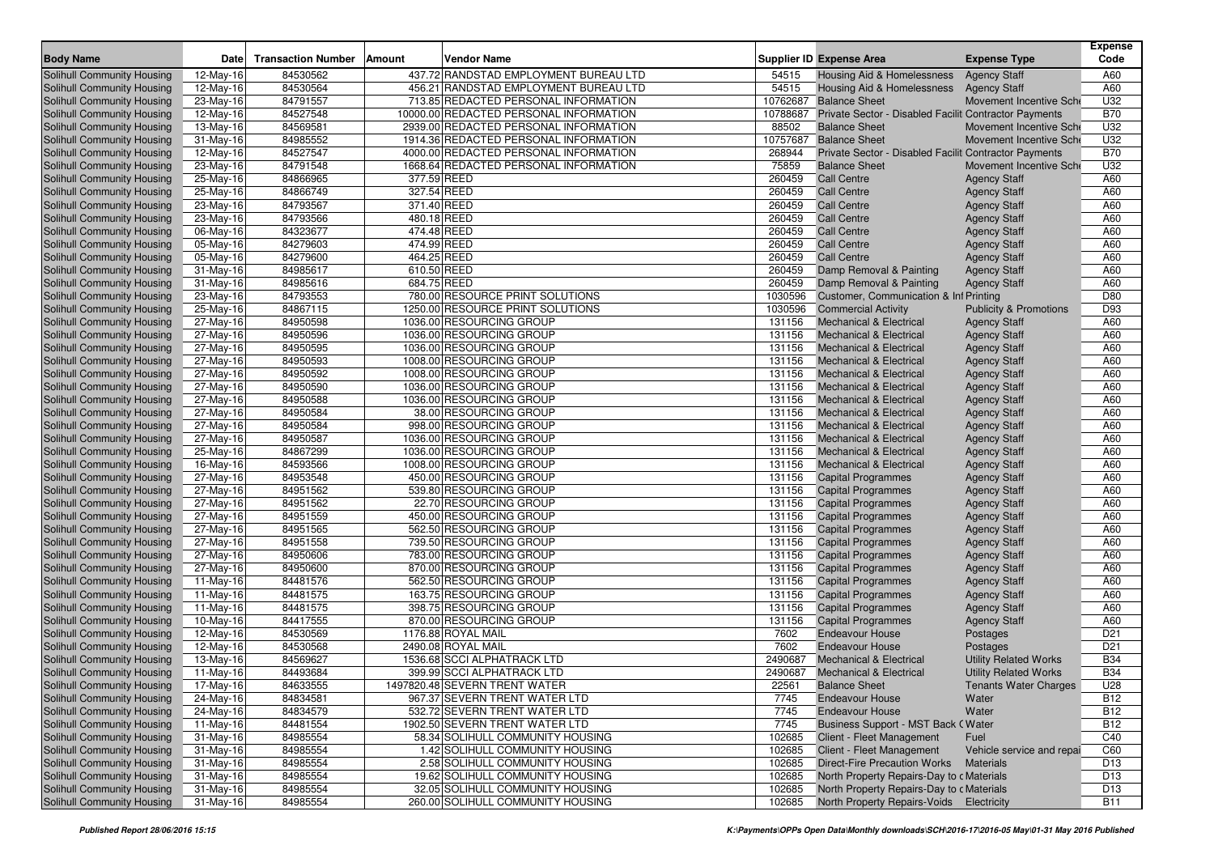| Body Name | Date | Transaction Number | Amount | Vendor Name | Supplier ID | Expense Area | Expense Type | Expense Code |
|---|---|---|---|---|---|---|---|---|
| Solihull Community Housing | 12-May-16 | 84530562 | 437.72 | RANDSTAD EMPLOYMENT BUREAU LTD | 54515 | Housing Aid & Homelessness | Agency Staff | A60 |
| Solihull Community Housing | 12-May-16 | 84530564 | 456.21 | RANDSTAD EMPLOYMENT BUREAU LTD | 54515 | Housing Aid & Homelessness | Agency Staff | A60 |
| Solihull Community Housing | 23-May-16 | 84791557 | 713.85 | REDACTED PERSONAL INFORMATION | 10762687 | Balance Sheet | Movement Incentive Sche | U32 |
| Solihull Community Housing | 12-May-16 | 84527548 | 10000.00 | REDACTED PERSONAL INFORMATION | 10788687 | Private Sector - Disabled Facilit | Contractor Payments | B70 |
| Solihull Community Housing | 13-May-16 | 84569581 | 2939.00 | REDACTED PERSONAL INFORMATION | 88502 | Balance Sheet | Movement Incentive Sche | U32 |
| Solihull Community Housing | 31-May-16 | 84985552 | 1914.36 | REDACTED PERSONAL INFORMATION | 10757687 | Balance Sheet | Movement Incentive Sche | U32 |
| Solihull Community Housing | 12-May-16 | 84527547 | 4000.00 | REDACTED PERSONAL INFORMATION | 268944 | Private Sector - Disabled Facilit | Contractor Payments | B70 |
| Solihull Community Housing | 23-May-16 | 84791548 | 1668.64 | REDACTED PERSONAL INFORMATION | 75859 | Balance Sheet | Movement Incentive Sche | U32 |
| Solihull Community Housing | 25-May-16 | 84866965 | 377.59 | REED | 260459 | Call Centre | Agency Staff | A60 |
| Solihull Community Housing | 25-May-16 | 84866749 | 327.54 | REED | 260459 | Call Centre | Agency Staff | A60 |
| Solihull Community Housing | 23-May-16 | 84793567 | 371.40 | REED | 260459 | Call Centre | Agency Staff | A60 |
| Solihull Community Housing | 23-May-16 | 84793566 | 480.18 | REED | 260459 | Call Centre | Agency Staff | A60 |
| Solihull Community Housing | 06-May-16 | 84323677 | 474.48 | REED | 260459 | Call Centre | Agency Staff | A60 |
| Solihull Community Housing | 05-May-16 | 84279603 | 474.99 | REED | 260459 | Call Centre | Agency Staff | A60 |
| Solihull Community Housing | 05-May-16 | 84279600 | 464.25 | REED | 260459 | Call Centre | Agency Staff | A60 |
| Solihull Community Housing | 31-May-16 | 84985617 | 610.50 | REED | 260459 | Damp Removal & Painting | Agency Staff | A60 |
| Solihull Community Housing | 31-May-16 | 84985616 | 684.75 | REED | 260459 | Damp Removal & Painting | Agency Staff | A60 |
| Solihull Community Housing | 23-May-16 | 84793553 | 780.00 | RESOURCE PRINT SOLUTIONS | 1030596 | Customer, Communication & Inf | Printing | D80 |
| Solihull Community Housing | 25-May-16 | 84867115 | 1250.00 | RESOURCE PRINT SOLUTIONS | 1030596 | Commercial Activity | Publicity & Promotions | D93 |
| Solihull Community Housing | 27-May-16 | 84950598 | 1036.00 | RESOURCING GROUP | 131156 | Mechanical & Electrical | Agency Staff | A60 |
| Solihull Community Housing | 27-May-16 | 84950596 | 1036.00 | RESOURCING GROUP | 131156 | Mechanical & Electrical | Agency Staff | A60 |
| Solihull Community Housing | 27-May-16 | 84950595 | 1036.00 | RESOURCING GROUP | 131156 | Mechanical & Electrical | Agency Staff | A60 |
| Solihull Community Housing | 27-May-16 | 84950593 | 1008.00 | RESOURCING GROUP | 131156 | Mechanical & Electrical | Agency Staff | A60 |
| Solihull Community Housing | 27-May-16 | 84950592 | 1008.00 | RESOURCING GROUP | 131156 | Mechanical & Electrical | Agency Staff | A60 |
| Solihull Community Housing | 27-May-16 | 84950590 | 1036.00 | RESOURCING GROUP | 131156 | Mechanical & Electrical | Agency Staff | A60 |
| Solihull Community Housing | 27-May-16 | 84950588 | 1036.00 | RESOURCING GROUP | 131156 | Mechanical & Electrical | Agency Staff | A60 |
| Solihull Community Housing | 27-May-16 | 84950584 | 38.00 | RESOURCING GROUP | 131156 | Mechanical & Electrical | Agency Staff | A60 |
| Solihull Community Housing | 27-May-16 | 84950584 | 998.00 | RESOURCING GROUP | 131156 | Mechanical & Electrical | Agency Staff | A60 |
| Solihull Community Housing | 27-May-16 | 84950587 | 1036.00 | RESOURCING GROUP | 131156 | Mechanical & Electrical | Agency Staff | A60 |
| Solihull Community Housing | 25-May-16 | 84867299 | 1036.00 | RESOURCING GROUP | 131156 | Mechanical & Electrical | Agency Staff | A60 |
| Solihull Community Housing | 16-May-16 | 84593566 | 1008.00 | RESOURCING GROUP | 131156 | Mechanical & Electrical | Agency Staff | A60 |
| Solihull Community Housing | 27-May-16 | 84953548 | 450.00 | RESOURCING GROUP | 131156 | Capital Programmes | Agency Staff | A60 |
| Solihull Community Housing | 27-May-16 | 84951562 | 539.80 | RESOURCING GROUP | 131156 | Capital Programmes | Agency Staff | A60 |
| Solihull Community Housing | 27-May-16 | 84951562 | 22.70 | RESOURCING GROUP | 131156 | Capital Programmes | Agency Staff | A60 |
| Solihull Community Housing | 27-May-16 | 84951559 | 450.00 | RESOURCING GROUP | 131156 | Capital Programmes | Agency Staff | A60 |
| Solihull Community Housing | 27-May-16 | 84951565 | 562.50 | RESOURCING GROUP | 131156 | Capital Programmes | Agency Staff | A60 |
| Solihull Community Housing | 27-May-16 | 84951558 | 739.50 | RESOURCING GROUP | 131156 | Capital Programmes | Agency Staff | A60 |
| Solihull Community Housing | 27-May-16 | 84950606 | 783.00 | RESOURCING GROUP | 131156 | Capital Programmes | Agency Staff | A60 |
| Solihull Community Housing | 27-May-16 | 84950600 | 870.00 | RESOURCING GROUP | 131156 | Capital Programmes | Agency Staff | A60 |
| Solihull Community Housing | 11-May-16 | 84481576 | 562.50 | RESOURCING GROUP | 131156 | Capital Programmes | Agency Staff | A60 |
| Solihull Community Housing | 11-May-16 | 84481575 | 163.75 | RESOURCING GROUP | 131156 | Capital Programmes | Agency Staff | A60 |
| Solihull Community Housing | 11-May-16 | 84481575 | 398.75 | RESOURCING GROUP | 131156 | Capital Programmes | Agency Staff | A60 |
| Solihull Community Housing | 10-May-16 | 84417555 | 870.00 | RESOURCING GROUP | 131156 | Capital Programmes | Agency Staff | A60 |
| Solihull Community Housing | 12-May-16 | 84530569 | 1176.88 | ROYAL MAIL | 7602 | Endeavour House | Postages | D21 |
| Solihull Community Housing | 12-May-16 | 84530568 | 2490.08 | ROYAL MAIL | 7602 | Endeavour House | Postages | D21 |
| Solihull Community Housing | 13-May-16 | 84569627 | 1536.68 | SCCI ALPHATRACK LTD | 2490687 | Mechanical & Electrical | Utility Related Works | B34 |
| Solihull Community Housing | 11-May-16 | 84493684 | 399.99 | SCCI ALPHATRACK LTD | 2490687 | Mechanical & Electrical | Utility Related Works | B34 |
| Solihull Community Housing | 17-May-16 | 84633555 | 1497820.48 | SEVERN TRENT WATER | 22561 | Balance Sheet | Tenants Water Charges | U28 |
| Solihull Community Housing | 24-May-16 | 84834581 | 967.37 | SEVERN TRENT WATER LTD | 7745 | Endeavour House | Water | B12 |
| Solihull Community Housing | 24-May-16 | 84834579 | 532.72 | SEVERN TRENT WATER LTD | 7745 | Endeavour House | Water | B12 |
| Solihull Community Housing | 11-May-16 | 84481554 | 1902.50 | SEVERN TRENT WATER LTD | 7745 | Business Support - MST Back ( | Water | B12 |
| Solihull Community Housing | 31-May-16 | 84985554 | 58.34 | SOLIHULL COMMUNITY HOUSING | 102685 | Client - Fleet Management | Fuel | C40 |
| Solihull Community Housing | 31-May-16 | 84985554 | 1.42 | SOLIHULL COMMUNITY HOUSING | 102685 | Client - Fleet Management | Vehicle service and repai | C60 |
| Solihull Community Housing | 31-May-16 | 84985554 | 2.58 | SOLIHULL COMMUNITY HOUSING | 102685 | Direct-Fire Precaution Works | Materials | D13 |
| Solihull Community Housing | 31-May-16 | 84985554 | 19.62 | SOLIHULL COMMUNITY HOUSING | 102685 | North Property Repairs-Day to c | Materials | D13 |
| Solihull Community Housing | 31-May-16 | 84985554 | 32.05 | SOLIHULL COMMUNITY HOUSING | 102685 | North Property Repairs-Day to c | Materials | D13 |
| Solihull Community Housing | 31-May-16 | 84985554 | 260.00 | SOLIHULL COMMUNITY HOUSING | 102685 | North Property Repairs-Voids | Electricity | B11 |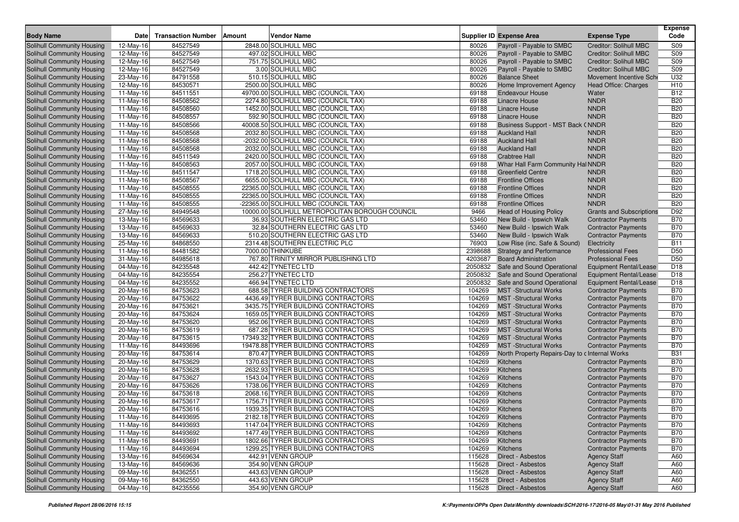| Body Name | Date | Transaction Number | Amount | Vendor Name | Supplier ID | Expense Area | Expense Type | Expense Code |
|---|---|---|---|---|---|---|---|---|
| Solihull Community Housing | 12-May-16 | 84527549 | 2848.00 | SOLIHULL MBC | 80026 | Payroll - Payable to SMBC | Creditor: Solihull MBC | S09 |
| Solihull Community Housing | 12-May-16 | 84527549 | 497.02 | SOLIHULL MBC | 80026 | Payroll - Payable to SMBC | Creditor: Solihull MBC | S09 |
| Solihull Community Housing | 12-May-16 | 84527549 | 751.75 | SOLIHULL MBC | 80026 | Payroll - Payable to SMBC | Creditor: Solihull MBC | S09 |
| Solihull Community Housing | 12-May-16 | 84527549 | 3.00 | SOLIHULL MBC | 80026 | Payroll - Payable to SMBC | Creditor: Solihull MBC | S09 |
| Solihull Community Housing | 23-May-16 | 84791558 | 510.15 | SOLIHULL MBC | 80026 | Balance Sheet | Movement Incentive Sche | U32 |
| Solihull Community Housing | 12-May-16 | 84530571 | 2500.00 | SOLIHULL MBC | 80026 | Home Improvement Agency | Head Office: Charges | H10 |
| Solihull Community Housing | 11-May-16 | 84511551 | 49700.00 | SOLIHULL MBC (COUNCIL TAX) | 69188 | Endeavour House | Water | B12 |
| Solihull Community Housing | 11-May-16 | 84508562 | 2274.80 | SOLIHULL MBC (COUNCIL TAX) | 69188 | Linacre House | NNDR | B20 |
| Solihull Community Housing | 11-May-16 | 84508560 | 1452.00 | SOLIHULL MBC (COUNCIL TAX) | 69188 | Linacre House | NNDR | B20 |
| Solihull Community Housing | 11-May-16 | 84508557 | 592.90 | SOLIHULL MBC (COUNCIL TAX) | 69188 | Linacre House | NNDR | B20 |
| Solihull Community Housing | 11-May-16 | 84508566 | 40008.50 | SOLIHULL MBC (COUNCIL TAX) | 69188 | Business Support - MST Back ( | NNDR | B20 |
| Solihull Community Housing | 11-May-16 | 84508568 | 2032.80 | SOLIHULL MBC (COUNCIL TAX) | 69188 | Auckland Hall | NNDR | B20 |
| Solihull Community Housing | 11-May-16 | 84508568 | -2032.00 | SOLIHULL MBC (COUNCIL TAX) | 69188 | Auckland Hall | NNDR | B20 |
| Solihull Community Housing | 11-May-16 | 84508568 | 2032.00 | SOLIHULL MBC (COUNCIL TAX) | 69188 | Auckland Hall | NNDR | B20 |
| Solihull Community Housing | 11-May-16 | 84511549 | 2420.00 | SOLIHULL MBC (COUNCIL TAX) | 69188 | Crabtree Hall | NNDR | B20 |
| Solihull Community Housing | 11-May-16 | 84508563 | 2057.00 | SOLIHULL MBC (COUNCIL TAX) | 69188 | Whar Hall Farm Community Hal | NNDR | B20 |
| Solihull Community Housing | 11-May-16 | 84511547 | 1718.20 | SOLIHULL MBC (COUNCIL TAX) | 69188 | Greenfield Centre | NNDR | B20 |
| Solihull Community Housing | 11-May-16 | 84508567 | 6655.00 | SOLIHULL MBC (COUNCIL TAX) | 69188 | Frontline Offices | NNDR | B20 |
| Solihull Community Housing | 11-May-16 | 84508555 | 22365.00 | SOLIHULL MBC (COUNCIL TAX) | 69188 | Frontline Offices | NNDR | B20 |
| Solihull Community Housing | 11-May-16 | 84508555 | 22365.00 | SOLIHULL MBC (COUNCIL TAX) | 69188 | Frontline Offices | NNDR | B20 |
| Solihull Community Housing | 11-May-16 | 84508555 | -22365.00 | SOLIHULL MBC (COUNCIL TAX) | 69188 | Frontline Offices | NNDR | B20 |
| Solihull Community Housing | 27-May-16 | 84949548 | 10000.00 | SOLIHULL METROPOLITAN BOROUGH COUNCIL | 9466 | Head of Housing Policy | Grants and Subscriptions | D92 |
| Solihull Community Housing | 13-May-16 | 84569633 | 36.93 | SOUTHERN ELECTRIC GAS LTD | 53460 | New Build - Ipswich Walk | Contractor Payments | B70 |
| Solihull Community Housing | 13-May-16 | 84569633 | 32.84 | SOUTHERN ELECTRIC GAS LTD | 53460 | New Build - Ipswich Walk | Contractor Payments | B70 |
| Solihull Community Housing | 13-May-16 | 84569633 | 510.20 | SOUTHERN ELECTRIC GAS LTD | 53460 | New Build - Ipswich Walk | Contractor Payments | B70 |
| Solihull Community Housing | 25-May-16 | 84868550 | 2314.48 | SOUTHERN ELECTRIC PLC | 76903 | Low Rise (inc. Safe & Sound) | Electricity | B11 |
| Solihull Community Housing | 11-May-16 | 84481582 | 7000.00 | THINKUBE | 2398688 | Strategy and Performance | Professional Fees | D50 |
| Solihull Community Housing | 31-May-16 | 84985618 | 767.80 | TRINITY MIRROR PUBLISHING LTD | 4203687 | Board Administration | Professional Fees | D50 |
| Solihull Community Housing | 04-May-16 | 84235548 | 442.42 | TYNETEC LTD | 2050832 | Safe and Sound Operational | Equipment Rental/Lease | D18 |
| Solihull Community Housing | 04-May-16 | 84235554 | 256.27 | TYNETEC LTD | 2050832 | Safe and Sound Operational | Equipment Rental/Lease | D18 |
| Solihull Community Housing | 04-May-16 | 84235552 | 466.94 | TYNETEC LTD | 2050832 | Safe and Sound Operational | Equipment Rental/Lease | D18 |
| Solihull Community Housing | 20-May-16 | 84753623 | 688.58 | TYRER BUILDING CONTRACTORS | 104269 | MST -Structural Works | Contractor Payments | B70 |
| Solihull Community Housing | 20-May-16 | 84753622 | 4436.49 | TYRER BUILDING CONTRACTORS | 104269 | MST -Structural Works | Contractor Payments | B70 |
| Solihull Community Housing | 20-May-16 | 84753621 | 3435.75 | TYRER BUILDING CONTRACTORS | 104269 | MST -Structural Works | Contractor Payments | B70 |
| Solihull Community Housing | 20-May-16 | 84753624 | 1659.05 | TYRER BUILDING CONTRACTORS | 104269 | MST -Structural Works | Contractor Payments | B70 |
| Solihull Community Housing | 20-May-16 | 84753620 | 952.06 | TYRER BUILDING CONTRACTORS | 104269 | MST -Structural Works | Contractor Payments | B70 |
| Solihull Community Housing | 20-May-16 | 84753619 | 687.28 | TYRER BUILDING CONTRACTORS | 104269 | MST -Structural Works | Contractor Payments | B70 |
| Solihull Community Housing | 20-May-16 | 84753615 | 17349.32 | TYRER BUILDING CONTRACTORS | 104269 | MST -Structural Works | Contractor Payments | B70 |
| Solihull Community Housing | 11-May-16 | 84493696 | 19478.88 | TYRER BUILDING CONTRACTORS | 104269 | MST -Structural Works | Contractor Payments | B70 |
| Solihull Community Housing | 20-May-16 | 84753614 | 870.47 | TYRER BUILDING CONTRACTORS | 104269 | North Property Repairs-Day to c | Internal Works | B31 |
| Solihull Community Housing | 20-May-16 | 84753629 | 1370.63 | TYRER BUILDING CONTRACTORS | 104269 | Kitchens | Contractor Payments | B70 |
| Solihull Community Housing | 20-May-16 | 84753628 | 2632.93 | TYRER BUILDING CONTRACTORS | 104269 | Kitchens | Contractor Payments | B70 |
| Solihull Community Housing | 20-May-16 | 84753627 | 1543.04 | TYRER BUILDING CONTRACTORS | 104269 | Kitchens | Contractor Payments | B70 |
| Solihull Community Housing | 20-May-16 | 84753626 | 1738.06 | TYRER BUILDING CONTRACTORS | 104269 | Kitchens | Contractor Payments | B70 |
| Solihull Community Housing | 20-May-16 | 84753618 | 2068.16 | TYRER BUILDING CONTRACTORS | 104269 | Kitchens | Contractor Payments | B70 |
| Solihull Community Housing | 20-May-16 | 84753617 | 1756.71 | TYRER BUILDING CONTRACTORS | 104269 | Kitchens | Contractor Payments | B70 |
| Solihull Community Housing | 20-May-16 | 84753616 | 1939.35 | TYRER BUILDING CONTRACTORS | 104269 | Kitchens | Contractor Payments | B70 |
| Solihull Community Housing | 11-May-16 | 84493695 | 2182.18 | TYRER BUILDING CONTRACTORS | 104269 | Kitchens | Contractor Payments | B70 |
| Solihull Community Housing | 11-May-16 | 84493693 | 1147.04 | TYRER BUILDING CONTRACTORS | 104269 | Kitchens | Contractor Payments | B70 |
| Solihull Community Housing | 11-May-16 | 84493692 | 1477.49 | TYRER BUILDING CONTRACTORS | 104269 | Kitchens | Contractor Payments | B70 |
| Solihull Community Housing | 11-May-16 | 84493691 | 1802.66 | TYRER BUILDING CONTRACTORS | 104269 | Kitchens | Contractor Payments | B70 |
| Solihull Community Housing | 11-May-16 | 84493694 | 1299.25 | TYRER BUILDING CONTRACTORS | 104269 | Kitchens | Contractor Payments | B70 |
| Solihull Community Housing | 13-May-16 | 84569634 | 442.91 | VENN GROUP | 115628 | Direct - Asbestos | Agency Staff | A60 |
| Solihull Community Housing | 13-May-16 | 84569636 | 354.90 | VENN GROUP | 115628 | Direct - Asbestos | Agency Staff | A60 |
| Solihull Community Housing | 09-May-16 | 84362551 | 443.63 | VENN GROUP | 115628 | Direct - Asbestos | Agency Staff | A60 |
| Solihull Community Housing | 09-May-16 | 84362550 | 443.63 | VENN GROUP | 115628 | Direct - Asbestos | Agency Staff | A60 |
| Solihull Community Housing | 04-May-16 | 84235556 | 354.90 | VENN GROUP | 115628 | Direct - Asbestos | Agency Staff | A60 |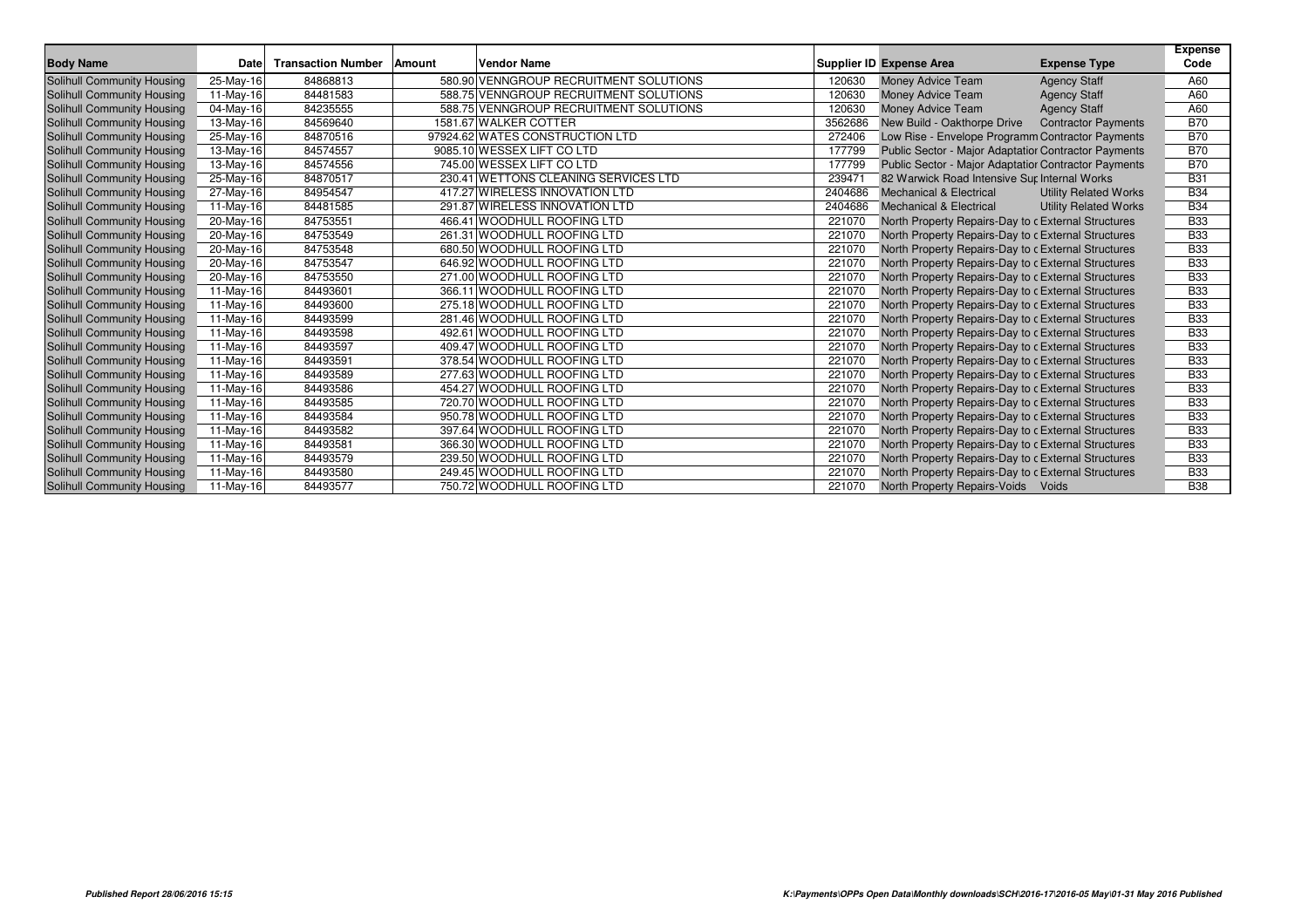| Body Name | Date | Transaction Number | Amount | Vendor Name | Supplier ID | Expense Area | Expense Type | Expense Code |
|---|---|---|---|---|---|---|---|---|
| Solihull Community Housing | 25-May-16 | 84868813 | 580.90 | VENNGROUP RECRUITMENT SOLUTIONS | 120630 | Money Advice Team | Agency Staff | A60 |
| Solihull Community Housing | 11-May-16 | 84481583 | 588.75 | VENNGROUP RECRUITMENT SOLUTIONS | 120630 | Money Advice Team | Agency Staff | A60 |
| Solihull Community Housing | 04-May-16 | 84235555 | 588.75 | VENNGROUP RECRUITMENT SOLUTIONS | 120630 | Money Advice Team | Agency Staff | A60 |
| Solihull Community Housing | 13-May-16 | 84569640 | 1581.67 | WALKER COTTER | 3562686 | New Build - Oakthorpe Drive | Contractor Payments | B70 |
| Solihull Community Housing | 25-May-16 | 84870516 | 97924.62 | WATES CONSTRUCTION LTD | 272406 | Low Rise - Envelope Programm | Contractor Payments | B70 |
| Solihull Community Housing | 13-May-16 | 84574557 | 9085.10 | WESSEX LIFT CO LTD | 177799 | Public Sector - Major Adaptatior | Contractor Payments | B70 |
| Solihull Community Housing | 13-May-16 | 84574556 | 745.00 | WESSEX LIFT CO LTD | 177799 | Public Sector - Major Adaptatior | Contractor Payments | B70 |
| Solihull Community Housing | 25-May-16 | 84870517 | 230.41 | WETTONS CLEANING SERVICES LTD | 239471 | 82 Warwick Road Intensive Sup | Internal Works | B31 |
| Solihull Community Housing | 27-May-16 | 84954547 | 417.27 | WIRELESS INNOVATION LTD | 2404686 | Mechanical & Electrical | Utility Related Works | B34 |
| Solihull Community Housing | 11-May-16 | 84481585 | 291.87 | WIRELESS INNOVATION LTD | 2404686 | Mechanical & Electrical | Utility Related Works | B34 |
| Solihull Community Housing | 20-May-16 | 84753551 | 466.41 | WOODHULL ROOFING LTD | 221070 | North Property Repairs-Day to c | External Structures | B33 |
| Solihull Community Housing | 20-May-16 | 84753549 | 261.31 | WOODHULL ROOFING LTD | 221070 | North Property Repairs-Day to c | External Structures | B33 |
| Solihull Community Housing | 20-May-16 | 84753548 | 680.50 | WOODHULL ROOFING LTD | 221070 | North Property Repairs-Day to c | External Structures | B33 |
| Solihull Community Housing | 20-May-16 | 84753547 | 646.92 | WOODHULL ROOFING LTD | 221070 | North Property Repairs-Day to c | External Structures | B33 |
| Solihull Community Housing | 20-May-16 | 84753550 | 271.00 | WOODHULL ROOFING LTD | 221070 | North Property Repairs-Day to c | External Structures | B33 |
| Solihull Community Housing | 11-May-16 | 84493601 | 366.11 | WOODHULL ROOFING LTD | 221070 | North Property Repairs-Day to c | External Structures | B33 |
| Solihull Community Housing | 11-May-16 | 84493600 | 275.18 | WOODHULL ROOFING LTD | 221070 | North Property Repairs-Day to c | External Structures | B33 |
| Solihull Community Housing | 11-May-16 | 84493599 | 281.46 | WOODHULL ROOFING LTD | 221070 | North Property Repairs-Day to c | External Structures | B33 |
| Solihull Community Housing | 11-May-16 | 84493598 | 492.61 | WOODHULL ROOFING LTD | 221070 | North Property Repairs-Day to c | External Structures | B33 |
| Solihull Community Housing | 11-May-16 | 84493597 | 409.47 | WOODHULL ROOFING LTD | 221070 | North Property Repairs-Day to c | External Structures | B33 |
| Solihull Community Housing | 11-May-16 | 84493591 | 378.54 | WOODHULL ROOFING LTD | 221070 | North Property Repairs-Day to c | External Structures | B33 |
| Solihull Community Housing | 11-May-16 | 84493589 | 277.63 | WOODHULL ROOFING LTD | 221070 | North Property Repairs-Day to c | External Structures | B33 |
| Solihull Community Housing | 11-May-16 | 84493586 | 454.27 | WOODHULL ROOFING LTD | 221070 | North Property Repairs-Day to c | External Structures | B33 |
| Solihull Community Housing | 11-May-16 | 84493585 | 720.70 | WOODHULL ROOFING LTD | 221070 | North Property Repairs-Day to c | External Structures | B33 |
| Solihull Community Housing | 11-May-16 | 84493584 | 950.78 | WOODHULL ROOFING LTD | 221070 | North Property Repairs-Day to c | External Structures | B33 |
| Solihull Community Housing | 11-May-16 | 84493582 | 397.64 | WOODHULL ROOFING LTD | 221070 | North Property Repairs-Day to c | External Structures | B33 |
| Solihull Community Housing | 11-May-16 | 84493581 | 366.30 | WOODHULL ROOFING LTD | 221070 | North Property Repairs-Day to c | External Structures | B33 |
| Solihull Community Housing | 11-May-16 | 84493579 | 239.50 | WOODHULL ROOFING LTD | 221070 | North Property Repairs-Day to c | External Structures | B33 |
| Solihull Community Housing | 11-May-16 | 84493580 | 249.45 | WOODHULL ROOFING LTD | 221070 | North Property Repairs-Day to c | External Structures | B33 |
| Solihull Community Housing | 11-May-16 | 84493577 | 750.72 | WOODHULL ROOFING LTD | 221070 | North Property Repairs-Voids | Voids | B38 |

*Published Report 28/06/2016 15:15*

*K:\Payments\OPPs Open Data\Monthly downloads\SCH\2016-17\2016-05 May\01-31 May 2016 Published*